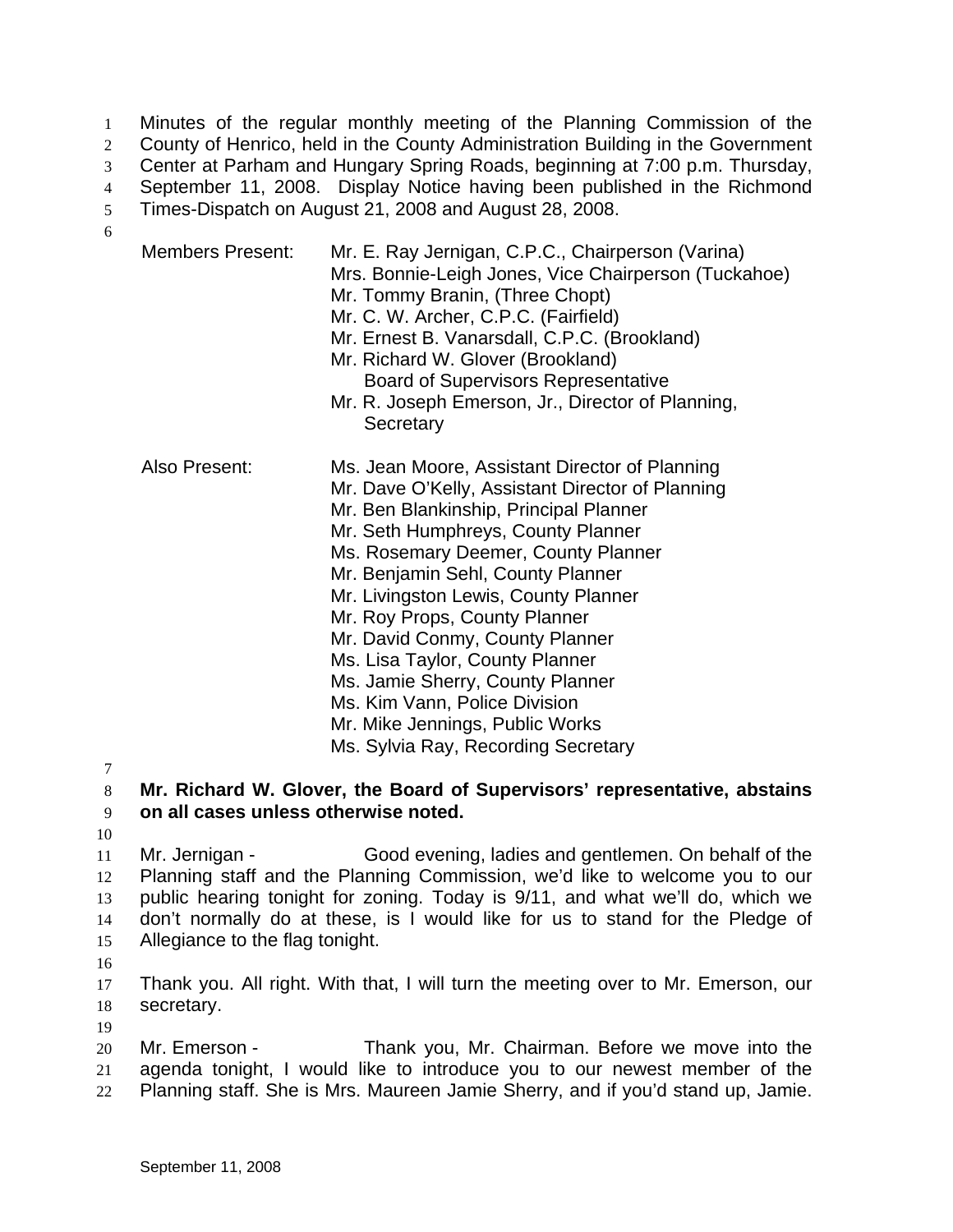Minutes of the regular monthly meeting of the Planning Commission of the County of Henrico, held in the County Administration Building in the Government Center at Parham and Hungary Spring Roads, beginning at 7:00 p.m. Thursday, September 11, 2008. Display Notice having been published in the Richmond Times-Dispatch on August 21, 2008 and August 28, 2008.

Members Present: Mr. E. Ray Jernigan, C.P.C., Chairperson (Varina)
Mrs. Bonnie-Leigh Jones, Vice Chairperson (Tuckahoe)
Mr. Tommy Branin, (Three Chopt)
Mr. C. W. Archer, C.P.C. (Fairfield)
Mr. Ernest B. Vanarsdall, C.P.C. (Brookland)
Mr. Richard W. Glover (Brookland)
Board of Supervisors Representative
Mr. R. Joseph Emerson, Jr., Director of Planning, Secretary

Also Present: Ms. Jean Moore, Assistant Director of Planning
Mr. Dave O'Kelly, Assistant Director of Planning
Mr. Ben Blankinship, Principal Planner
Mr. Seth Humphreys, County Planner
Ms. Rosemary Deemer, County Planner
Mr. Benjamin Sehl, County Planner
Mr. Livingston Lewis, County Planner
Mr. Roy Props, County Planner
Mr. David Conmy, County Planner
Ms. Lisa Taylor, County Planner
Ms. Jamie Sherry, County Planner
Ms. Kim Vann, Police Division
Mr. Mike Jennings, Public Works
Ms. Sylvia Ray, Recording Secretary

**Mr. Richard W. Glover, the Board of Supervisors' representative, abstains on all cases unless otherwise noted.**

Mr. Jernigan - Good evening, ladies and gentlemen. On behalf of the Planning staff and the Planning Commission, we'd like to welcome you to our public hearing tonight for zoning. Today is 9/11, and what we'll do, which we don't normally do at these, is I would like for us to stand for the Pledge of Allegiance to the flag tonight.

Thank you. All right. With that, I will turn the meeting over to Mr. Emerson, our secretary.

Mr. Emerson - Thank you, Mr. Chairman. Before we move into the agenda tonight, I would like to introduce you to our newest member of the Planning staff. She is Mrs. Maureen Jamie Sherry, and if you'd stand up, Jamie.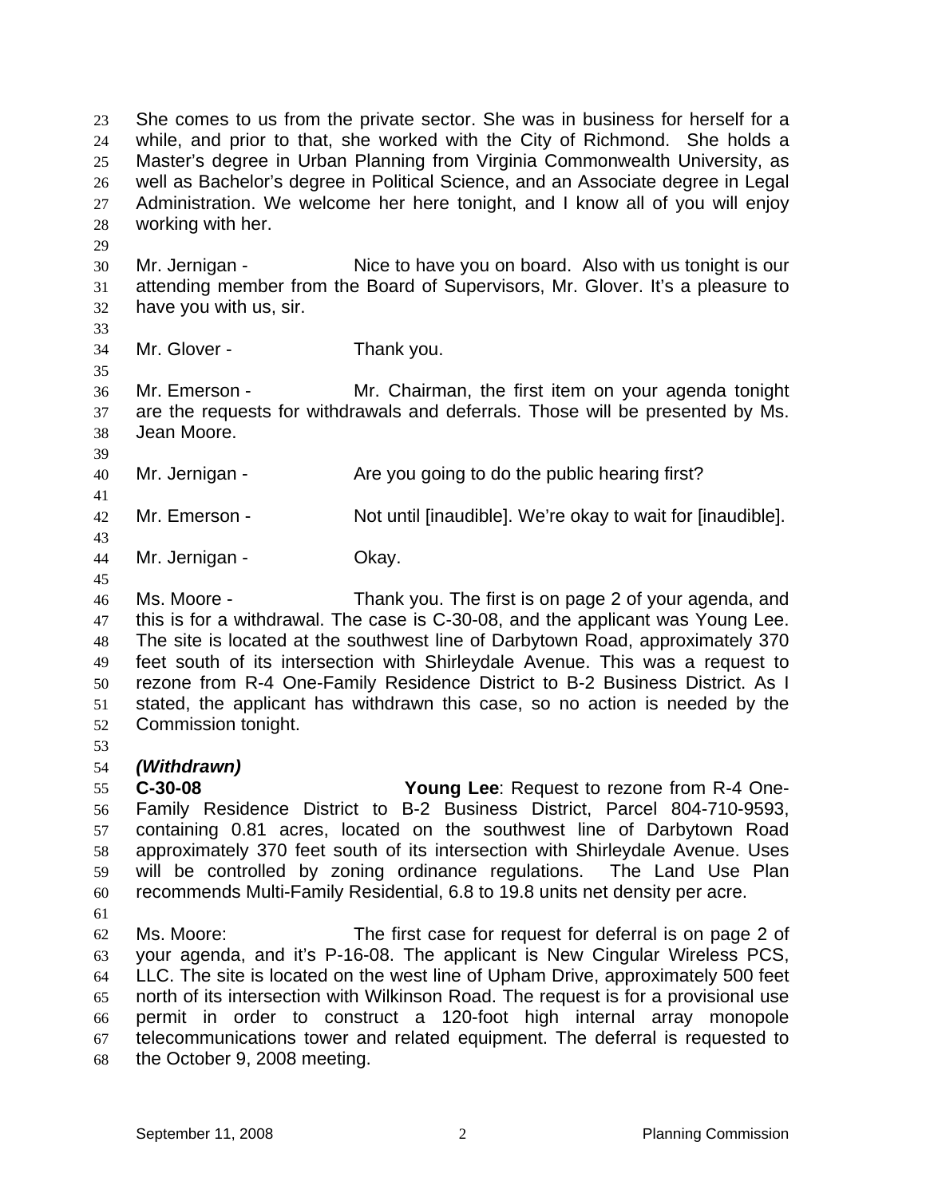She comes to us from the private sector. She was in business for herself for a while, and prior to that, she worked with the City of Richmond. She holds a Master's degree in Urban Planning from Virginia Commonwealth University, as well as Bachelor's degree in Political Science, and an Associate degree in Legal Administration. We welcome her here tonight, and I know all of you will enjoy working with her.

Mr. Jernigan - Nice to have you on board. Also with us tonight is our attending member from the Board of Supervisors, Mr. Glover. It's a pleasure to have you with us, sir.

Mr. Glover - Thank you.

Mr. Emerson - Mr. Chairman, the first item on your agenda tonight are the requests for withdrawals and deferrals. Those will be presented by Ms. Jean Moore.

Mr. Jernigan - Are you going to do the public hearing first?

Mr. Emerson - Not until [inaudible]. We're okay to wait for [inaudible].

Mr. Jernigan - Okay.

Ms. Moore - Thank you. The first is on page 2 of your agenda, and this is for a withdrawal. The case is C-30-08, and the applicant was Young Lee. The site is located at the southwest line of Darbytown Road, approximately 370 feet south of its intersection with Shirleydale Avenue. This was a request to rezone from R-4 One-Family Residence District to B-2 Business District. As I stated, the applicant has withdrawn this case, so no action is needed by the Commission tonight.

***(Withdrawn)***
**C-30-08** **Young Lee**: Request to rezone from R-4 One-Family Residence District to B-2 Business District, Parcel 804-710-9593, containing 0.81 acres, located on the southwest line of Darbytown Road approximately 370 feet south of its intersection with Shirleydale Avenue. Uses will be controlled by zoning ordinance regulations. The Land Use Plan recommends Multi-Family Residential, 6.8 to 19.8 units net density per acre.

Ms. Moore: The first case for request for deferral is on page 2 of your agenda, and it's P-16-08. The applicant is New Cingular Wireless PCS, LLC. The site is located on the west line of Upham Drive, approximately 500 feet north of its intersection with Wilkinson Road. The request is for a provisional use permit in order to construct a 120-foot high internal array monopole telecommunications tower and related equipment. The deferral is requested to the October 9, 2008 meeting.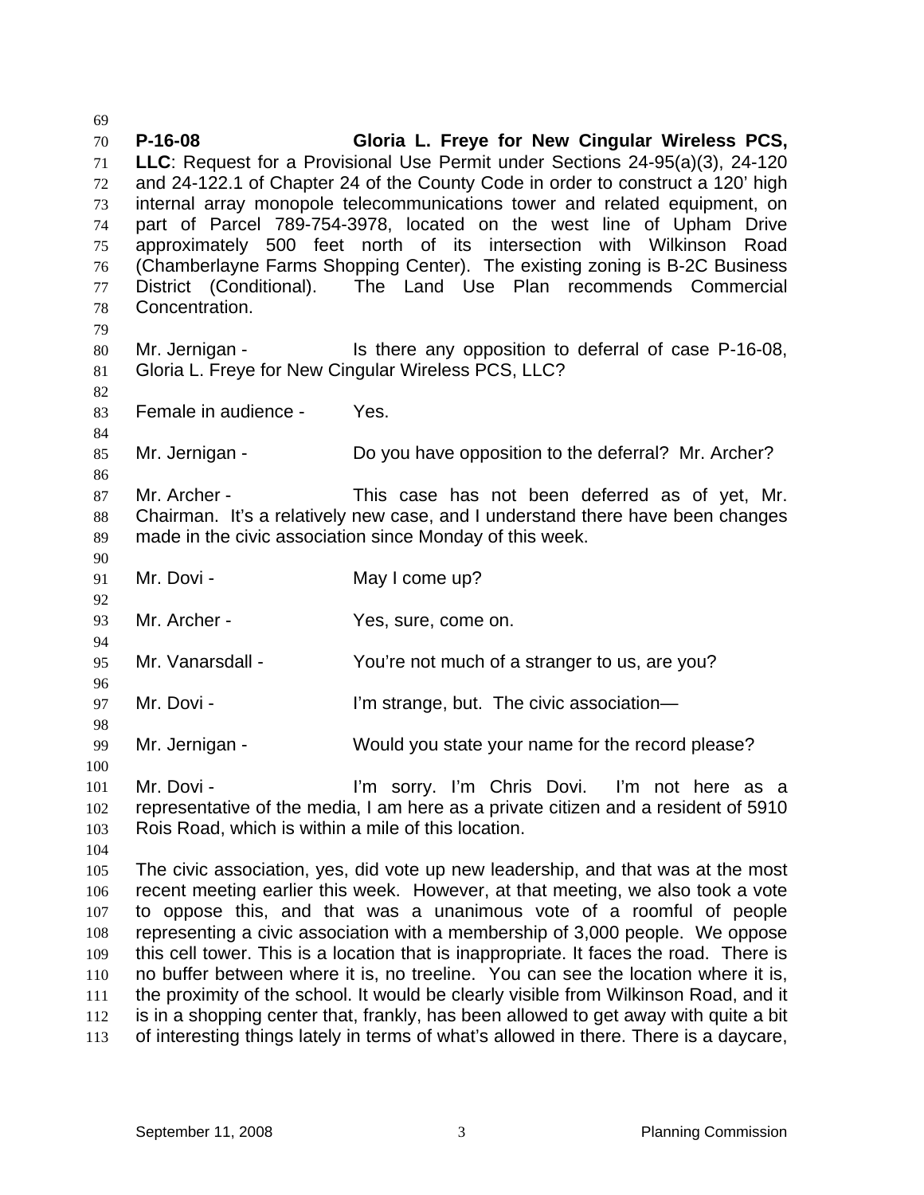**P-16-08 Gloria L. Freye for New Cingular Wireless PCS, LLC**: Request for a Provisional Use Permit under Sections 24-95(a)(3), 24-120 and 24-122.1 of Chapter 24 of the County Code in order to construct a 120' high internal array monopole telecommunications tower and related equipment, on part of Parcel 789-754-3978, located on the west line of Upham Drive approximately 500 feet north of its intersection with Wilkinson Road (Chamberlayne Farms Shopping Center). The existing zoning is B-2C Business District (Conditional). The Land Use Plan recommends Commercial Concentration.

Mr. Jernigan - Is there any opposition to deferral of case P-16-08, Gloria L. Freye for New Cingular Wireless PCS, LLC?

Female in audience - Yes.

Mr. Jernigan - Do you have opposition to the deferral? Mr. Archer?

Mr. Archer - This case has not been deferred as of yet, Mr. Chairman. It's a relatively new case, and I understand there have been changes made in the civic association since Monday of this week.

Mr. Dovi - May I come up?

Mr. Archer - Yes, sure, come on.

Mr. Vanarsdall - You're not much of a stranger to us, are you?

Mr. Dovi - I'm strange, but. The civic association—

Mr. Jernigan - Would you state your name for the record please?

Mr. Dovi - I'm sorry. I'm Chris Dovi. I'm not here as a representative of the media, I am here as a private citizen and a resident of 5910 Rois Road, which is within a mile of this location.

The civic association, yes, did vote up new leadership, and that was at the most recent meeting earlier this week. However, at that meeting, we also took a vote to oppose this, and that was a unanimous vote of a roomful of people representing a civic association with a membership of 3,000 people. We oppose this cell tower. This is a location that is inappropriate. It faces the road. There is no buffer between where it is, no treeline. You can see the location where it is, the proximity of the school. It would be clearly visible from Wilkinson Road, and it is in a shopping center that, frankly, has been allowed to get away with quite a bit of interesting things lately in terms of what's allowed in there. There is a daycare,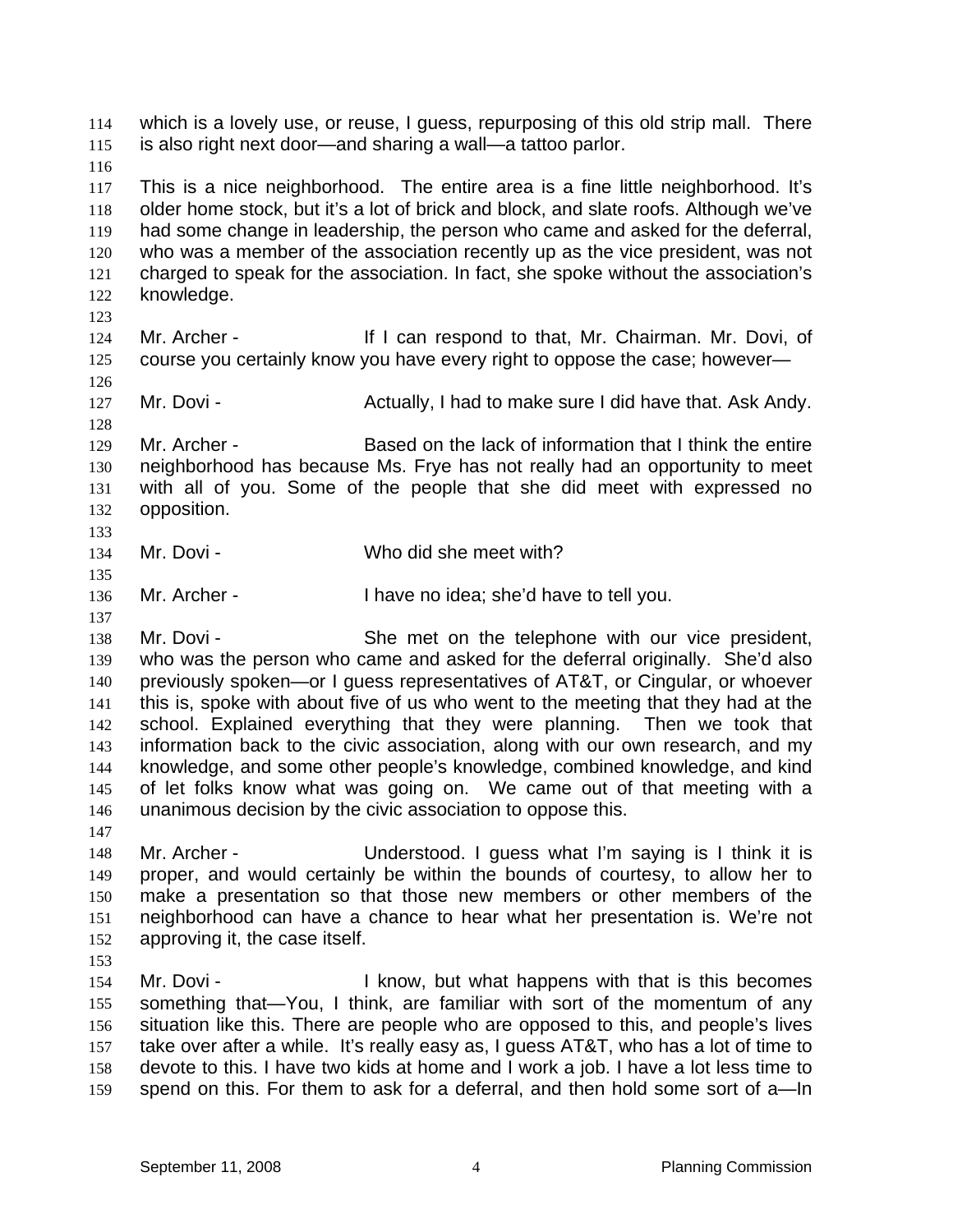which is a lovely use, or reuse, I guess, repurposing of this old strip mall. There is also right next door—and sharing a wall—a tattoo parlor.

This is a nice neighborhood. The entire area is a fine little neighborhood. It's older home stock, but it's a lot of brick and block, and slate roofs. Although we've had some change in leadership, the person who came and asked for the deferral, who was a member of the association recently up as the vice president, was not charged to speak for the association. In fact, she spoke without the association's knowledge.

Mr. Archer - If I can respond to that, Mr. Chairman. Mr. Dovi, of course you certainly know you have every right to oppose the case; however—

Mr. Dovi - Actually, I had to make sure I did have that. Ask Andy.

Mr. Archer - Based on the lack of information that I think the entire neighborhood has because Ms. Frye has not really had an opportunity to meet with all of you. Some of the people that she did meet with expressed no opposition.

Mr. Dovi - Who did she meet with?

Mr. Archer - I have no idea; she'd have to tell you.

Mr. Dovi - She met on the telephone with our vice president, who was the person who came and asked for the deferral originally. She'd also previously spoken—or I guess representatives of AT&T, or Cingular, or whoever this is, spoke with about five of us who went to the meeting that they had at the school. Explained everything that they were planning. Then we took that information back to the civic association, along with our own research, and my knowledge, and some other people's knowledge, combined knowledge, and kind of let folks know what was going on. We came out of that meeting with a unanimous decision by the civic association to oppose this.

Mr. Archer - Understood. I guess what I'm saying is I think it is proper, and would certainly be within the bounds of courtesy, to allow her to make a presentation so that those new members or other members of the neighborhood can have a chance to hear what her presentation is. We're not approving it, the case itself.

Mr. Dovi - I know, but what happens with that is this becomes something that—You, I think, are familiar with sort of the momentum of any situation like this. There are people who are opposed to this, and people's lives take over after a while. It's really easy as, I guess AT&T, who has a lot of time to devote to this. I have two kids at home and I work a job. I have a lot less time to spend on this. For them to ask for a deferral, and then hold some sort of a—In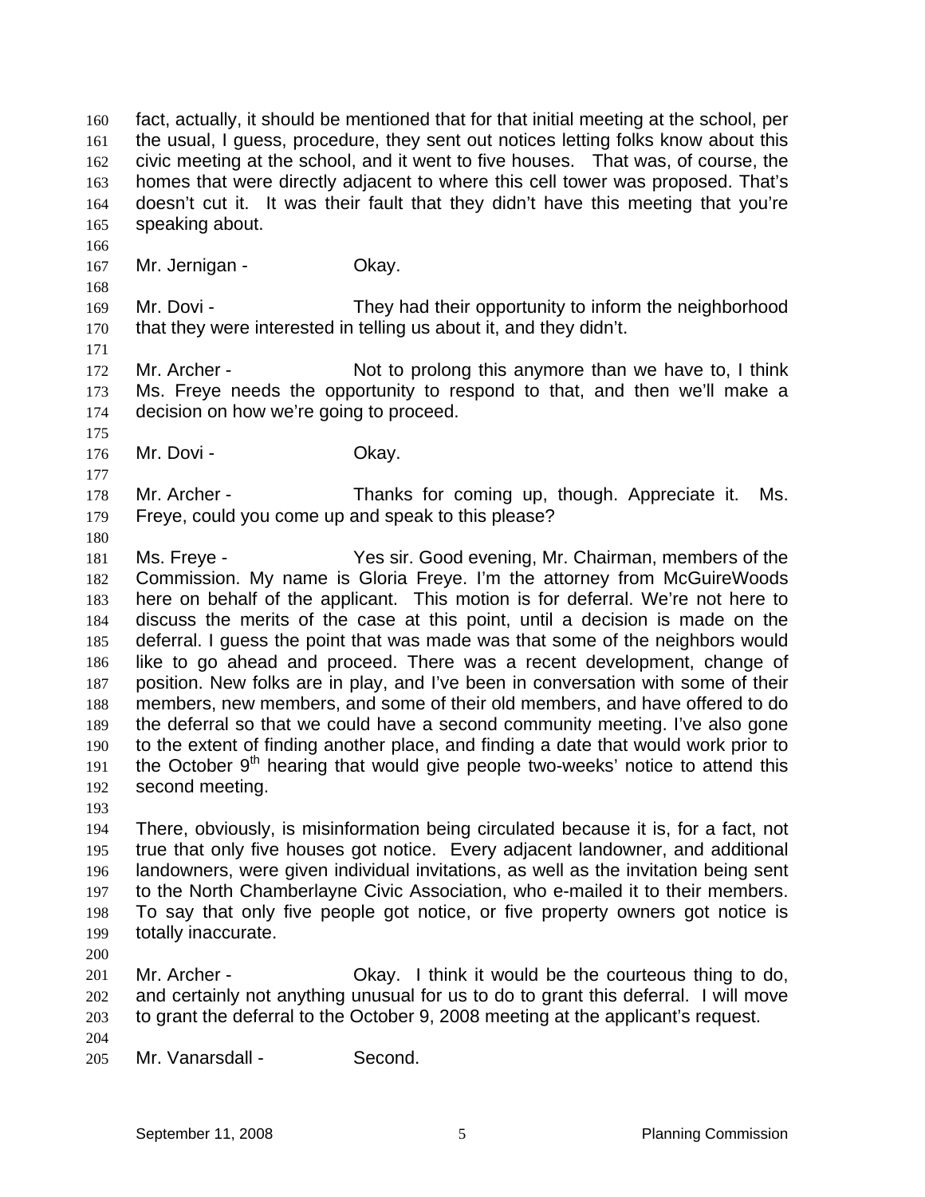fact, actually, it should be mentioned that for that initial meeting at the school, per the usual, I guess, procedure, they sent out notices letting folks know about this civic meeting at the school, and it went to five houses. That was, of course, the homes that were directly adjacent to where this cell tower was proposed. That's doesn't cut it. It was their fault that they didn't have this meeting that you're speaking about.

Mr. Jernigan - Okay.

Mr. Dovi - They had their opportunity to inform the neighborhood that they were interested in telling us about it, and they didn't.

Mr. Archer - Not to prolong this anymore than we have to, I think Ms. Freye needs the opportunity to respond to that, and then we'll make a decision on how we're going to proceed.

Mr. Dovi - Okay.

Mr. Archer - Thanks for coming up, though. Appreciate it. Ms. Freye, could you come up and speak to this please?

Ms. Freye - Yes sir. Good evening, Mr. Chairman, members of the Commission. My name is Gloria Freye. I'm the attorney from McGuireWoods here on behalf of the applicant. This motion is for deferral. We're not here to discuss the merits of the case at this point, until a decision is made on the deferral. I guess the point that was made was that some of the neighbors would like to go ahead and proceed. There was a recent development, change of position. New folks are in play, and I've been in conversation with some of their members, new members, and some of their old members, and have offered to do the deferral so that we could have a second community meeting. I've also gone to the extent of finding another place, and finding a date that would work prior to the October 9th hearing that would give people two-weeks' notice to attend this second meeting.

There, obviously, is misinformation being circulated because it is, for a fact, not true that only five houses got notice. Every adjacent landowner, and additional landowners, were given individual invitations, as well as the invitation being sent to the North Chamberlayne Civic Association, who e-mailed it to their members. To say that only five people got notice, or five property owners got notice is totally inaccurate.

Mr. Archer - Okay. I think it would be the courteous thing to do, and certainly not anything unusual for us to do to grant this deferral. I will move to grant the deferral to the October 9, 2008 meeting at the applicant's request.

Mr. Vanarsdall - Second.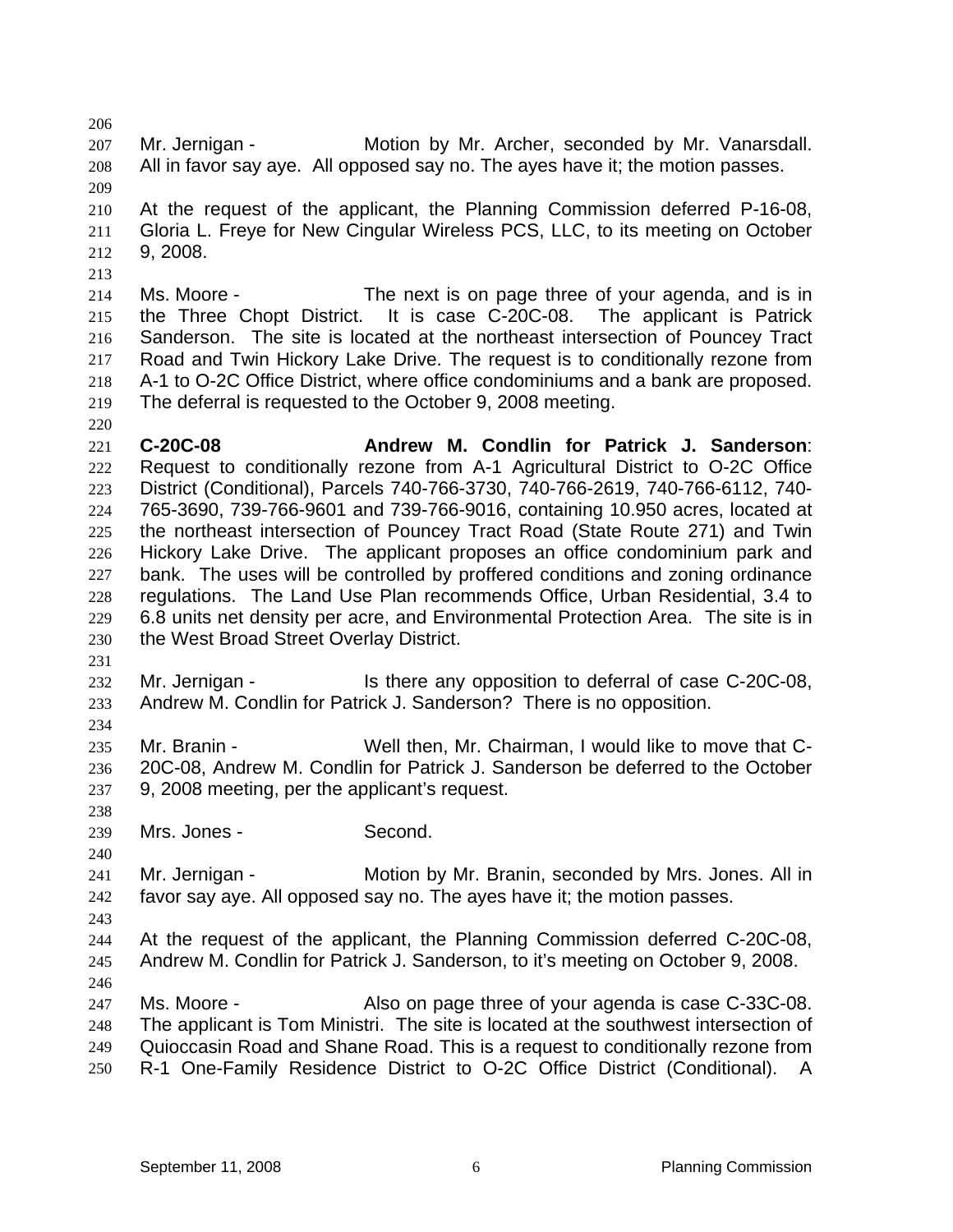Mr. Jernigan - Motion by Mr. Archer, seconded by Mr. Vanarsdall. All in favor say aye. All opposed say no. The ayes have it; the motion passes.

At the request of the applicant, the Planning Commission deferred P-16-08, Gloria L. Freye for New Cingular Wireless PCS, LLC, to its meeting on October 9, 2008.

Ms. Moore - The next is on page three of your agenda, and is in the Three Chopt District. It is case C-20C-08. The applicant is Patrick Sanderson. The site is located at the northeast intersection of Pouncey Tract Road and Twin Hickory Lake Drive. The request is to conditionally rezone from A-1 to O-2C Office District, where office condominiums and a bank are proposed. The deferral is requested to the October 9, 2008 meeting.

**C-20C-08 Andrew M. Condlin for Patrick J. Sanderson**: Request to conditionally rezone from A-1 Agricultural District to O-2C Office District (Conditional), Parcels 740-766-3730, 740-766-2619, 740-766-6112, 740-765-3690, 739-766-9601 and 739-766-9016, containing 10.950 acres, located at the northeast intersection of Pouncey Tract Road (State Route 271) and Twin Hickory Lake Drive. The applicant proposes an office condominium park and bank. The uses will be controlled by proffered conditions and zoning ordinance regulations. The Land Use Plan recommends Office, Urban Residential, 3.4 to 6.8 units net density per acre, and Environmental Protection Area. The site is in the West Broad Street Overlay District.

Mr. Jernigan - Is there any opposition to deferral of case C-20C-08, Andrew M. Condlin for Patrick J. Sanderson? There is no opposition.

Mr. Branin - Well then, Mr. Chairman, I would like to move that C-20C-08, Andrew M. Condlin for Patrick J. Sanderson be deferred to the October 9, 2008 meeting, per the applicant's request.

Mrs. Jones - Second.

Mr. Jernigan - Motion by Mr. Branin, seconded by Mrs. Jones. All in favor say aye. All opposed say no. The ayes have it; the motion passes.

At the request of the applicant, the Planning Commission deferred C-20C-08, Andrew M. Condlin for Patrick J. Sanderson, to it's meeting on October 9, 2008.

Ms. Moore - Also on page three of your agenda is case C-33C-08. The applicant is Tom Ministri. The site is located at the southwest intersection of Quioccasin Road and Shane Road. This is a request to conditionally rezone from R-1 One-Family Residence District to O-2C Office District (Conditional). A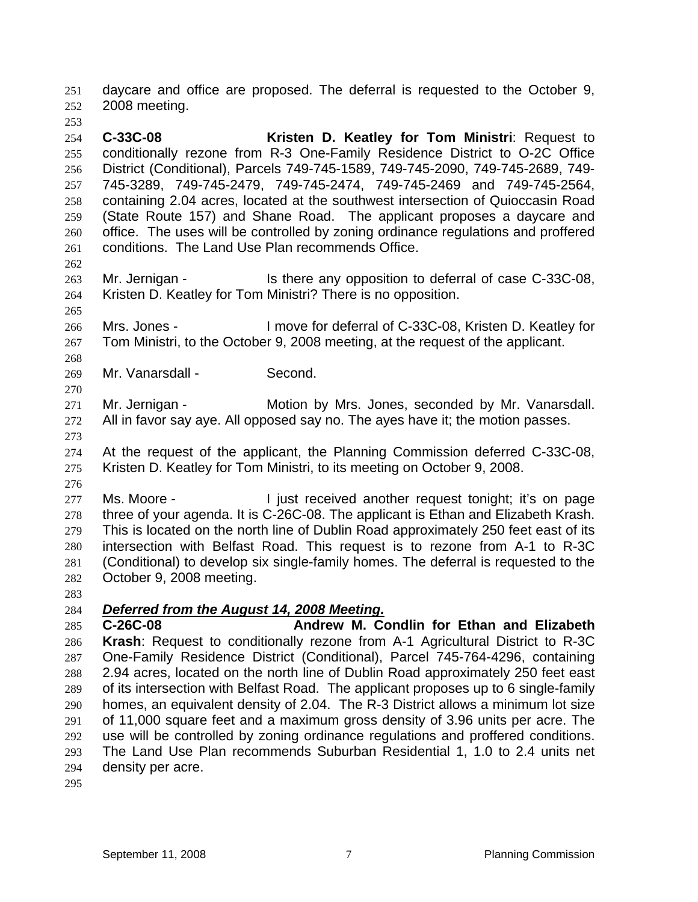daycare and office are proposed. The deferral is requested to the October 9, 2008 meeting.

**C-33C-08** **Kristen D. Keatley for Tom Ministri**: Request to conditionally rezone from R-3 One-Family Residence District to O-2C Office District (Conditional), Parcels 749-745-1589, 749-745-2090, 749-745-2689, 749-745-3289, 749-745-2479, 749-745-2474, 749-745-2469 and 749-745-2564, containing 2.04 acres, located at the southwest intersection of Quioccasin Road (State Route 157) and Shane Road. The applicant proposes a daycare and office. The uses will be controlled by zoning ordinance regulations and proffered conditions. The Land Use Plan recommends Office.

Mr. Jernigan - Is there any opposition to deferral of case C-33C-08, Kristen D. Keatley for Tom Ministri? There is no opposition.

Mrs. Jones - I move for deferral of C-33C-08, Kristen D. Keatley for Tom Ministri, to the October 9, 2008 meeting, at the request of the applicant.

Mr. Vanarsdall - Second.

Mr. Jernigan - Motion by Mrs. Jones, seconded by Mr. Vanarsdall. All in favor say aye. All opposed say no. The ayes have it; the motion passes.

At the request of the applicant, the Planning Commission deferred C-33C-08, Kristen D. Keatley for Tom Ministri, to its meeting on October 9, 2008.

Ms. Moore - I just received another request tonight; it's on page three of your agenda. It is C-26C-08. The applicant is Ethan and Elizabeth Krash. This is located on the north line of Dublin Road approximately 250 feet east of its intersection with Belfast Road. This request is to rezone from A-1 to R-3C (Conditional) to develop six single-family homes. The deferral is requested to the October 9, 2008 meeting.

***Deferred from the August 14, 2008 Meeting.***
**C-26C-08** **Andrew M. Condlin for Ethan and Elizabeth Krash**: Request to conditionally rezone from A-1 Agricultural District to R-3C One-Family Residence District (Conditional), Parcel 745-764-4296, containing 2.94 acres, located on the north line of Dublin Road approximately 250 feet east of its intersection with Belfast Road. The applicant proposes up to 6 single-family homes, an equivalent density of 2.04. The R-3 District allows a minimum lot size of 11,000 square feet and a maximum gross density of 3.96 units per acre. The use will be controlled by zoning ordinance regulations and proffered conditions. The Land Use Plan recommends Suburban Residential 1, 1.0 to 2.4 units net density per acre.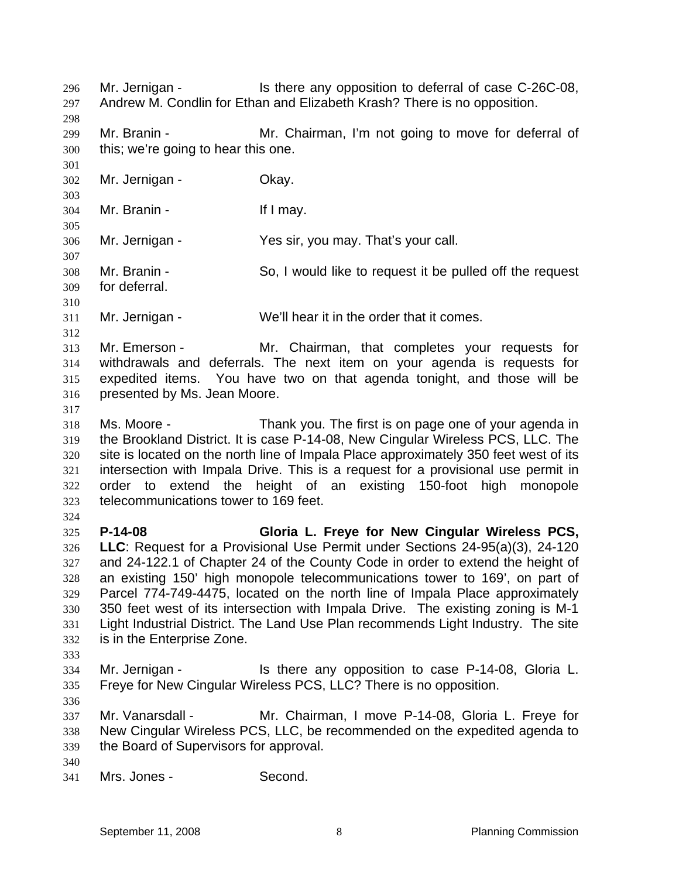Mr. Jernigan - Is there any opposition to deferral of case C-26C-08, Andrew M. Condlin for Ethan and Elizabeth Krash? There is no opposition.

Mr. Branin - Mr. Chairman, I'm not going to move for deferral of this; we're going to hear this one.

Mr. Jernigan - Okay.

Mr. Branin - If I may.

Mr. Jernigan - Yes sir, you may. That's your call.

Mr. Branin - So, I would like to request it be pulled off the request for deferral.

Mr. Jernigan - We'll hear it in the order that it comes.

Mr. Emerson - Mr. Chairman, that completes your requests for withdrawals and deferrals. The next item on your agenda is requests for expedited items. You have two on that agenda tonight, and those will be presented by Ms. Jean Moore.

Ms. Moore - Thank you. The first is on page one of your agenda in the Brookland District. It is case P-14-08, New Cingular Wireless PCS, LLC. The site is located on the north line of Impala Place approximately 350 feet west of its intersection with Impala Drive. This is a request for a provisional use permit in order to extend the height of an existing 150-foot high monopole telecommunications tower to 169 feet.

**P-14-08 Gloria L. Freye for New Cingular Wireless PCS, LLC**: Request for a Provisional Use Permit under Sections 24-95(a)(3), 24-120 and 24-122.1 of Chapter 24 of the County Code in order to extend the height of an existing 150' high monopole telecommunications tower to 169', on part of Parcel 774-749-4475, located on the north line of Impala Place approximately 350 feet west of its intersection with Impala Drive. The existing zoning is M-1 Light Industrial District. The Land Use Plan recommends Light Industry. The site is in the Enterprise Zone.

Mr. Jernigan - Is there any opposition to case P-14-08, Gloria L. Freye for New Cingular Wireless PCS, LLC? There is no opposition.

Mr. Vanarsdall - Mr. Chairman, I move P-14-08, Gloria L. Freye for New Cingular Wireless PCS, LLC, be recommended on the expedited agenda to the Board of Supervisors for approval.

Mrs. Jones - Second.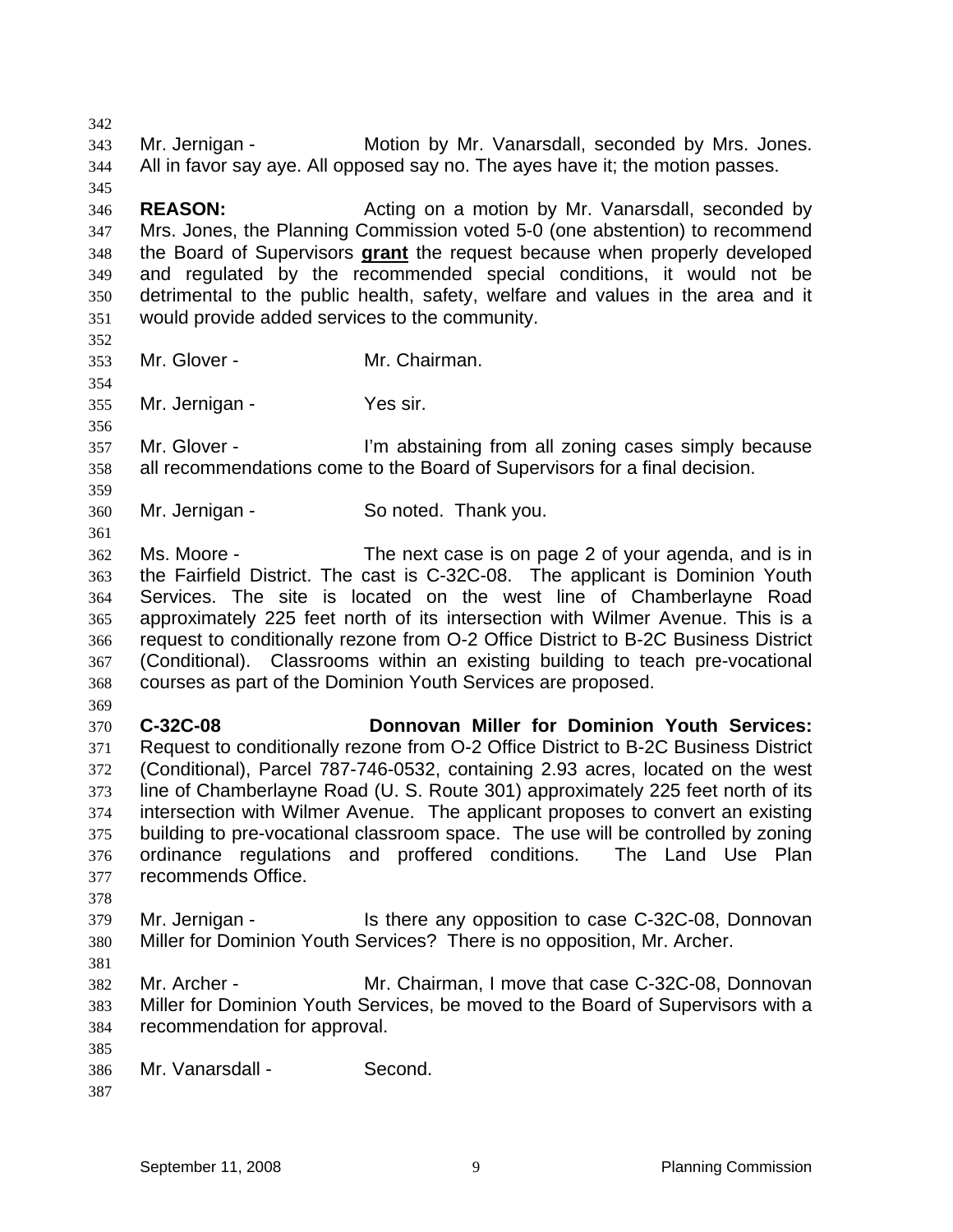Mr. Jernigan - Motion by Mr. Vanarsdall, seconded by Mrs. Jones. All in favor say aye. All opposed say no. The ayes have it; the motion passes.

**REASON:** Acting on a motion by Mr. Vanarsdall, seconded by Mrs. Jones, the Planning Commission voted 5-0 (one abstention) to recommend the Board of Supervisors **grant** the request because when properly developed and regulated by the recommended special conditions, it would not be detrimental to the public health, safety, welfare and values in the area and it would provide added services to the community.

Mr. Glover - Mr. Chairman.

Mr. Jernigan - Yes sir.

Mr. Glover - I'm abstaining from all zoning cases simply because all recommendations come to the Board of Supervisors for a final decision.

Mr. Jernigan - So noted. Thank you.

Ms. Moore - The next case is on page 2 of your agenda, and is in the Fairfield District. The cast is C-32C-08. The applicant is Dominion Youth Services. The site is located on the west line of Chamberlayne Road approximately 225 feet north of its intersection with Wilmer Avenue. This is a request to conditionally rezone from O-2 Office District to B-2C Business District (Conditional). Classrooms within an existing building to teach pre-vocational courses as part of the Dominion Youth Services are proposed.

**C-32C-08 Donnovan Miller for Dominion Youth Services:** Request to conditionally rezone from O-2 Office District to B-2C Business District (Conditional), Parcel 787-746-0532, containing 2.93 acres, located on the west line of Chamberlayne Road (U. S. Route 301) approximately 225 feet north of its intersection with Wilmer Avenue. The applicant proposes to convert an existing building to pre-vocational classroom space. The use will be controlled by zoning ordinance regulations and proffered conditions. The Land Use Plan recommends Office.

Mr. Jernigan - Is there any opposition to case C-32C-08, Donnovan Miller for Dominion Youth Services? There is no opposition, Mr. Archer.

Mr. Archer - Mr. Chairman, I move that case C-32C-08, Donnovan Miller for Dominion Youth Services, be moved to the Board of Supervisors with a recommendation for approval.

Mr. Vanarsdall - Second.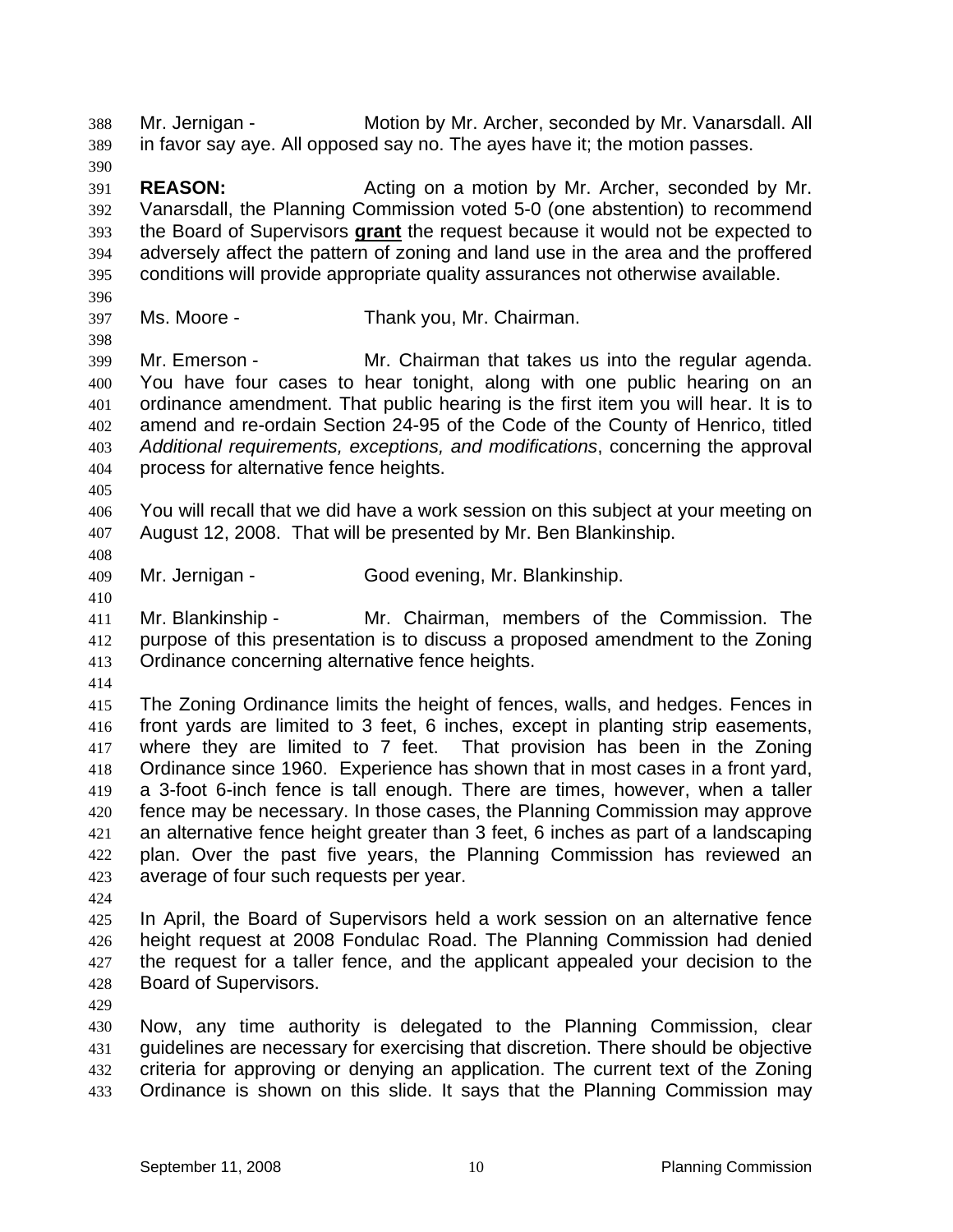Mr. Jernigan - Motion by Mr. Archer, seconded by Mr. Vanarsdall. All in favor say aye. All opposed say no. The ayes have it; the motion passes.

**REASON:** Acting on a motion by Mr. Archer, seconded by Mr. Vanarsdall, the Planning Commission voted 5-0 (one abstention) to recommend the Board of Supervisors **grant** the request because it would not be expected to adversely affect the pattern of zoning and land use in the area and the proffered conditions will provide appropriate quality assurances not otherwise available.

Ms. Moore - Thank you, Mr. Chairman.

Mr. Emerson - Mr. Chairman that takes us into the regular agenda. You have four cases to hear tonight, along with one public hearing on an ordinance amendment. That public hearing is the first item you will hear. It is to amend and re-ordain Section 24-95 of the Code of the County of Henrico, titled *Additional requirements, exceptions, and modifications*, concerning the approval process for alternative fence heights.

You will recall that we did have a work session on this subject at your meeting on August 12, 2008. That will be presented by Mr. Ben Blankinship.

Mr. Jernigan - Good evening, Mr. Blankinship.

Mr. Blankinship - Mr. Chairman, members of the Commission. The purpose of this presentation is to discuss a proposed amendment to the Zoning Ordinance concerning alternative fence heights.

The Zoning Ordinance limits the height of fences, walls, and hedges. Fences in front yards are limited to 3 feet, 6 inches, except in planting strip easements, where they are limited to 7 feet. That provision has been in the Zoning Ordinance since 1960. Experience has shown that in most cases in a front yard, a 3-foot 6-inch fence is tall enough. There are times, however, when a taller fence may be necessary. In those cases, the Planning Commission may approve an alternative fence height greater than 3 feet, 6 inches as part of a landscaping plan. Over the past five years, the Planning Commission has reviewed an average of four such requests per year.

In April, the Board of Supervisors held a work session on an alternative fence height request at 2008 Fondulac Road. The Planning Commission had denied the request for a taller fence, and the applicant appealed your decision to the Board of Supervisors.

Now, any time authority is delegated to the Planning Commission, clear guidelines are necessary for exercising that discretion. There should be objective criteria for approving or denying an application. The current text of the Zoning Ordinance is shown on this slide. It says that the Planning Commission may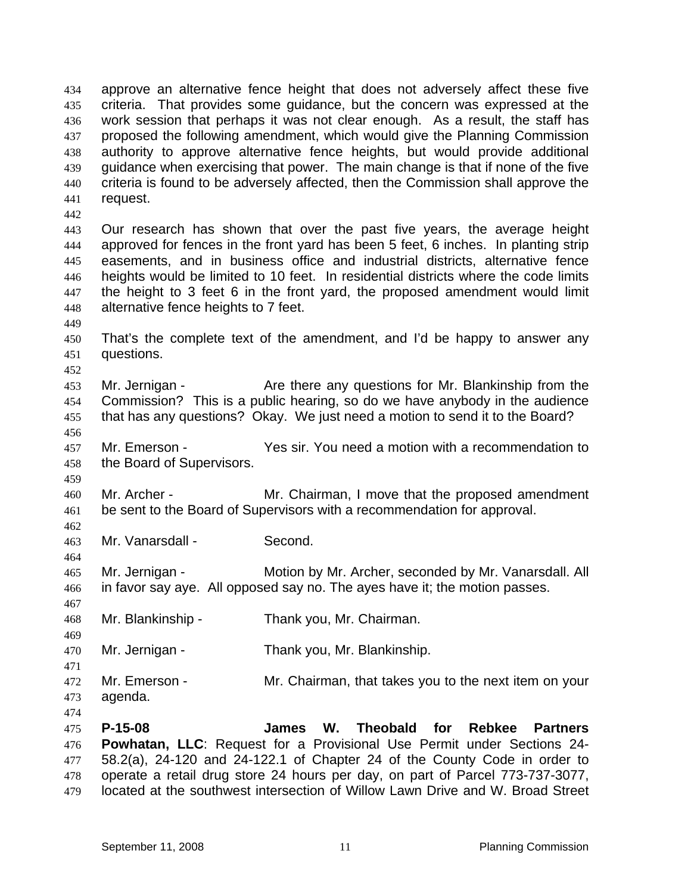approve an alternative fence height that does not adversely affect these five criteria. That provides some guidance, but the concern was expressed at the work session that perhaps it was not clear enough. As a result, the staff has proposed the following amendment, which would give the Planning Commission authority to approve alternative fence heights, but would provide additional guidance when exercising that power. The main change is that if none of the five criteria is found to be adversely affected, then the Commission shall approve the request.

Our research has shown that over the past five years, the average height approved for fences in the front yard has been 5 feet, 6 inches. In planting strip easements, and in business office and industrial districts, alternative fence heights would be limited to 10 feet. In residential districts where the code limits the height to 3 feet 6 in the front yard, the proposed amendment would limit alternative fence heights to 7 feet.

That's the complete text of the amendment, and I'd be happy to answer any questions.

Mr. Jernigan - Are there any questions for Mr. Blankinship from the Commission? This is a public hearing, so do we have anybody in the audience that has any questions? Okay. We just need a motion to send it to the Board?

Mr. Emerson - Yes sir. You need a motion with a recommendation to the Board of Supervisors.

Mr. Archer - Mr. Chairman, I move that the proposed amendment be sent to the Board of Supervisors with a recommendation for approval.

Mr. Vanarsdall - Second.

Mr. Jernigan - Motion by Mr. Archer, seconded by Mr. Vanarsdall. All in favor say aye. All opposed say no. The ayes have it; the motion passes.

Mr. Blankinship - Thank you, Mr. Chairman.

Mr. Jernigan - Thank you, Mr. Blankinship.

Mr. Emerson - Mr. Chairman, that takes you to the next item on your agenda.

**P-15-08 James W. Theobald for Rebkee Partners Powhatan, LLC**: Request for a Provisional Use Permit under Sections 24-58.2(a), 24-120 and 24-122.1 of Chapter 24 of the County Code in order to operate a retail drug store 24 hours per day, on part of Parcel 773-737-3077, located at the southwest intersection of Willow Lawn Drive and W. Broad Street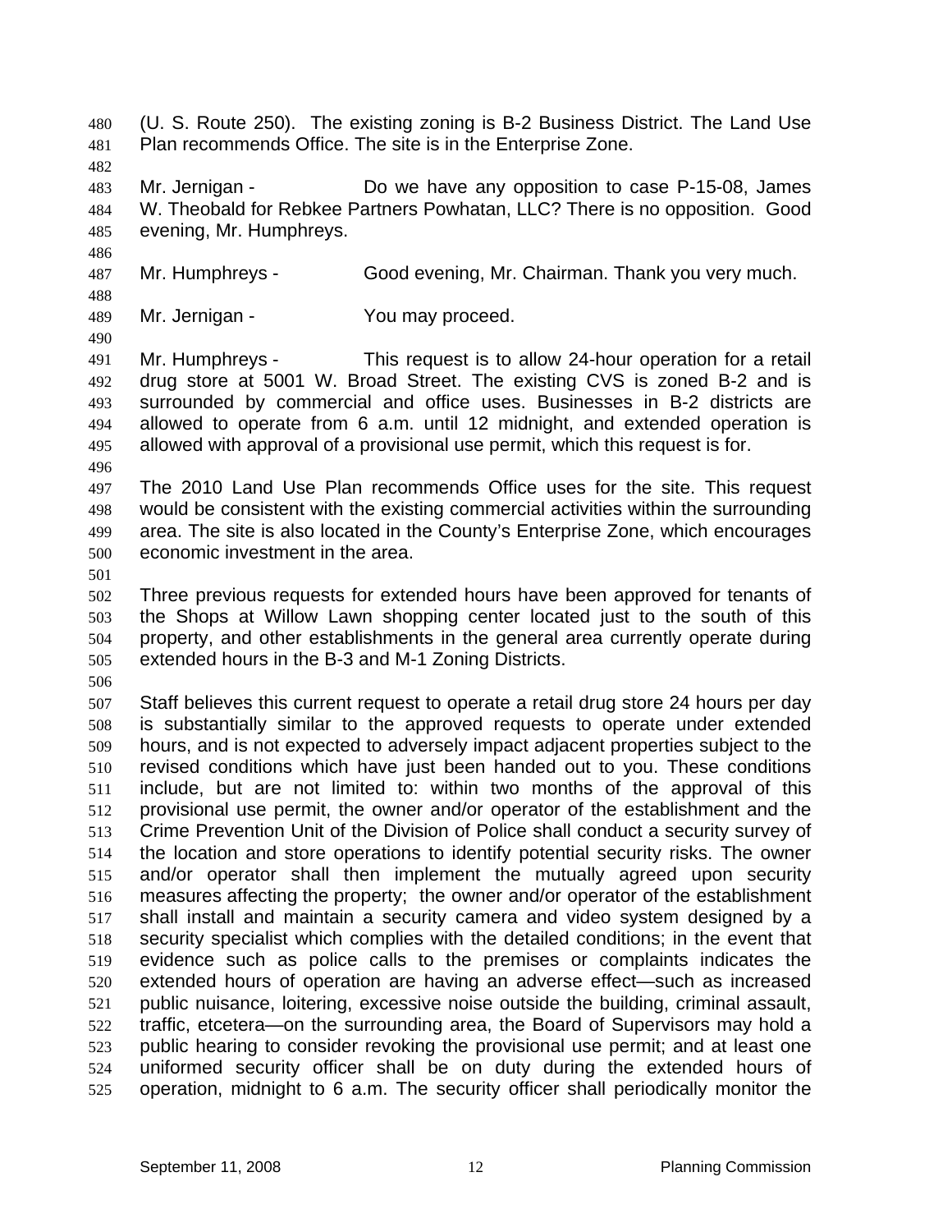(U. S. Route 250). The existing zoning is B-2 Business District. The Land Use Plan recommends Office. The site is in the Enterprise Zone.

Mr. Jernigan - Do we have any opposition to case P-15-08, James W. Theobald for Rebkee Partners Powhatan, LLC? There is no opposition. Good evening, Mr. Humphreys.

Mr. Humphreys - Good evening, Mr. Chairman. Thank you very much.

Mr. Jernigan - You may proceed.

Mr. Humphreys - This request is to allow 24-hour operation for a retail drug store at 5001 W. Broad Street. The existing CVS is zoned B-2 and is surrounded by commercial and office uses. Businesses in B-2 districts are allowed to operate from 6 a.m. until 12 midnight, and extended operation is allowed with approval of a provisional use permit, which this request is for.

The 2010 Land Use Plan recommends Office uses for the site. This request would be consistent with the existing commercial activities within the surrounding area. The site is also located in the County's Enterprise Zone, which encourages economic investment in the area.

Three previous requests for extended hours have been approved for tenants of the Shops at Willow Lawn shopping center located just to the south of this property, and other establishments in the general area currently operate during extended hours in the B-3 and M-1 Zoning Districts.

Staff believes this current request to operate a retail drug store 24 hours per day is substantially similar to the approved requests to operate under extended hours, and is not expected to adversely impact adjacent properties subject to the revised conditions which have just been handed out to you. These conditions include, but are not limited to: within two months of the approval of this provisional use permit, the owner and/or operator of the establishment and the Crime Prevention Unit of the Division of Police shall conduct a security survey of the location and store operations to identify potential security risks. The owner and/or operator shall then implement the mutually agreed upon security measures affecting the property; the owner and/or operator of the establishment shall install and maintain a security camera and video system designed by a security specialist which complies with the detailed conditions; in the event that evidence such as police calls to the premises or complaints indicates the extended hours of operation are having an adverse effect—such as increased public nuisance, loitering, excessive noise outside the building, criminal assault, traffic, etcetera—on the surrounding area, the Board of Supervisors may hold a public hearing to consider revoking the provisional use permit; and at least one uniformed security officer shall be on duty during the extended hours of operation, midnight to 6 a.m. The security officer shall periodically monitor the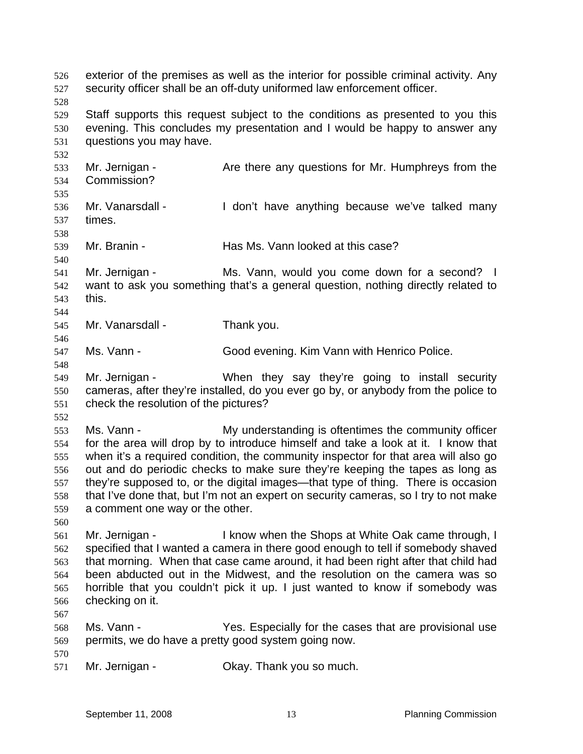exterior of the premises as well as the interior for possible criminal activity. Any security officer shall be an off-duty uniformed law enforcement officer.

Staff supports this request subject to the conditions as presented to you this evening. This concludes my presentation and I would be happy to answer any questions you may have.

Mr. Jernigan - Are there any questions for Mr. Humphreys from the Commission?

Mr. Vanarsdall - I don't have anything because we've talked many times.

Mr. Branin - Has Ms. Vann looked at this case?

Mr. Jernigan - Ms. Vann, would you come down for a second? I want to ask you something that's a general question, nothing directly related to this.

Mr. Vanarsdall - Thank you.

Ms. Vann - Good evening. Kim Vann with Henrico Police.

Mr. Jernigan - When they say they're going to install security cameras, after they're installed, do you ever go by, or anybody from the police to check the resolution of the pictures?

Ms. Vann - My understanding is oftentimes the community officer for the area will drop by to introduce himself and take a look at it. I know that when it's a required condition, the community inspector for that area will also go out and do periodic checks to make sure they're keeping the tapes as long as they're supposed to, or the digital images—that type of thing. There is occasion that I've done that, but I'm not an expert on security cameras, so I try to not make a comment one way or the other.

Mr. Jernigan - I know when the Shops at White Oak came through, I specified that I wanted a camera in there good enough to tell if somebody shaved that morning. When that case came around, it had been right after that child had been abducted out in the Midwest, and the resolution on the camera was so horrible that you couldn't pick it up. I just wanted to know if somebody was checking on it.

Ms. Vann - Yes. Especially for the cases that are provisional use permits, we do have a pretty good system going now.

Mr. Jernigan - Okay. Thank you so much.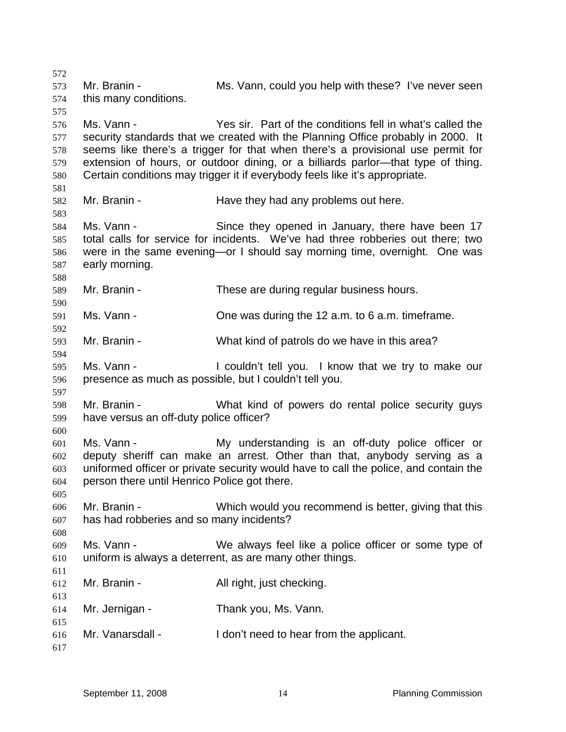Mr. Branin - Ms. Vann, could you help with these? I've never seen this many conditions.

Ms. Vann - Yes sir. Part of the conditions fell in what's called the security standards that we created with the Planning Office probably in 2000. It seems like there's a trigger for that when there's a provisional use permit for extension of hours, or outdoor dining, or a billiards parlor—that type of thing. Certain conditions may trigger it if everybody feels like it's appropriate.

Mr. Branin - Have they had any problems out here.

Ms. Vann - Since they opened in January, there have been 17 total calls for service for incidents. We've had three robberies out there; two were in the same evening—or I should say morning time, overnight. One was early morning.

Mr. Branin - These are during regular business hours.

Ms. Vann - One was during the 12 a.m. to 6 a.m. timeframe.

Mr. Branin - What kind of patrols do we have in this area?

Ms. Vann - I couldn't tell you. I know that we try to make our presence as much as possible, but I couldn't tell you.

Mr. Branin - What kind of powers do rental police security guys have versus an off-duty police officer?

Ms. Vann - My understanding is an off-duty police officer or deputy sheriff can make an arrest. Other than that, anybody serving as a uniformed officer or private security would have to call the police, and contain the person there until Henrico Police got there.

Mr. Branin - Which would you recommend is better, giving that this has had robberies and so many incidents?

Ms. Vann - We always feel like a police officer or some type of uniform is always a deterrent, as are many other things.

Mr. Branin - All right, just checking.

Mr. Jernigan - Thank you, Ms. Vann.

Mr. Vanarsdall - I don't need to hear from the applicant.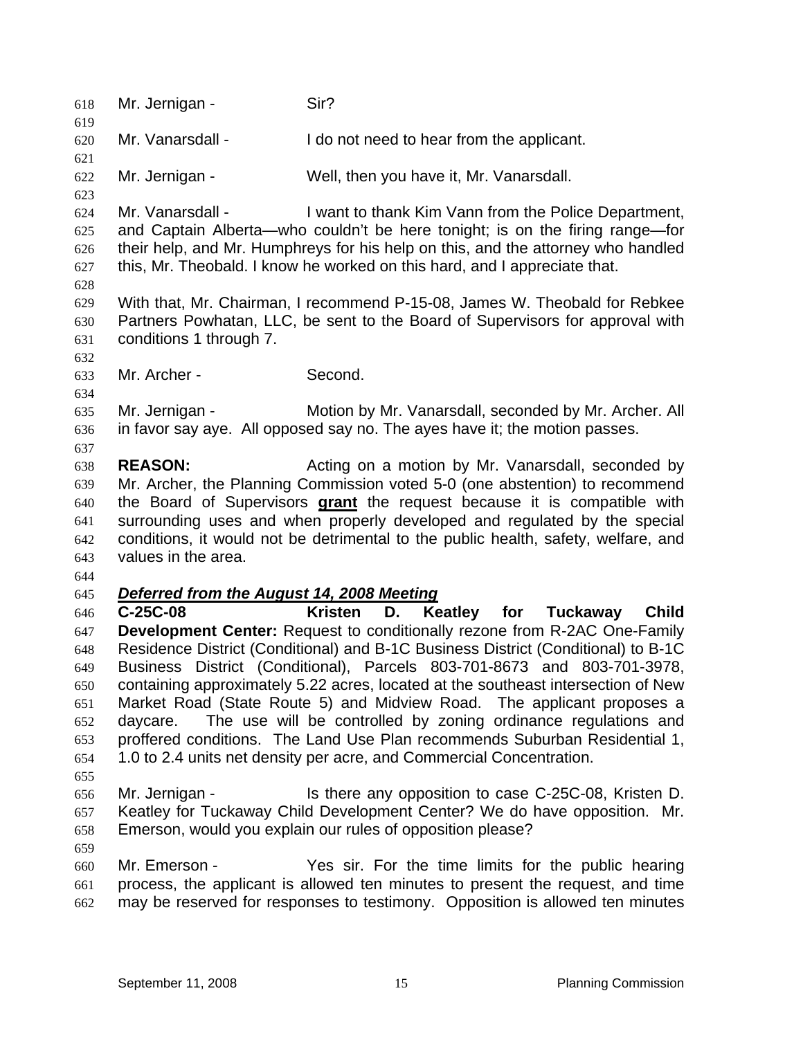Mr. Jernigan - Sir?

Mr. Vanarsdall - I do not need to hear from the applicant.

Mr. Jernigan - Well, then you have it, Mr. Vanarsdall.

Mr. Vanarsdall - I want to thank Kim Vann from the Police Department, and Captain Alberta—who couldn't be here tonight; is on the firing range—for their help, and Mr. Humphreys for his help on this, and the attorney who handled this, Mr. Theobald. I know he worked on this hard, and I appreciate that.

With that, Mr. Chairman, I recommend P-15-08, James W. Theobald for Rebkee Partners Powhatan, LLC, be sent to the Board of Supervisors for approval with conditions 1 through 7.

Mr. Archer - Second.

Mr. Jernigan - Motion by Mr. Vanarsdall, seconded by Mr. Archer. All in favor say aye. All opposed say no. The ayes have it; the motion passes.

**REASON:** Acting on a motion by Mr. Vanarsdall, seconded by Mr. Archer, the Planning Commission voted 5-0 (one abstention) to recommend the Board of Supervisors **grant** the request because it is compatible with surrounding uses and when properly developed and regulated by the special conditions, it would not be detrimental to the public health, safety, welfare, and values in the area.

***Deferred from the August 14, 2008 Meeting***

**C-25C-08 Kristen D. Keatley for Tuckaway Child Development Center:** Request to conditionally rezone from R-2AC One-Family Residence District (Conditional) and B-1C Business District (Conditional) to B-1C Business District (Conditional), Parcels 803-701-8673 and 803-701-3978, containing approximately 5.22 acres, located at the southeast intersection of New Market Road (State Route 5) and Midview Road. The applicant proposes a daycare. The use will be controlled by zoning ordinance regulations and proffered conditions. The Land Use Plan recommends Suburban Residential 1, 1.0 to 2.4 units net density per acre, and Commercial Concentration.

Mr. Jernigan - Is there any opposition to case C-25C-08, Kristen D. Keatley for Tuckaway Child Development Center? We do have opposition. Mr. Emerson, would you explain our rules of opposition please?

Mr. Emerson - Yes sir. For the time limits for the public hearing process, the applicant is allowed ten minutes to present the request, and time may be reserved for responses to testimony. Opposition is allowed ten minutes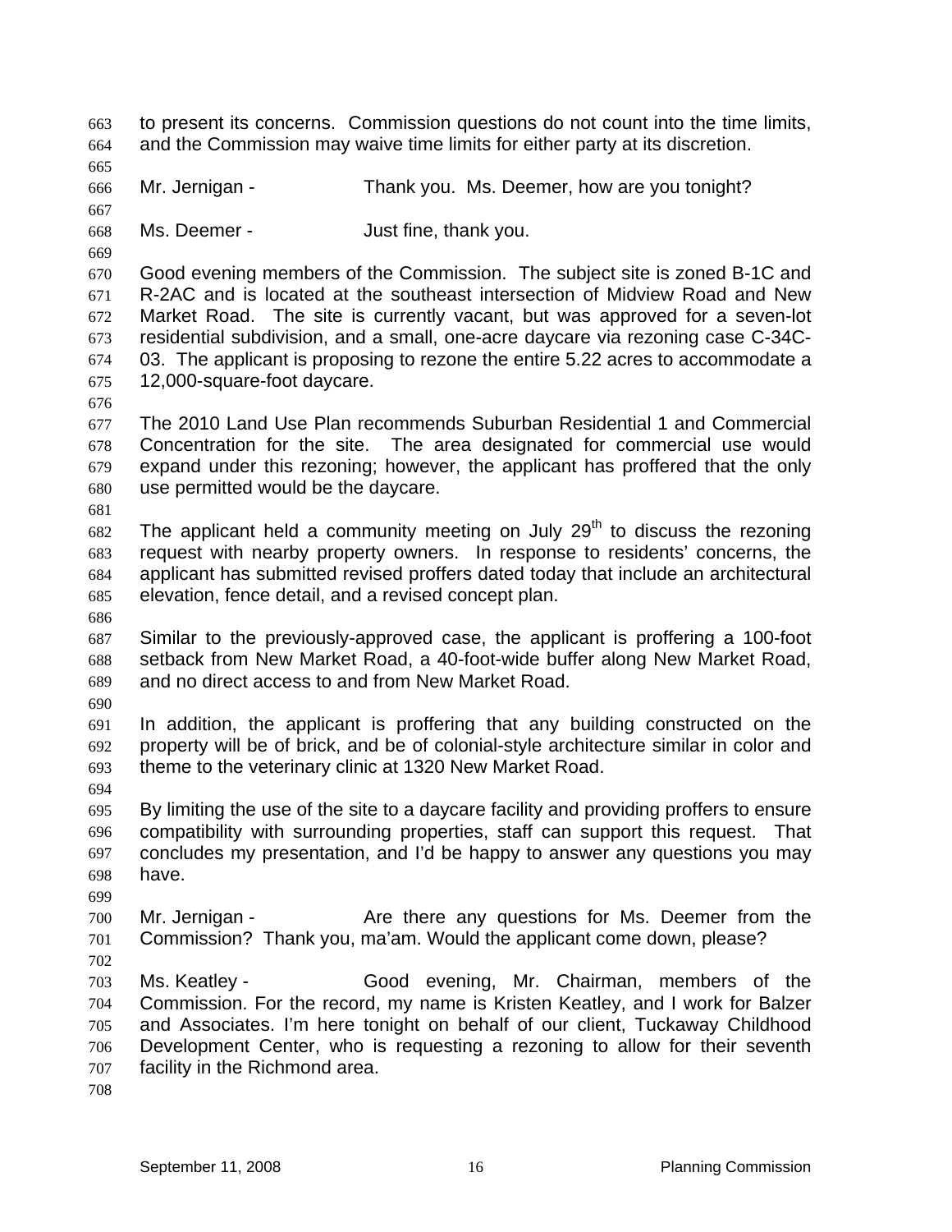to present its concerns. Commission questions do not count into the time limits, and the Commission may waive time limits for either party at its discretion.

Mr. Jernigan - Thank you. Ms. Deemer, how are you tonight?

Ms. Deemer - Just fine, thank you.

Good evening members of the Commission. The subject site is zoned B-1C and R-2AC and is located at the southeast intersection of Midview Road and New Market Road. The site is currently vacant, but was approved for a seven-lot residential subdivision, and a small, one-acre daycare via rezoning case C-34C-03. The applicant is proposing to rezone the entire 5.22 acres to accommodate a 12,000-square-foot daycare.

The 2010 Land Use Plan recommends Suburban Residential 1 and Commercial Concentration for the site. The area designated for commercial use would expand under this rezoning; however, the applicant has proffered that the only use permitted would be the daycare.

The applicant held a community meeting on July 29th to discuss the rezoning request with nearby property owners. In response to residents' concerns, the applicant has submitted revised proffers dated today that include an architectural elevation, fence detail, and a revised concept plan.

Similar to the previously-approved case, the applicant is proffering a 100-foot setback from New Market Road, a 40-foot-wide buffer along New Market Road, and no direct access to and from New Market Road.

In addition, the applicant is proffering that any building constructed on the property will be of brick, and be of colonial-style architecture similar in color and theme to the veterinary clinic at 1320 New Market Road.

By limiting the use of the site to a daycare facility and providing proffers to ensure compatibility with surrounding properties, staff can support this request. That concludes my presentation, and I'd be happy to answer any questions you may have.

Mr. Jernigan - Are there any questions for Ms. Deemer from the Commission? Thank you, ma'am. Would the applicant come down, please?

Ms. Keatley - Good evening, Mr. Chairman, members of the Commission. For the record, my name is Kristen Keatley, and I work for Balzer and Associates. I'm here tonight on behalf of our client, Tuckaway Childhood Development Center, who is requesting a rezoning to allow for their seventh facility in the Richmond area.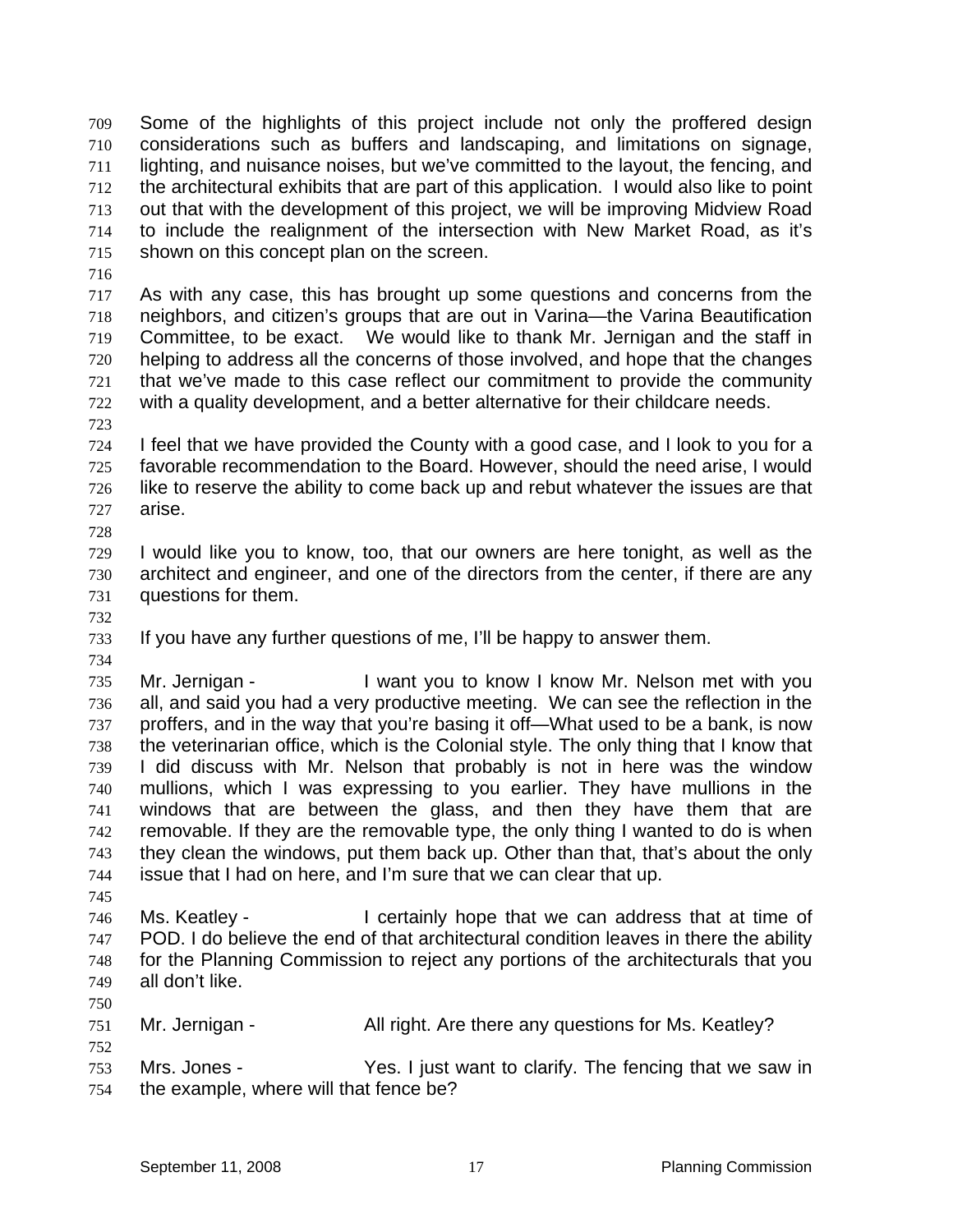Some of the highlights of this project include not only the proffered design considerations such as buffers and landscaping, and limitations on signage, lighting, and nuisance noises, but we've committed to the layout, the fencing, and the architectural exhibits that are part of this application. I would also like to point out that with the development of this project, we will be improving Midview Road to include the realignment of the intersection with New Market Road, as it's shown on this concept plan on the screen.

As with any case, this has brought up some questions and concerns from the neighbors, and citizen's groups that are out in Varina—the Varina Beautification Committee, to be exact. We would like to thank Mr. Jernigan and the staff in helping to address all the concerns of those involved, and hope that the changes that we've made to this case reflect our commitment to provide the community with a quality development, and a better alternative for their childcare needs.

I feel that we have provided the County with a good case, and I look to you for a favorable recommendation to the Board. However, should the need arise, I would like to reserve the ability to come back up and rebut whatever the issues are that arise.

I would like you to know, too, that our owners are here tonight, as well as the architect and engineer, and one of the directors from the center, if there are any questions for them.

If you have any further questions of me, I'll be happy to answer them.

Mr. Jernigan - I want you to know I know Mr. Nelson met with you all, and said you had a very productive meeting. We can see the reflection in the proffers, and in the way that you're basing it off—What used to be a bank, is now the veterinarian office, which is the Colonial style. The only thing that I know that I did discuss with Mr. Nelson that probably is not in here was the window mullions, which I was expressing to you earlier. They have mullions in the windows that are between the glass, and then they have them that are removable. If they are the removable type, the only thing I wanted to do is when they clean the windows, put them back up. Other than that, that's about the only issue that I had on here, and I'm sure that we can clear that up.

Ms. Keatley - I certainly hope that we can address that at time of POD. I do believe the end of that architectural condition leaves in there the ability for the Planning Commission to reject any portions of the architecturals that you all don't like.

Mr. Jernigan - All right. Are there any questions for Ms. Keatley?

Mrs. Jones - Yes. I just want to clarify. The fencing that we saw in the example, where will that fence be?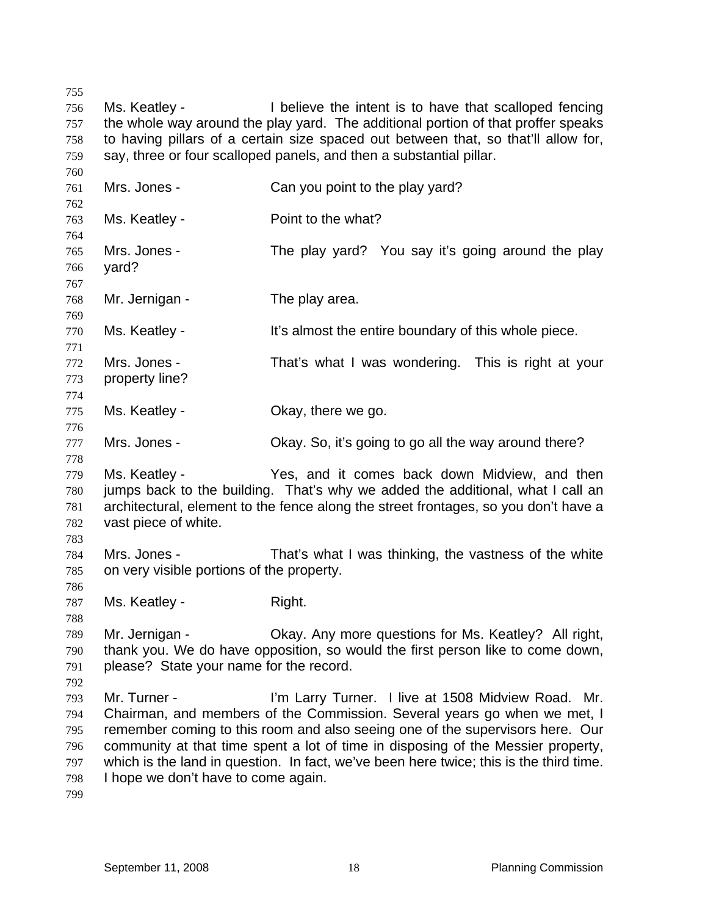Ms. Keatley - I believe the intent is to have that scalloped fencing the whole way around the play yard. The additional portion of that proffer speaks to having pillars of a certain size spaced out between that, so that'll allow for, say, three or four scalloped panels, and then a substantial pillar.

Mrs. Jones - Can you point to the play yard?

Ms. Keatley - Point to the what?

Mrs. Jones - The play yard? You say it's going around the play yard?

Mr. Jernigan - The play area.

Ms. Keatley - It's almost the entire boundary of this whole piece.

Mrs. Jones - That's what I was wondering. This is right at your property line?

Ms. Keatley - Okay, there we go.

Mrs. Jones - Okay. So, it's going to go all the way around there?

Ms. Keatley - Yes, and it comes back down Midview, and then jumps back to the building. That's why we added the additional, what I call an architectural, element to the fence along the street frontages, so you don't have a vast piece of white.

Mrs. Jones - That's what I was thinking, the vastness of the white on very visible portions of the property.

Ms. Keatley - Right.

Mr. Jernigan - Okay. Any more questions for Ms. Keatley? All right, thank you. We do have opposition, so would the first person like to come down, please? State your name for the record.

Mr. Turner - I'm Larry Turner. I live at 1508 Midview Road. Mr. Chairman, and members of the Commission. Several years go when we met, I remember coming to this room and also seeing one of the supervisors here. Our community at that time spent a lot of time in disposing of the Messier property, which is the land in question. In fact, we've been here twice; this is the third time. I hope we don't have to come again.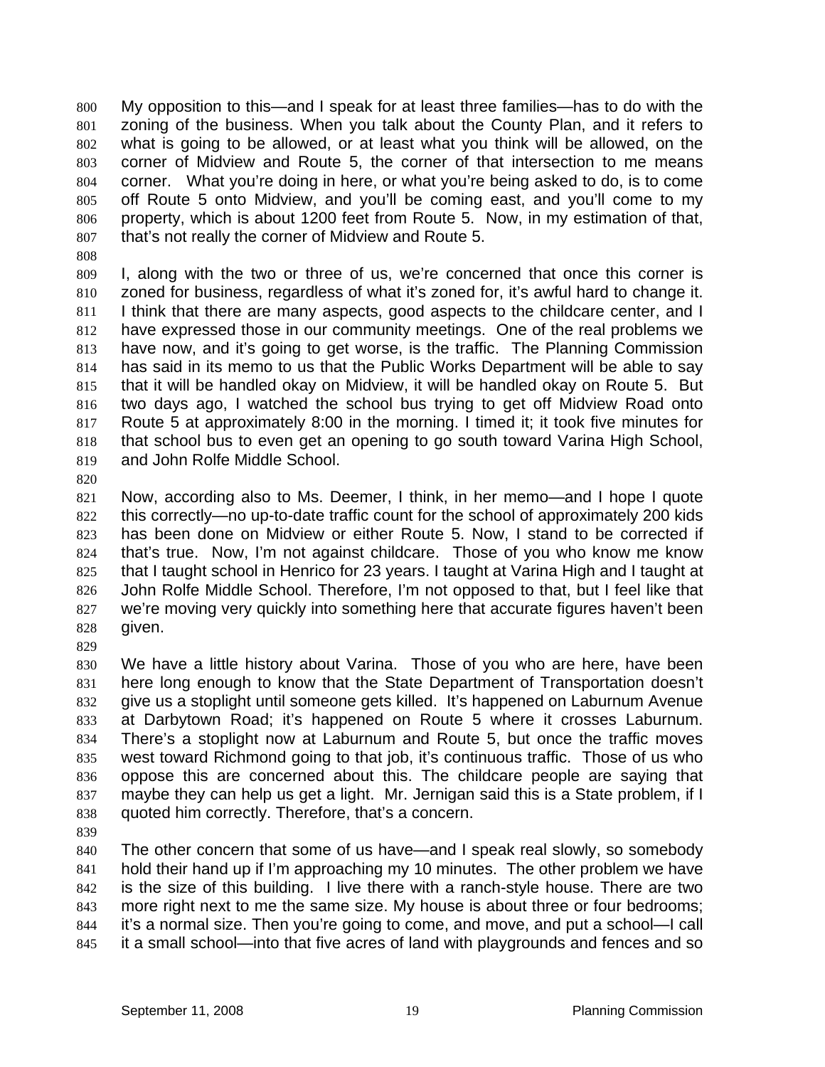My opposition to this—and I speak for at least three families—has to do with the zoning of the business. When you talk about the County Plan, and it refers to what is going to be allowed, or at least what you think will be allowed, on the corner of Midview and Route 5, the corner of that intersection to me means corner. What you're doing in here, or what you're being asked to do, is to come off Route 5 onto Midview, and you'll be coming east, and you'll come to my property, which is about 1200 feet from Route 5. Now, in my estimation of that, that's not really the corner of Midview and Route 5.

I, along with the two or three of us, we're concerned that once this corner is zoned for business, regardless of what it's zoned for, it's awful hard to change it. I think that there are many aspects, good aspects to the childcare center, and I have expressed those in our community meetings. One of the real problems we have now, and it's going to get worse, is the traffic. The Planning Commission has said in its memo to us that the Public Works Department will be able to say that it will be handled okay on Midview, it will be handled okay on Route 5. But two days ago, I watched the school bus trying to get off Midview Road onto Route 5 at approximately 8:00 in the morning. I timed it; it took five minutes for that school bus to even get an opening to go south toward Varina High School, and John Rolfe Middle School.

Now, according also to Ms. Deemer, I think, in her memo—and I hope I quote this correctly—no up-to-date traffic count for the school of approximately 200 kids has been done on Midview or either Route 5. Now, I stand to be corrected if that's true. Now, I'm not against childcare. Those of you who know me know that I taught school in Henrico for 23 years. I taught at Varina High and I taught at John Rolfe Middle School. Therefore, I'm not opposed to that, but I feel like that we're moving very quickly into something here that accurate figures haven't been given.

We have a little history about Varina. Those of you who are here, have been here long enough to know that the State Department of Transportation doesn't give us a stoplight until someone gets killed. It's happened on Laburnum Avenue at Darbytown Road; it's happened on Route 5 where it crosses Laburnum. There's a stoplight now at Laburnum and Route 5, but once the traffic moves west toward Richmond going to that job, it's continuous traffic. Those of us who oppose this are concerned about this. The childcare people are saying that maybe they can help us get a light. Mr. Jernigan said this is a State problem, if I quoted him correctly. Therefore, that's a concern.

The other concern that some of us have—and I speak real slowly, so somebody hold their hand up if I'm approaching my 10 minutes. The other problem we have is the size of this building. I live there with a ranch-style house. There are two more right next to me the same size. My house is about three or four bedrooms; it's a normal size. Then you're going to come, and move, and put a school—I call it a small school—into that five acres of land with playgrounds and fences and so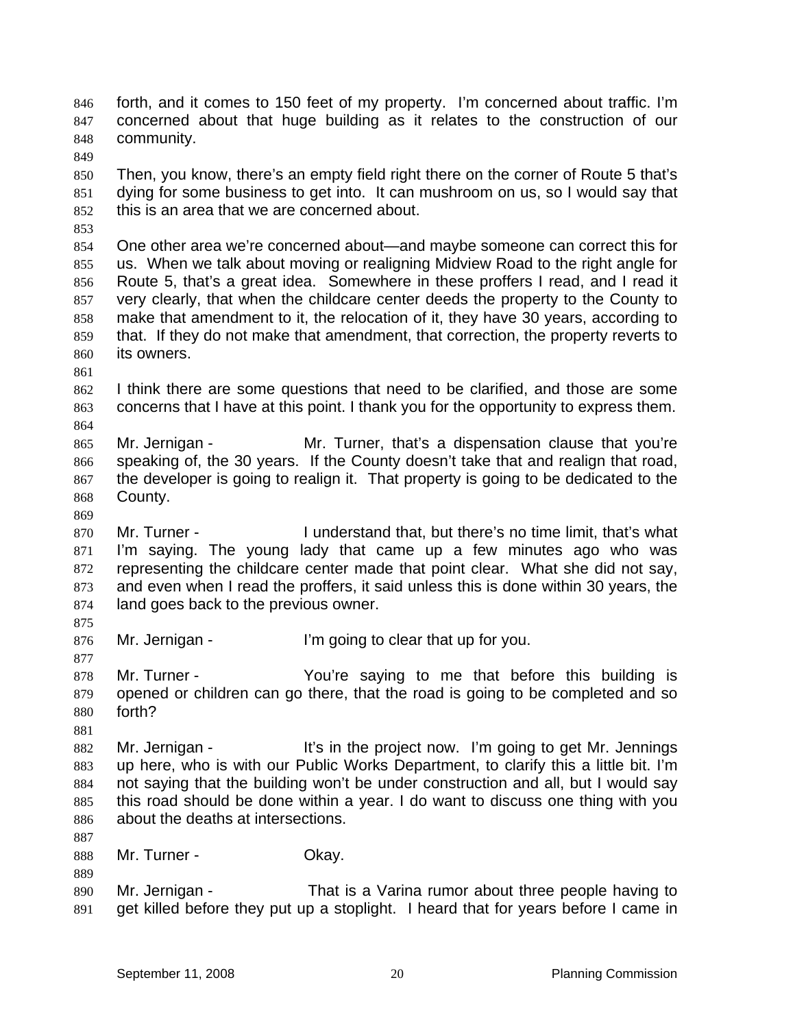forth, and it comes to 150 feet of my property. I'm concerned about traffic. I'm concerned about that huge building as it relates to the construction of our community.

Then, you know, there's an empty field right there on the corner of Route 5 that's dying for some business to get into. It can mushroom on us, so I would say that this is an area that we are concerned about.

One other area we're concerned about—and maybe someone can correct this for us. When we talk about moving or realigning Midview Road to the right angle for Route 5, that's a great idea. Somewhere in these proffers I read, and I read it very clearly, that when the childcare center deeds the property to the County to make that amendment to it, the relocation of it, they have 30 years, according to that. If they do not make that amendment, that correction, the property reverts to its owners.

I think there are some questions that need to be clarified, and those are some concerns that I have at this point. I thank you for the opportunity to express them.

Mr. Jernigan - Mr. Turner, that's a dispensation clause that you're speaking of, the 30 years. If the County doesn't take that and realign that road, the developer is going to realign it. That property is going to be dedicated to the County.

Mr. Turner - I understand that, but there's no time limit, that's what I'm saying. The young lady that came up a few minutes ago who was representing the childcare center made that point clear. What she did not say, and even when I read the proffers, it said unless this is done within 30 years, the land goes back to the previous owner.

Mr. Jernigan - I'm going to clear that up for you.

Mr. Turner - You're saying to me that before this building is opened or children can go there, that the road is going to be completed and so forth?

Mr. Jernigan - It's in the project now. I'm going to get Mr. Jennings up here, who is with our Public Works Department, to clarify this a little bit. I'm not saying that the building won't be under construction and all, but I would say this road should be done within a year. I do want to discuss one thing with you about the deaths at intersections.

Mr. Turner - Okay.

Mr. Jernigan - That is a Varina rumor about three people having to get killed before they put up a stoplight. I heard that for years before I came in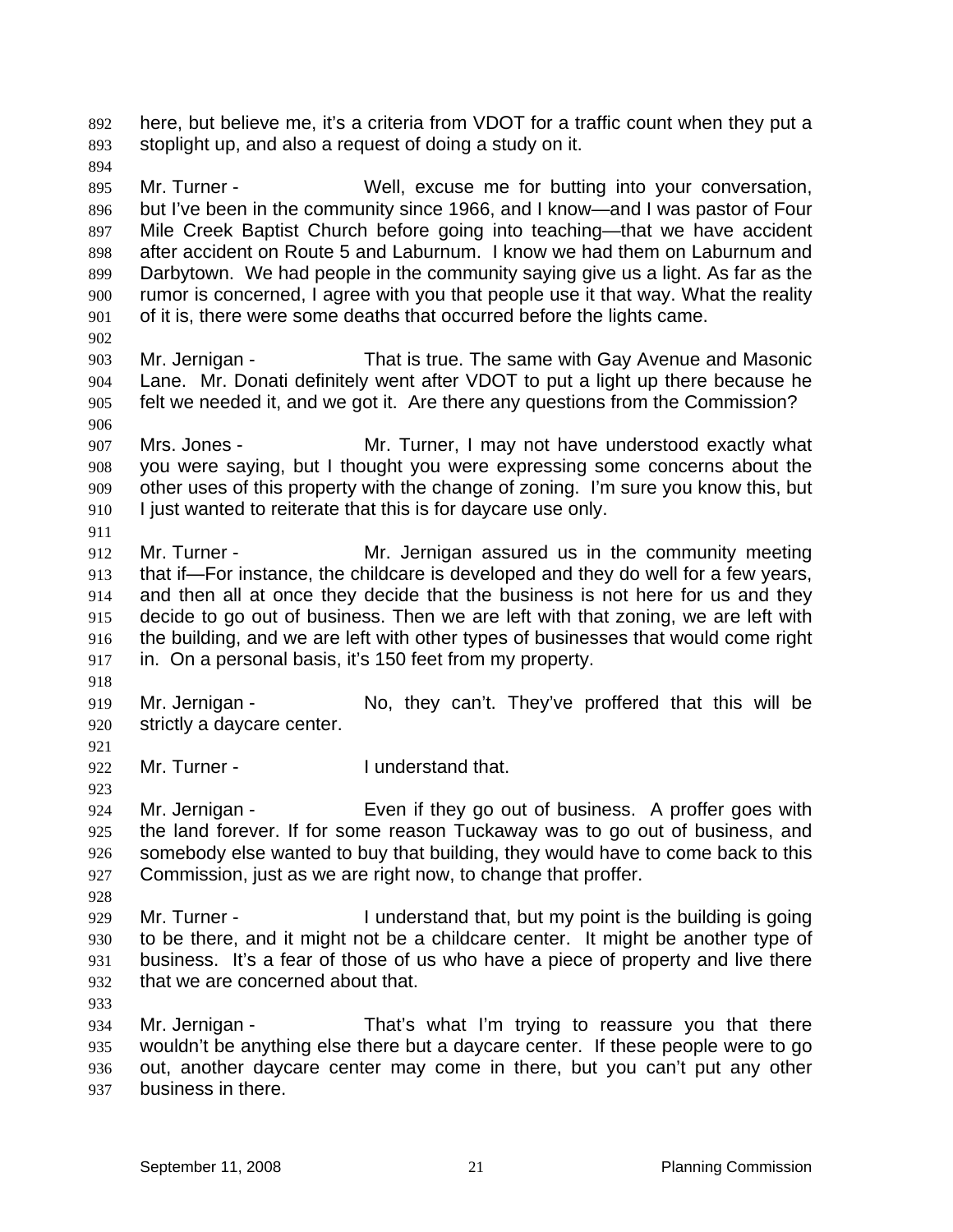here, but believe me, it's a criteria from VDOT for a traffic count when they put a stoplight up, and also a request of doing a study on it.

Mr. Turner - Well, excuse me for butting into your conversation, but I've been in the community since 1966, and I know—and I was pastor of Four Mile Creek Baptist Church before going into teaching—that we have accident after accident on Route 5 and Laburnum. I know we had them on Laburnum and Darbytown. We had people in the community saying give us a light. As far as the rumor is concerned, I agree with you that people use it that way. What the reality of it is, there were some deaths that occurred before the lights came.

Mr. Jernigan - That is true. The same with Gay Avenue and Masonic Lane. Mr. Donati definitely went after VDOT to put a light up there because he felt we needed it, and we got it. Are there any questions from the Commission?

Mrs. Jones - Mr. Turner, I may not have understood exactly what you were saying, but I thought you were expressing some concerns about the other uses of this property with the change of zoning. I'm sure you know this, but I just wanted to reiterate that this is for daycare use only.

Mr. Turner - Mr. Jernigan assured us in the community meeting that if—For instance, the childcare is developed and they do well for a few years, and then all at once they decide that the business is not here for us and they decide to go out of business. Then we are left with that zoning, we are left with the building, and we are left with other types of businesses that would come right in. On a personal basis, it's 150 feet from my property.

Mr. Jernigan - No, they can't. They've proffered that this will be strictly a daycare center.

Mr. Turner - I understand that.

Mr. Jernigan - Even if they go out of business. A proffer goes with the land forever. If for some reason Tuckaway was to go out of business, and somebody else wanted to buy that building, they would have to come back to this Commission, just as we are right now, to change that proffer.

Mr. Turner - I understand that, but my point is the building is going to be there, and it might not be a childcare center. It might be another type of business. It's a fear of those of us who have a piece of property and live there that we are concerned about that.

Mr. Jernigan - That's what I'm trying to reassure you that there wouldn't be anything else there but a daycare center. If these people were to go out, another daycare center may come in there, but you can't put any other business in there.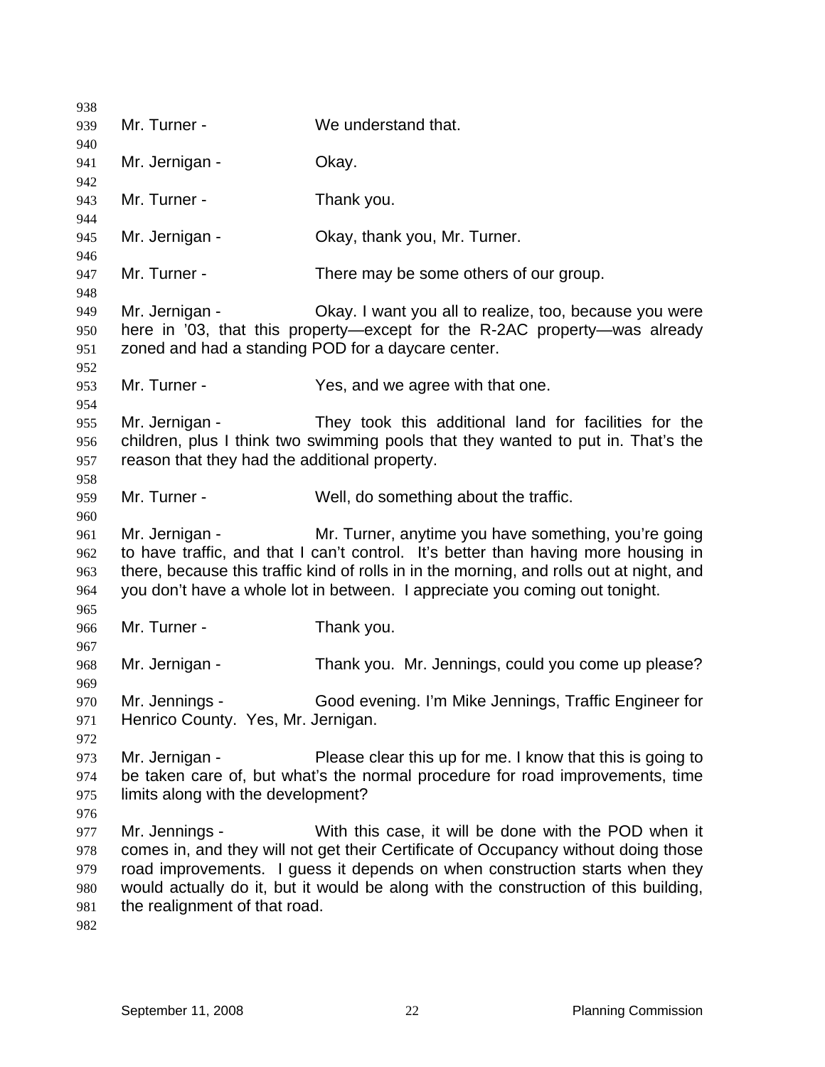Mr. Turner - We understand that.

Mr. Jernigan - Okay.

Mr. Turner - Thank you.

Mr. Jernigan - Okay, thank you, Mr. Turner.

Mr. Turner - There may be some others of our group.

Mr. Jernigan - Okay. I want you all to realize, too, because you were here in '03, that this property—except for the R-2AC property—was already zoned and had a standing POD for a daycare center.

Mr. Turner - Yes, and we agree with that one.

Mr. Jernigan - They took this additional land for facilities for the children, plus I think two swimming pools that they wanted to put in. That's the reason that they had the additional property.

Mr. Turner - Well, do something about the traffic.

Mr. Jernigan - Mr. Turner, anytime you have something, you're going to have traffic, and that I can't control. It's better than having more housing in there, because this traffic kind of rolls in in the morning, and rolls out at night, and you don't have a whole lot in between. I appreciate you coming out tonight.

Mr. Turner - Thank you.

Mr. Jernigan - Thank you. Mr. Jennings, could you come up please?

Mr. Jennings - Good evening. I'm Mike Jennings, Traffic Engineer for Henrico County. Yes, Mr. Jernigan.

Mr. Jernigan - Please clear this up for me. I know that this is going to be taken care of, but what's the normal procedure for road improvements, time limits along with the development?

Mr. Jennings - With this case, it will be done with the POD when it comes in, and they will not get their Certificate of Occupancy without doing those road improvements. I guess it depends on when construction starts when they would actually do it, but it would be along with the construction of this building, the realignment of that road.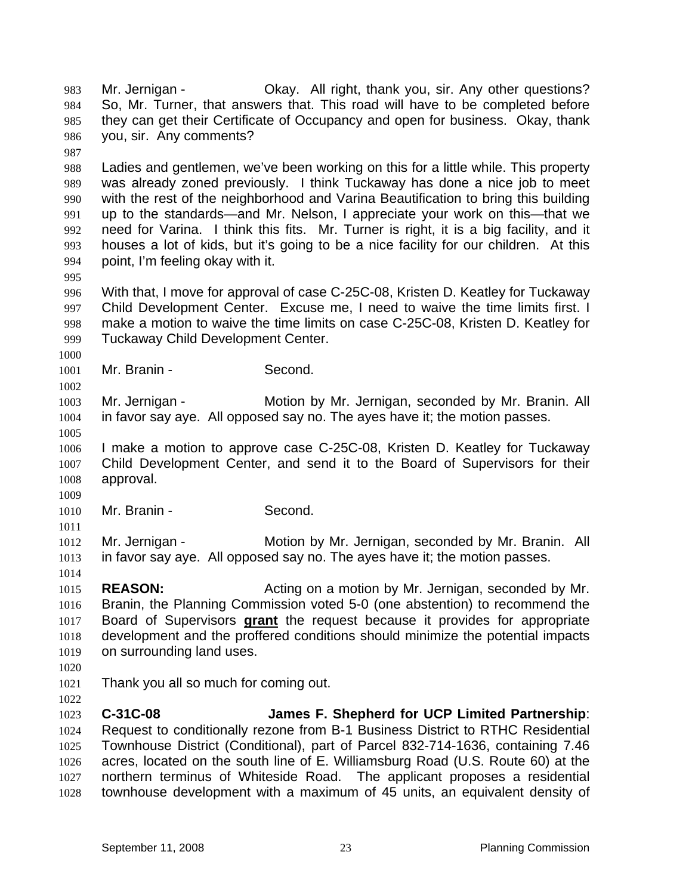Mr. Jernigan - Okay. All right, thank you, sir. Any other questions? So, Mr. Turner, that answers that. This road will have to be completed before they can get their Certificate of Occupancy and open for business. Okay, thank you, sir. Any comments?

Ladies and gentlemen, we've been working on this for a little while. This property was already zoned previously. I think Tuckaway has done a nice job to meet with the rest of the neighborhood and Varina Beautification to bring this building up to the standards—and Mr. Nelson, I appreciate your work on this—that we need for Varina. I think this fits. Mr. Turner is right, it is a big facility, and it houses a lot of kids, but it's going to be a nice facility for our children. At this point, I'm feeling okay with it.

With that, I move for approval of case C-25C-08, Kristen D. Keatley for Tuckaway Child Development Center. Excuse me, I need to waive the time limits first. I make a motion to waive the time limits on case C-25C-08, Kristen D. Keatley for Tuckaway Child Development Center.

Mr. Branin - Second.

Mr. Jernigan - Motion by Mr. Jernigan, seconded by Mr. Branin. All in favor say aye. All opposed say no. The ayes have it; the motion passes.

I make a motion to approve case C-25C-08, Kristen D. Keatley for Tuckaway Child Development Center, and send it to the Board of Supervisors for their approval.

Mr. Branin - Second.

Mr. Jernigan - Motion by Mr. Jernigan, seconded by Mr. Branin. All in favor say aye. All opposed say no. The ayes have it; the motion passes.

**REASON:** Acting on a motion by Mr. Jernigan, seconded by Mr. Branin, the Planning Commission voted 5-0 (one abstention) to recommend the Board of Supervisors **grant** the request because it provides for appropriate development and the proffered conditions should minimize the potential impacts on surrounding land uses.

Thank you all so much for coming out.

**C-31C-08 James F. Shepherd for UCP Limited Partnership**: Request to conditionally rezone from B-1 Business District to RTHC Residential Townhouse District (Conditional), part of Parcel 832-714-1636, containing 7.46 acres, located on the south line of E. Williamsburg Road (U.S. Route 60) at the northern terminus of Whiteside Road. The applicant proposes a residential townhouse development with a maximum of 45 units, an equivalent density of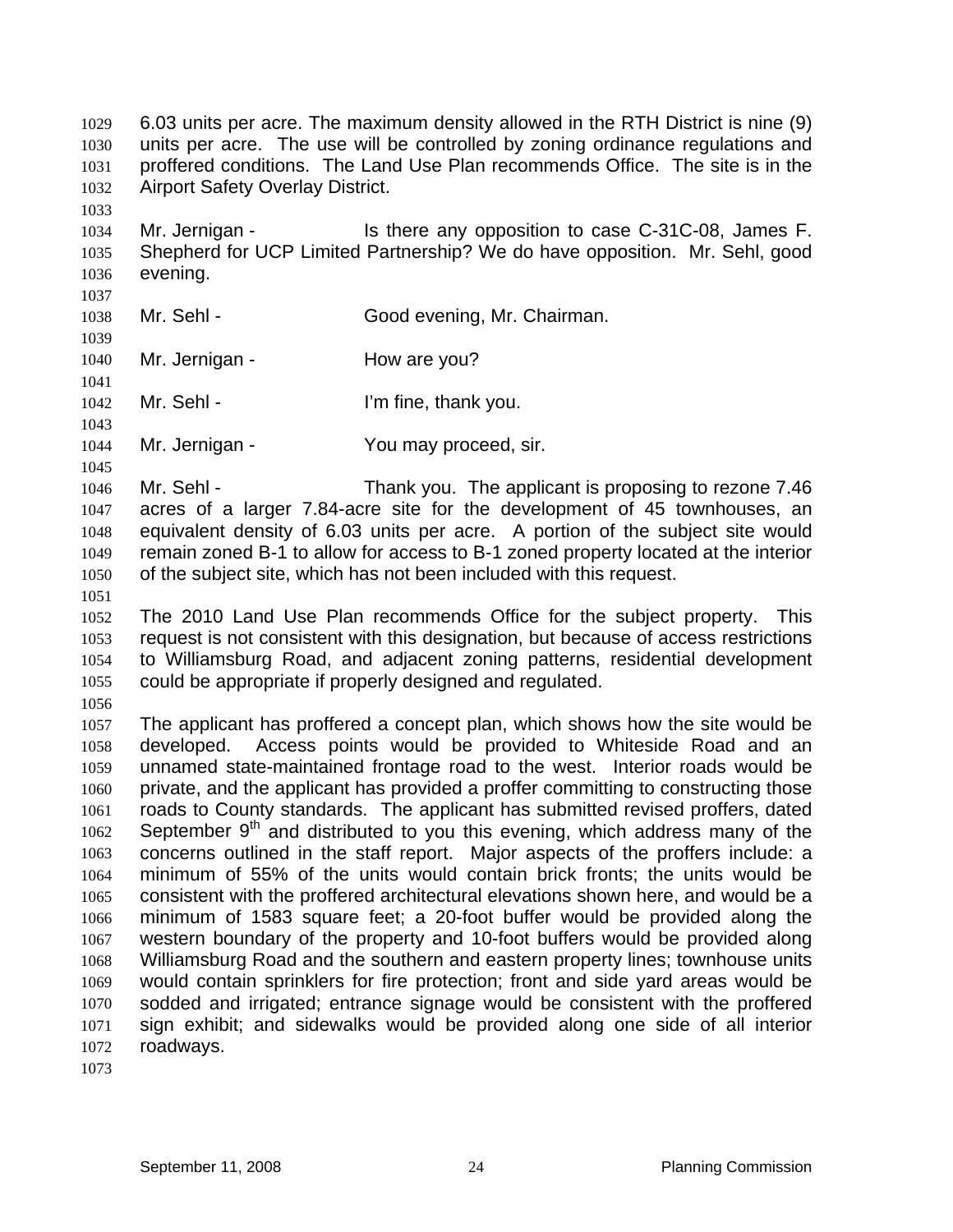6.03 units per acre. The maximum density allowed in the RTH District is nine (9) units per acre. The use will be controlled by zoning ordinance regulations and proffered conditions. The Land Use Plan recommends Office. The site is in the Airport Safety Overlay District.

Mr. Jernigan - Is there any opposition to case C-31C-08, James F. Shepherd for UCP Limited Partnership? We do have opposition. Mr. Sehl, good evening.

Mr. Sehl - Good evening, Mr. Chairman.

Mr. Jernigan - How are you?

Mr. Sehl - I'm fine, thank you.

Mr. Jernigan - You may proceed, sir.

Mr. Sehl - Thank you. The applicant is proposing to rezone 7.46 acres of a larger 7.84-acre site for the development of 45 townhouses, an equivalent density of 6.03 units per acre. A portion of the subject site would remain zoned B-1 to allow for access to B-1 zoned property located at the interior of the subject site, which has not been included with this request.

The 2010 Land Use Plan recommends Office for the subject property. This request is not consistent with this designation, but because of access restrictions to Williamsburg Road, and adjacent zoning patterns, residential development could be appropriate if properly designed and regulated.

The applicant has proffered a concept plan, which shows how the site would be developed. Access points would be provided to Whiteside Road and an unnamed state-maintained frontage road to the west. Interior roads would be private, and the applicant has provided a proffer committing to constructing those roads to County standards. The applicant has submitted revised proffers, dated September 9th and distributed to you this evening, which address many of the concerns outlined in the staff report. Major aspects of the proffers include: a minimum of 55% of the units would contain brick fronts; the units would be consistent with the proffered architectural elevations shown here, and would be a minimum of 1583 square feet; a 20-foot buffer would be provided along the western boundary of the property and 10-foot buffers would be provided along Williamsburg Road and the southern and eastern property lines; townhouse units would contain sprinklers for fire protection; front and side yard areas would be sodded and irrigated; entrance signage would be consistent with the proffered sign exhibit; and sidewalks would be provided along one side of all interior roadways.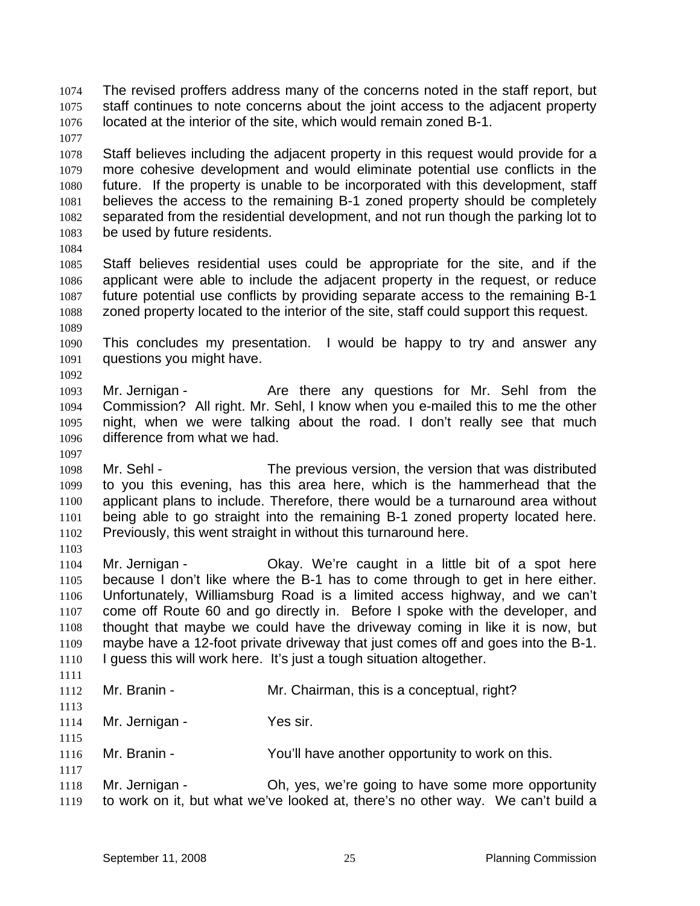The revised proffers address many of the concerns noted in the staff report, but staff continues to note concerns about the joint access to the adjacent property located at the interior of the site, which would remain zoned B-1.

Staff believes including the adjacent property in this request would provide for a more cohesive development and would eliminate potential use conflicts in the future. If the property is unable to be incorporated with this development, staff believes the access to the remaining B-1 zoned property should be completely separated from the residential development, and not run though the parking lot to be used by future residents.

Staff believes residential uses could be appropriate for the site, and if the applicant were able to include the adjacent property in the request, or reduce future potential use conflicts by providing separate access to the remaining B-1 zoned property located to the interior of the site, staff could support this request.

This concludes my presentation. I would be happy to try and answer any questions you might have.

Mr. Jernigan - Are there any questions for Mr. Sehl from the Commission? All right. Mr. Sehl, I know when you e-mailed this to me the other night, when we were talking about the road. I don't really see that much difference from what we had.

Mr. Sehl - The previous version, the version that was distributed to you this evening, has this area here, which is the hammerhead that the applicant plans to include. Therefore, there would be a turnaround area without being able to go straight into the remaining B-1 zoned property located here. Previously, this went straight in without this turnaround here.

Mr. Jernigan - Okay. We're caught in a little bit of a spot here because I don't like where the B-1 has to come through to get in here either. Unfortunately, Williamsburg Road is a limited access highway, and we can't come off Route 60 and go directly in. Before I spoke with the developer, and thought that maybe we could have the driveway coming in like it is now, but maybe have a 12-foot private driveway that just comes off and goes into the B-1. I guess this will work here. It's just a tough situation altogether.

Mr. Branin - Mr. Chairman, this is a conceptual, right?

Mr. Jernigan - Yes sir.

Mr. Branin - You'll have another opportunity to work on this.

Mr. Jernigan - Oh, yes, we're going to have some more opportunity to work on it, but what we've looked at, there's no other way. We can't build a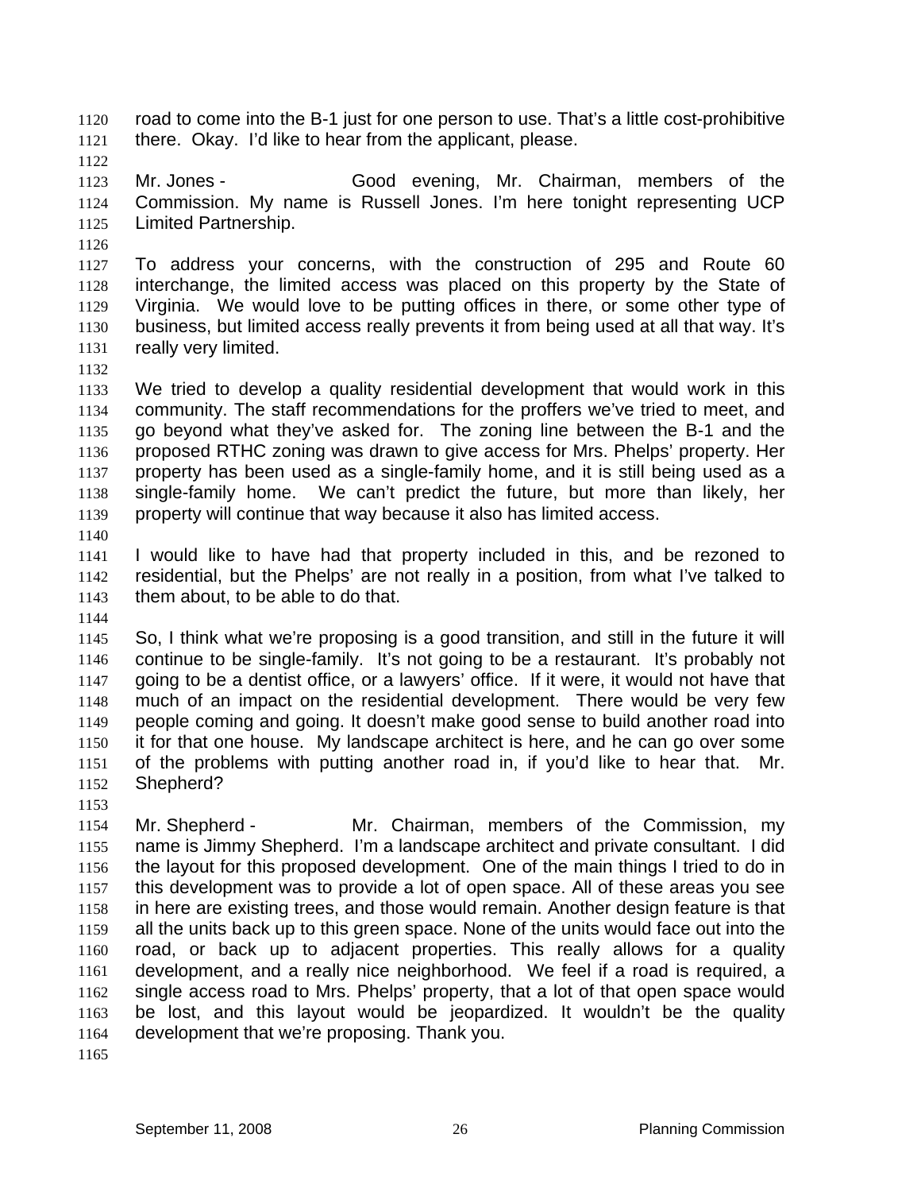road to come into the B-1 just for one person to use. That's a little cost-prohibitive there. Okay. I'd like to hear from the applicant, please.

Mr. Jones - Good evening, Mr. Chairman, members of the Commission. My name is Russell Jones. I'm here tonight representing UCP Limited Partnership.

To address your concerns, with the construction of 295 and Route 60 interchange, the limited access was placed on this property by the State of Virginia. We would love to be putting offices in there, or some other type of business, but limited access really prevents it from being used at all that way. It's really very limited.

We tried to develop a quality residential development that would work in this community. The staff recommendations for the proffers we've tried to meet, and go beyond what they've asked for. The zoning line between the B-1 and the proposed RTHC zoning was drawn to give access for Mrs. Phelps' property. Her property has been used as a single-family home, and it is still being used as a single-family home. We can't predict the future, but more than likely, her property will continue that way because it also has limited access.

I would like to have had that property included in this, and be rezoned to residential, but the Phelps' are not really in a position, from what I've talked to them about, to be able to do that.

So, I think what we're proposing is a good transition, and still in the future it will continue to be single-family. It's not going to be a restaurant. It's probably not going to be a dentist office, or a lawyers' office. If it were, it would not have that much of an impact on the residential development. There would be very few people coming and going. It doesn't make good sense to build another road into it for that one house. My landscape architect is here, and he can go over some of the problems with putting another road in, if you'd like to hear that. Mr. Shepherd?

Mr. Shepherd - Mr. Chairman, members of the Commission, my name is Jimmy Shepherd. I'm a landscape architect and private consultant. I did the layout for this proposed development. One of the main things I tried to do in this development was to provide a lot of open space. All of these areas you see in here are existing trees, and those would remain. Another design feature is that all the units back up to this green space. None of the units would face out into the road, or back up to adjacent properties. This really allows for a quality development, and a really nice neighborhood. We feel if a road is required, a single access road to Mrs. Phelps' property, that a lot of that open space would be lost, and this layout would be jeopardized. It wouldn't be the quality development that we're proposing. Thank you.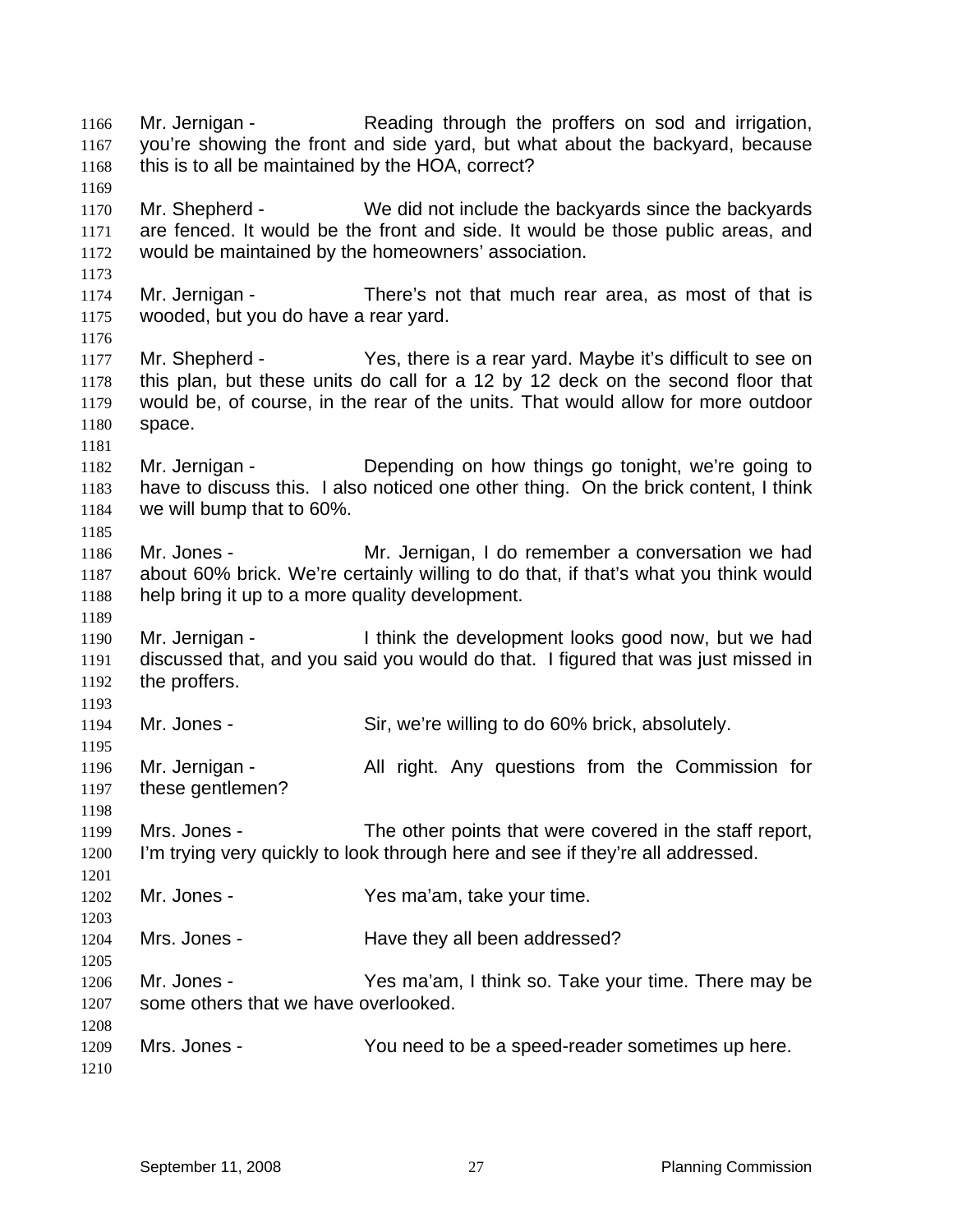Mr. Jernigan - Reading through the proffers on sod and irrigation, you're showing the front and side yard, but what about the backyard, because this is to all be maintained by the HOA, correct?

Mr. Shepherd - We did not include the backyards since the backyards are fenced. It would be the front and side. It would be those public areas, and would be maintained by the homeowners' association.

Mr. Jernigan - There's not that much rear area, as most of that is wooded, but you do have a rear yard.

Mr. Shepherd - Yes, there is a rear yard. Maybe it's difficult to see on this plan, but these units do call for a 12 by 12 deck on the second floor that would be, of course, in the rear of the units. That would allow for more outdoor space.

Mr. Jernigan - Depending on how things go tonight, we're going to have to discuss this. I also noticed one other thing. On the brick content, I think we will bump that to 60%.

Mr. Jones - Mr. Jernigan, I do remember a conversation we had about 60% brick. We're certainly willing to do that, if that's what you think would help bring it up to a more quality development.

Mr. Jernigan - I think the development looks good now, but we had discussed that, and you said you would do that. I figured that was just missed in the proffers.

Mr. Jones - Sir, we're willing to do 60% brick, absolutely.

Mr. Jernigan - All right. Any questions from the Commission for these gentlemen?

Mrs. Jones - The other points that were covered in the staff report, I'm trying very quickly to look through here and see if they're all addressed.

Mr. Jones - Yes ma'am, take your time.

Mrs. Jones - Have they all been addressed?

Mr. Jones - Yes ma'am, I think so. Take your time. There may be some others that we have overlooked.

Mrs. Jones - You need to be a speed-reader sometimes up here.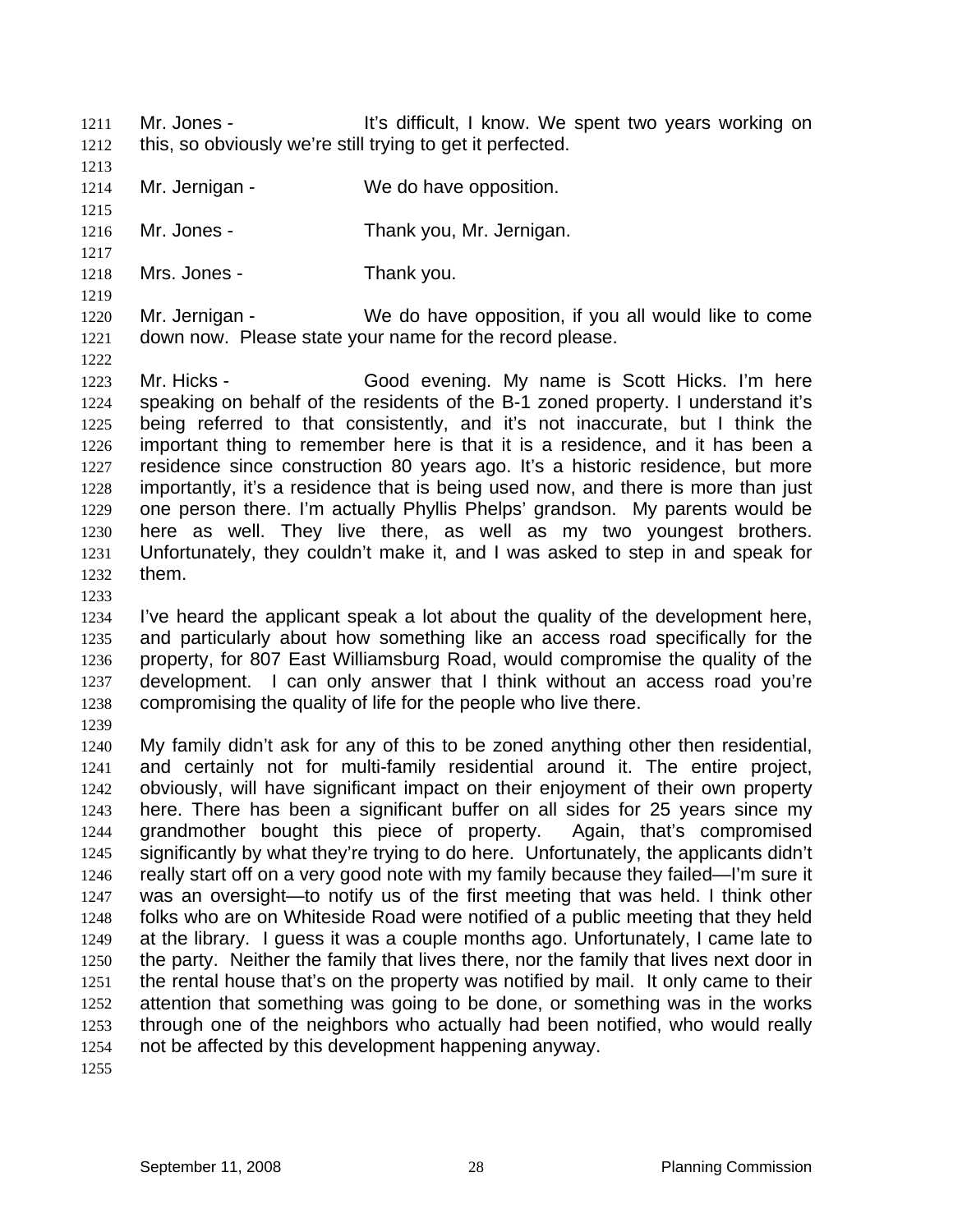Mr. Jones - It's difficult, I know. We spent two years working on this, so obviously we're still trying to get it perfected.

Mr. Jernigan - We do have opposition.

Mr. Jones - Thank you, Mr. Jernigan.

Mrs. Jones - Thank you.

Mr. Jernigan - We do have opposition, if you all would like to come down now. Please state your name for the record please.

Mr. Hicks - Good evening. My name is Scott Hicks. I'm here speaking on behalf of the residents of the B-1 zoned property. I understand it's being referred to that consistently, and it's not inaccurate, but I think the important thing to remember here is that it is a residence, and it has been a residence since construction 80 years ago. It's a historic residence, but more importantly, it's a residence that is being used now, and there is more than just one person there. I'm actually Phyllis Phelps' grandson. My parents would be here as well. They live there, as well as my two youngest brothers. Unfortunately, they couldn't make it, and I was asked to step in and speak for them.

I've heard the applicant speak a lot about the quality of the development here, and particularly about how something like an access road specifically for the property, for 807 East Williamsburg Road, would compromise the quality of the development. I can only answer that I think without an access road you're compromising the quality of life for the people who live there.

My family didn't ask for any of this to be zoned anything other then residential, and certainly not for multi-family residential around it. The entire project, obviously, will have significant impact on their enjoyment of their own property here. There has been a significant buffer on all sides for 25 years since my grandmother bought this piece of property. Again, that's compromised significantly by what they're trying to do here. Unfortunately, the applicants didn't really start off on a very good note with my family because they failed—I'm sure it was an oversight—to notify us of the first meeting that was held. I think other folks who are on Whiteside Road were notified of a public meeting that they held at the library. I guess it was a couple months ago. Unfortunately, I came late to the party. Neither the family that lives there, nor the family that lives next door in the rental house that's on the property was notified by mail. It only came to their attention that something was going to be done, or something was in the works through one of the neighbors who actually had been notified, who would really not be affected by this development happening anyway.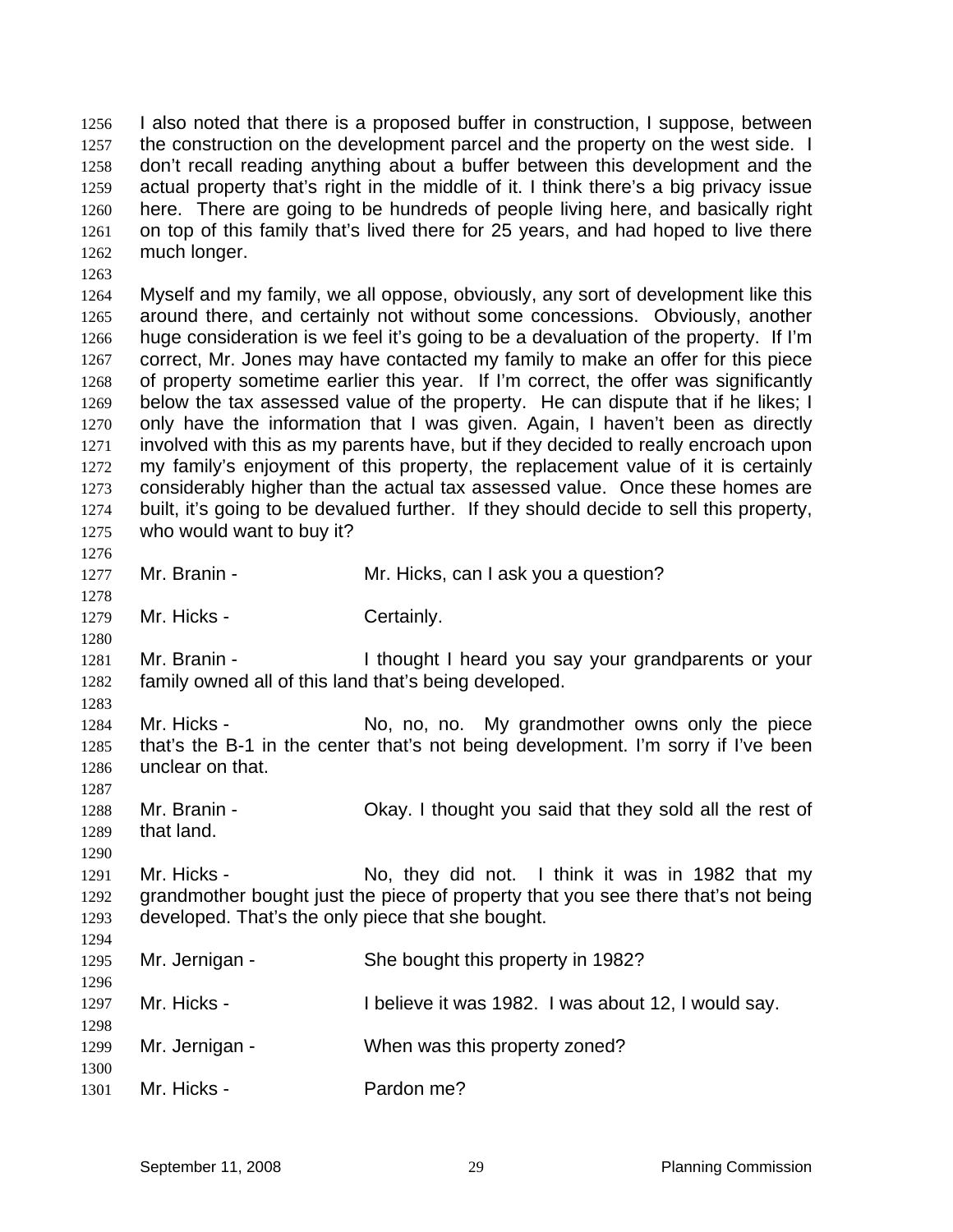I also noted that there is a proposed buffer in construction, I suppose, between the construction on the development parcel and the property on the west side. I don't recall reading anything about a buffer between this development and the actual property that's right in the middle of it. I think there's a big privacy issue here. There are going to be hundreds of people living here, and basically right on top of this family that's lived there for 25 years, and had hoped to live there much longer.

Myself and my family, we all oppose, obviously, any sort of development like this around there, and certainly not without some concessions. Obviously, another huge consideration is we feel it's going to be a devaluation of the property. If I'm correct, Mr. Jones may have contacted my family to make an offer for this piece of property sometime earlier this year. If I'm correct, the offer was significantly below the tax assessed value of the property. He can dispute that if he likes; I only have the information that I was given. Again, I haven't been as directly involved with this as my parents have, but if they decided to really encroach upon my family's enjoyment of this property, the replacement value of it is certainly considerably higher than the actual tax assessed value. Once these homes are built, it's going to be devalued further. If they should decide to sell this property, who would want to buy it?

Mr. Branin - Mr. Hicks, can I ask you a question?

Mr. Hicks - Certainly.

Mr. Branin - I thought I heard you say your grandparents or your family owned all of this land that's being developed.

Mr. Hicks - No, no, no. My grandmother owns only the piece that's the B-1 in the center that's not being development. I'm sorry if I've been unclear on that.

Mr. Branin - Okay. I thought you said that they sold all the rest of that land.

Mr. Hicks - No, they did not. I think it was in 1982 that my grandmother bought just the piece of property that you see there that's not being developed. That's the only piece that she bought.

Mr. Jernigan - She bought this property in 1982?

Mr. Hicks - I believe it was 1982. I was about 12, I would say.

Mr. Jernigan - When was this property zoned?

Mr. Hicks - Pardon me?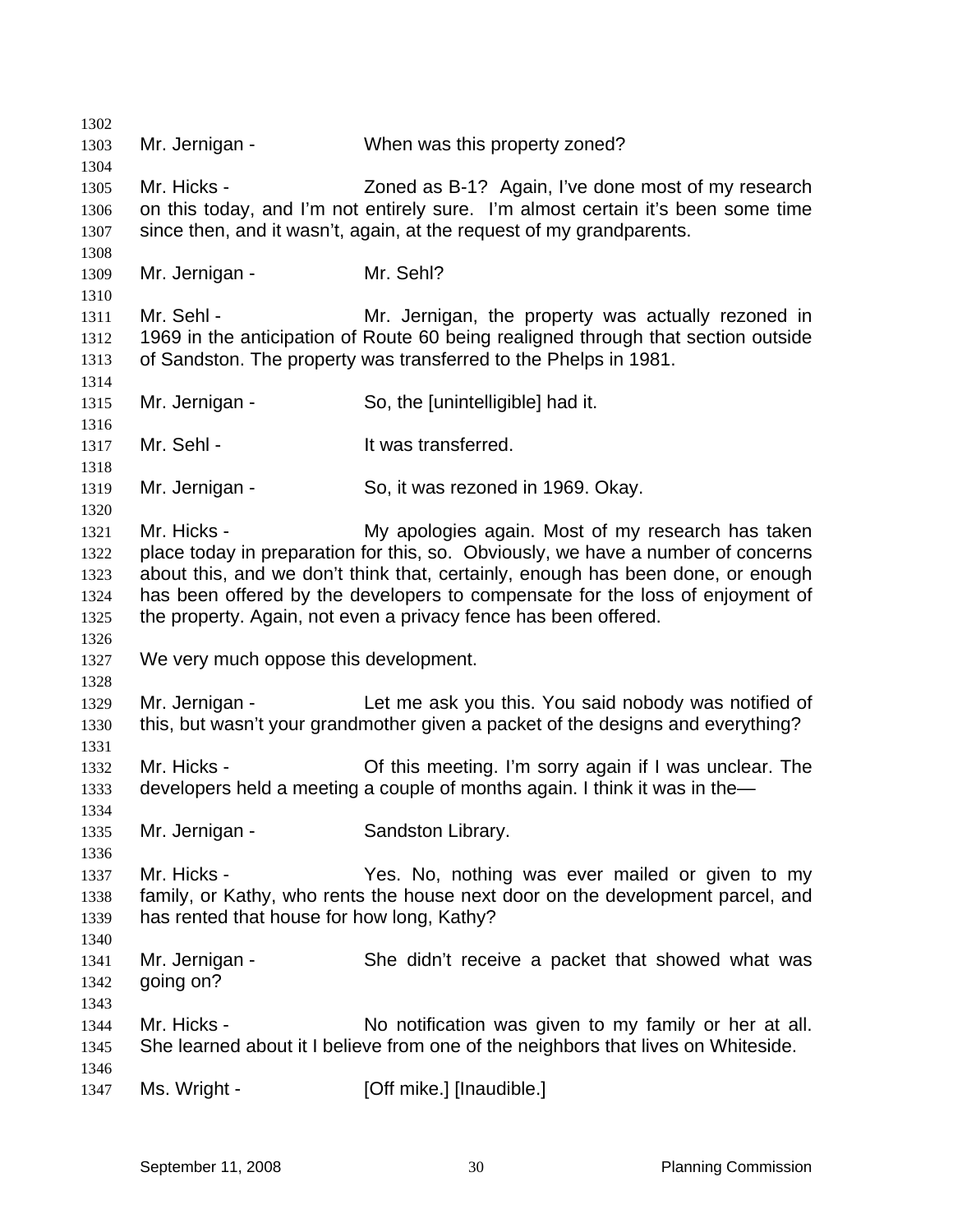Mr. Jernigan - When was this property zoned?

Mr. Hicks - Zoned as B-1? Again, I've done most of my research on this today, and I'm not entirely sure. I'm almost certain it's been some time since then, and it wasn't, again, at the request of my grandparents.

Mr. Jernigan - Mr. Sehl?

Mr. Sehl - Mr. Jernigan, the property was actually rezoned in 1969 in the anticipation of Route 60 being realigned through that section outside of Sandston. The property was transferred to the Phelps in 1981.

Mr. Jernigan - So, the [unintelligible] had it.

Mr. Sehl - It was transferred.

Mr. Jernigan - So, it was rezoned in 1969. Okay.

Mr. Hicks - My apologies again. Most of my research has taken place today in preparation for this, so. Obviously, we have a number of concerns about this, and we don't think that, certainly, enough has been done, or enough has been offered by the developers to compensate for the loss of enjoyment of the property. Again, not even a privacy fence has been offered.

We very much oppose this development.

Mr. Jernigan - Let me ask you this. You said nobody was notified of this, but wasn't your grandmother given a packet of the designs and everything?

Mr. Hicks - Of this meeting. I'm sorry again if I was unclear. The developers held a meeting a couple of months again. I think it was in the—

Mr. Jernigan - Sandston Library.

Mr. Hicks - Yes. No, nothing was ever mailed or given to my family, or Kathy, who rents the house next door on the development parcel, and has rented that house for how long, Kathy?

Mr. Jernigan - She didn't receive a packet that showed what was going on?

Mr. Hicks - No notification was given to my family or her at all. She learned about it I believe from one of the neighbors that lives on Whiteside.

Ms. Wright - [Off mike.] [Inaudible.]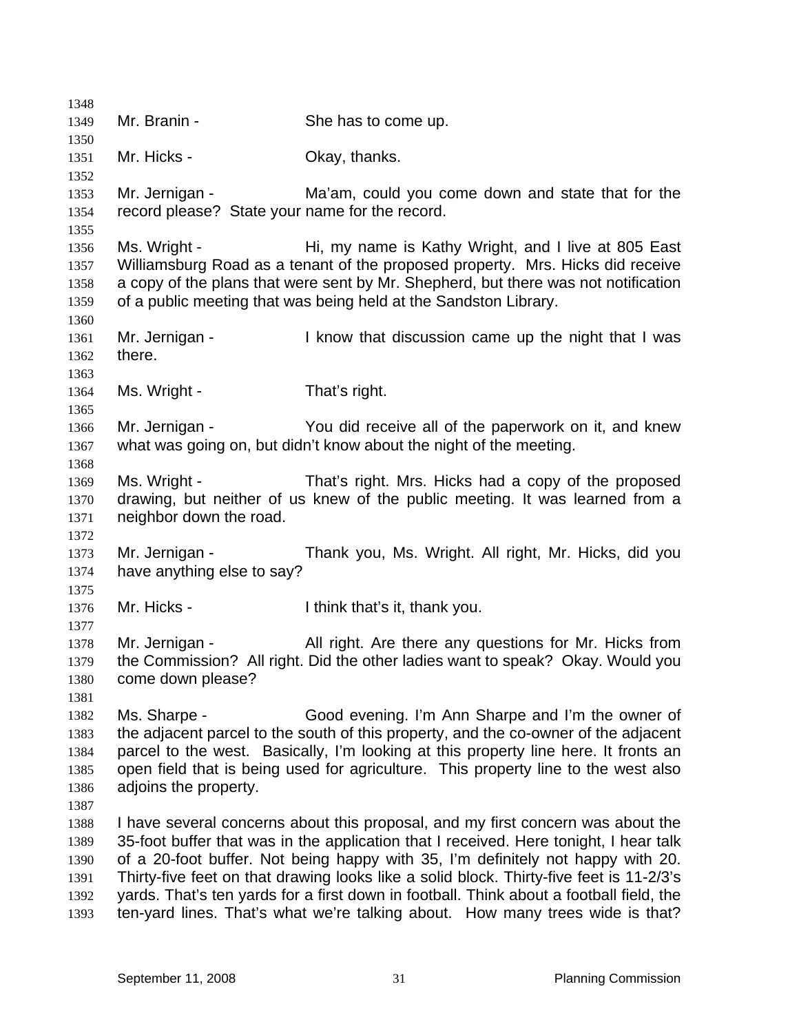Mr. Branin - She has to come up.

Mr. Hicks - Okay, thanks.

Mr. Jernigan - Ma'am, could you come down and state that for the record please? State your name for the record.

Ms. Wright - Hi, my name is Kathy Wright, and I live at 805 East Williamsburg Road as a tenant of the proposed property. Mrs. Hicks did receive a copy of the plans that were sent by Mr. Shepherd, but there was not notification of a public meeting that was being held at the Sandston Library.

Mr. Jernigan - I know that discussion came up the night that I was there.

Ms. Wright - That's right.

Mr. Jernigan - You did receive all of the paperwork on it, and knew what was going on, but didn't know about the night of the meeting.

Ms. Wright - That's right. Mrs. Hicks had a copy of the proposed drawing, but neither of us knew of the public meeting. It was learned from a neighbor down the road.

Mr. Jernigan - Thank you, Ms. Wright. All right, Mr. Hicks, did you have anything else to say?

Mr. Hicks - I think that's it, thank you.

Mr. Jernigan - All right. Are there any questions for Mr. Hicks from the Commission? All right. Did the other ladies want to speak? Okay. Would you come down please?

Ms. Sharpe - Good evening. I'm Ann Sharpe and I'm the owner of the adjacent parcel to the south of this property, and the co-owner of the adjacent parcel to the west. Basically, I'm looking at this property line here. It fronts an open field that is being used for agriculture. This property line to the west also adjoins the property.

I have several concerns about this proposal, and my first concern was about the 35-foot buffer that was in the application that I received. Here tonight, I hear talk of a 20-foot buffer. Not being happy with 35, I'm definitely not happy with 20. Thirty-five feet on that drawing looks like a solid block. Thirty-five feet is 11-2/3's yards. That's ten yards for a first down in football. Think about a football field, the ten-yard lines. That's what we're talking about. How many trees wide is that?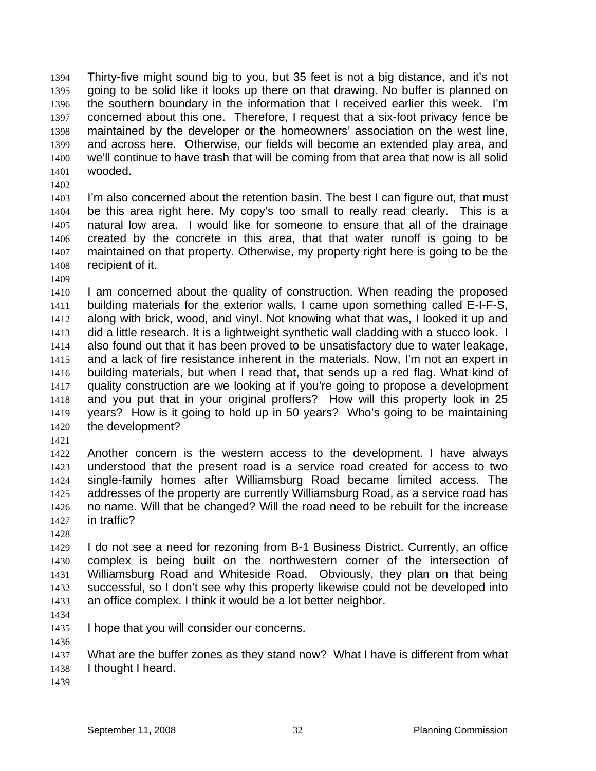Thirty-five might sound big to you, but 35 feet is not a big distance, and it's not going to be solid like it looks up there on that drawing. No buffer is planned on the southern boundary in the information that I received earlier this week. I'm concerned about this one. Therefore, I request that a six-foot privacy fence be maintained by the developer or the homeowners' association on the west line, and across here. Otherwise, our fields will become an extended play area, and we'll continue to have trash that will be coming from that area that now is all solid wooded.

I'm also concerned about the retention basin. The best I can figure out, that must be this area right here. My copy's too small to really read clearly. This is a natural low area. I would like for someone to ensure that all of the drainage created by the concrete in this area, that that water runoff is going to be maintained on that property. Otherwise, my property right here is going to be the recipient of it.

I am concerned about the quality of construction. When reading the proposed building materials for the exterior walls, I came upon something called E-I-F-S, along with brick, wood, and vinyl. Not knowing what that was, I looked it up and did a little research. It is a lightweight synthetic wall cladding with a stucco look. I also found out that it has been proved to be unsatisfactory due to water leakage, and a lack of fire resistance inherent in the materials. Now, I'm not an expert in building materials, but when I read that, that sends up a red flag. What kind of quality construction are we looking at if you're going to propose a development and you put that in your original proffers? How will this property look in 25 years? How is it going to hold up in 50 years? Who's going to be maintaining the development?

Another concern is the western access to the development. I have always understood that the present road is a service road created for access to two single-family homes after Williamsburg Road became limited access. The addresses of the property are currently Williamsburg Road, as a service road has no name. Will that be changed? Will the road need to be rebuilt for the increase in traffic?

I do not see a need for rezoning from B-1 Business District. Currently, an office complex is being built on the northwestern corner of the intersection of Williamsburg Road and Whiteside Road. Obviously, they plan on that being successful, so I don't see why this property likewise could not be developed into an office complex. I think it would be a lot better neighbor.

I hope that you will consider our concerns.

What are the buffer zones as they stand now? What I have is different from what I thought I heard.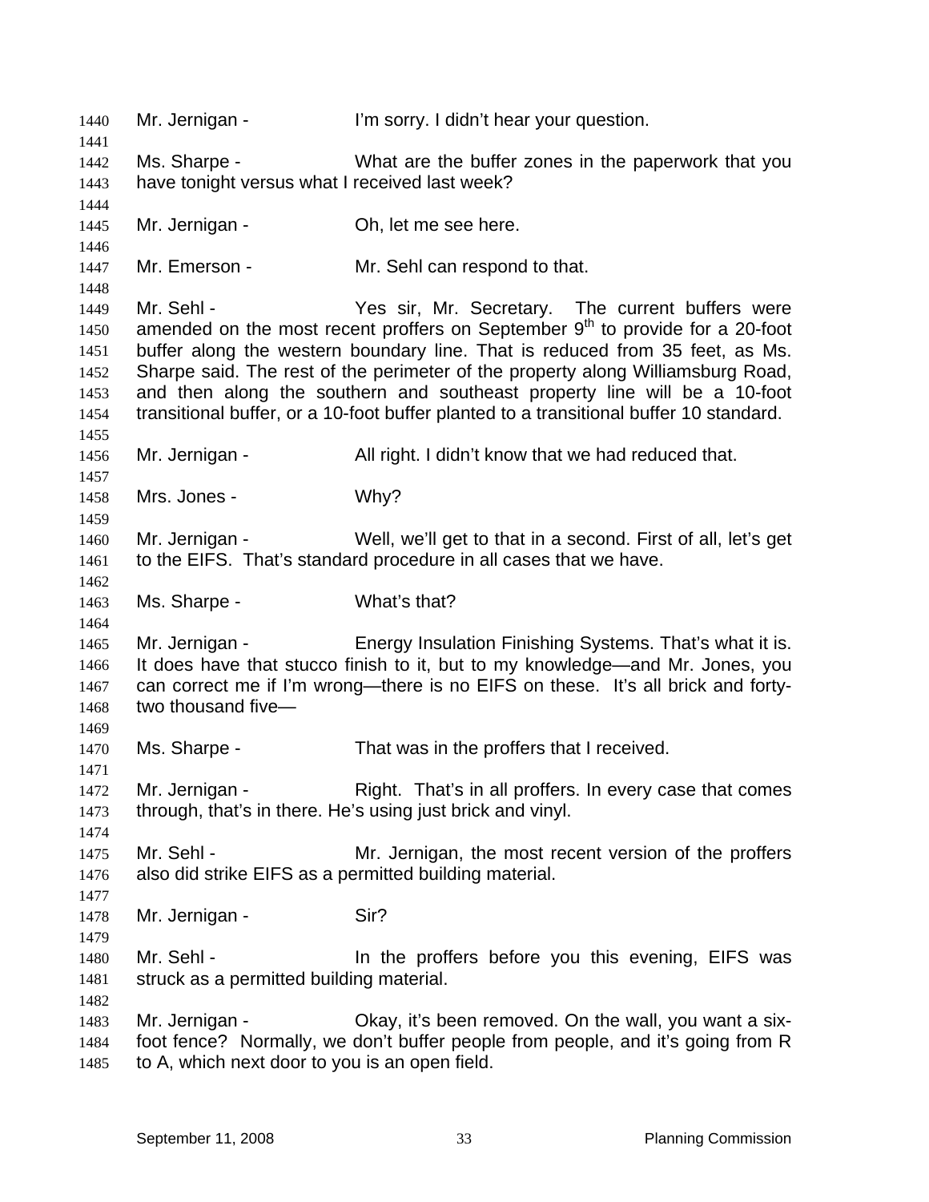1440 Mr. Jernigan - I'm sorry. I didn't hear your question.

1442 Ms. Sharpe - What are the buffer zones in the paperwork that you
1443 have tonight versus what I received last week?

1445 Mr. Jernigan - Oh, let me see here.

1447 Mr. Emerson - Mr. Sehl can respond to that.

1449 Mr. Sehl - Yes sir, Mr. Secretary. The current buffers were
1450 amended on the most recent proffers on September 9th to provide for a 20-foot
1451 buffer along the western boundary line. That is reduced from 35 feet, as Ms.
1452 Sharpe said. The rest of the perimeter of the property along Williamsburg Road,
1453 and then along the southern and southeast property line will be a 10-foot
1454 transitional buffer, or a 10-foot buffer planted to a transitional buffer 10 standard.

1456 Mr. Jernigan - All right. I didn't know that we had reduced that.

1458 Mrs. Jones - Why?

1460 Mr. Jernigan - Well, we'll get to that in a second. First of all, let's get
1461 to the EIFS. That's standard procedure in all cases that we have.

1463 Ms. Sharpe - What's that?

1465 Mr. Jernigan - Energy Insulation Finishing Systems. That's what it is.
1466 It does have that stucco finish to it, but to my knowledge—and Mr. Jones, you
1467 can correct me if I'm wrong—there is no EIFS on these. It's all brick and forty-
1468 two thousand five—

1470 Ms. Sharpe - That was in the proffers that I received.

1472 Mr. Jernigan - Right. That's in all proffers. In every case that comes
1473 through, that's in there. He's using just brick and vinyl.

1475 Mr. Sehl - Mr. Jernigan, the most recent version of the proffers
1476 also did strike EIFS as a permitted building material.

1478 Mr. Jernigan - Sir?

1480 Mr. Sehl - In the proffers before you this evening, EIFS was
1481 struck as a permitted building material.

1483 Mr. Jernigan - Okay, it's been removed. On the wall, you want a six-
1484 foot fence? Normally, we don't buffer people from people, and it's going from R
1485 to A, which next door to you is an open field.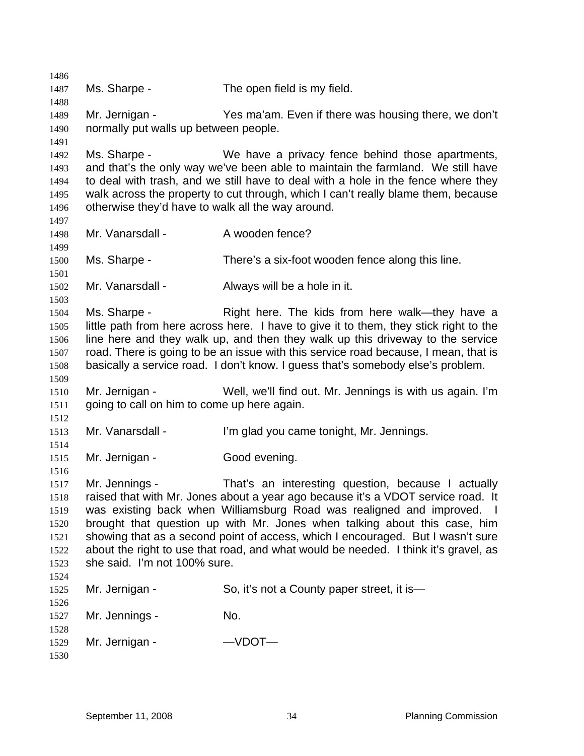Ms. Sharpe - The open field is my field.

Mr. Jernigan - Yes ma'am. Even if there was housing there, we don't normally put walls up between people.

Ms. Sharpe - We have a privacy fence behind those apartments, and that's the only way we've been able to maintain the farmland. We still have to deal with trash, and we still have to deal with a hole in the fence where they walk across the property to cut through, which I can't really blame them, because otherwise they'd have to walk all the way around.

Mr. Vanarsdall - A wooden fence?

Ms. Sharpe - There's a six-foot wooden fence along this line.

Mr. Vanarsdall - Always will be a hole in it.

Ms. Sharpe - Right here. The kids from here walk—they have a little path from here across here. I have to give it to them, they stick right to the line here and they walk up, and then they walk up this driveway to the service road. There is going to be an issue with this service road because, I mean, that is basically a service road. I don't know. I guess that's somebody else's problem.

Mr. Jernigan - Well, we'll find out. Mr. Jennings is with us again. I'm going to call on him to come up here again.

Mr. Vanarsdall - I'm glad you came tonight, Mr. Jennings.

Mr. Jernigan - Good evening.

Mr. Jennings - That's an interesting question, because I actually raised that with Mr. Jones about a year ago because it's a VDOT service road. It was existing back when Williamsburg Road was realigned and improved. I brought that question up with Mr. Jones when talking about this case, him showing that as a second point of access, which I encouraged. But I wasn't sure about the right to use that road, and what would be needed. I think it's gravel, as she said. I'm not 100% sure.

Mr. Jernigan - So, it's not a County paper street, it is—

Mr. Jennings - No.

Mr. Jernigan - —VDOT—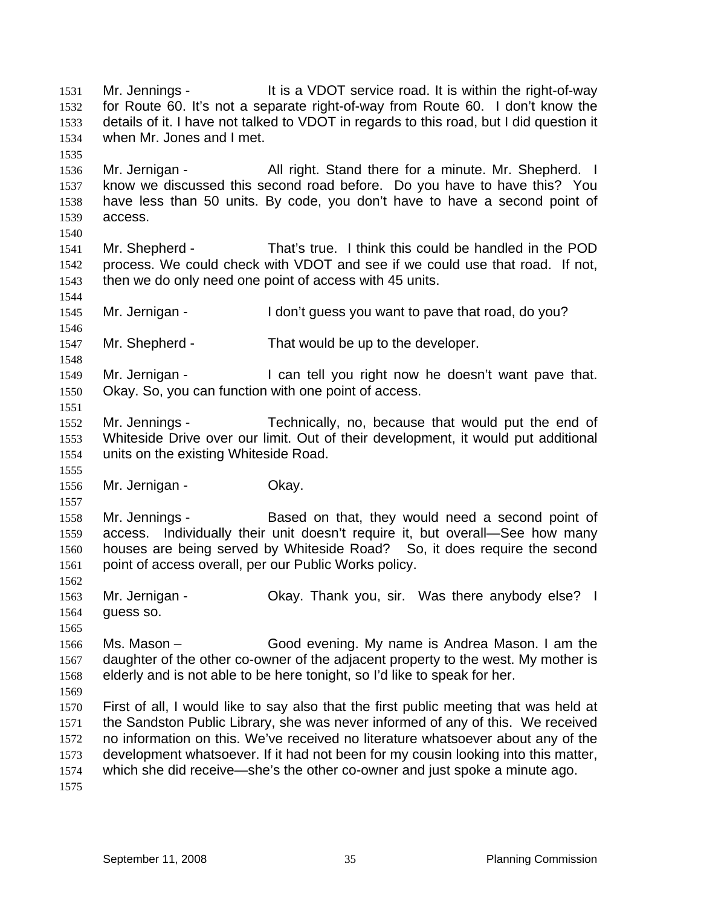Mr. Jennings - It is a VDOT service road. It is within the right-of-way for Route 60. It's not a separate right-of-way from Route 60. I don't know the details of it. I have not talked to VDOT in regards to this road, but I did question it when Mr. Jones and I met.

Mr. Jernigan - All right. Stand there for a minute. Mr. Shepherd. I know we discussed this second road before. Do you have to have this? You have less than 50 units. By code, you don't have to have a second point of access.

Mr. Shepherd - That's true. I think this could be handled in the POD process. We could check with VDOT and see if we could use that road. If not, then we do only need one point of access with 45 units.

Mr. Jernigan - I don't guess you want to pave that road, do you?

Mr. Shepherd - That would be up to the developer.

Mr. Jernigan - I can tell you right now he doesn't want pave that. Okay. So, you can function with one point of access.

Mr. Jennings - Technically, no, because that would put the end of Whiteside Drive over our limit. Out of their development, it would put additional units on the existing Whiteside Road.

Mr. Jernigan - Okay.

Mr. Jennings - Based on that, they would need a second point of access. Individually their unit doesn't require it, but overall—See how many houses are being served by Whiteside Road? So, it does require the second point of access overall, per our Public Works policy.

Mr. Jernigan - Okay. Thank you, sir. Was there anybody else? I guess so.

Ms. Mason – Good evening. My name is Andrea Mason. I am the daughter of the other co-owner of the adjacent property to the west. My mother is elderly and is not able to be here tonight, so I'd like to speak for her.

First of all, I would like to say also that the first public meeting that was held at the Sandston Public Library, she was never informed of any of this. We received no information on this. We've received no literature whatsoever about any of the development whatsoever. If it had not been for my cousin looking into this matter, which she did receive—she's the other co-owner and just spoke a minute ago.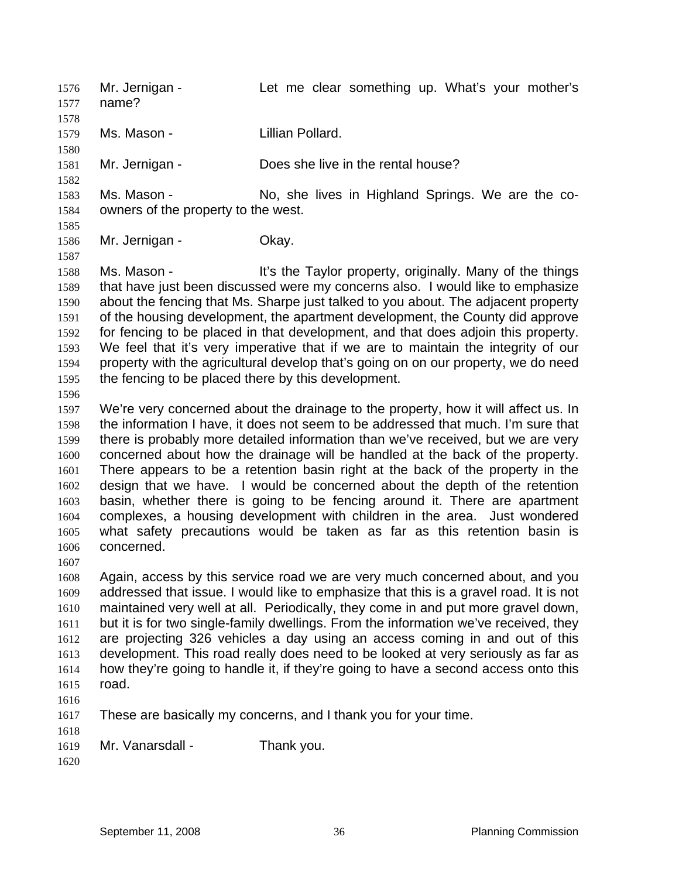Mr. Jernigan - Let me clear something up. What's your mother's name?

Ms. Mason - Lillian Pollard.

Mr. Jernigan - Does she live in the rental house?

Ms. Mason - No, she lives in Highland Springs. We are the co-owners of the property to the west.

Mr. Jernigan - Okay.

Ms. Mason - It's the Taylor property, originally. Many of the things that have just been discussed were my concerns also. I would like to emphasize about the fencing that Ms. Sharpe just talked to you about. The adjacent property of the housing development, the apartment development, the County did approve for fencing to be placed in that development, and that does adjoin this property. We feel that it's very imperative that if we are to maintain the integrity of our property with the agricultural develop that's going on on our property, we do need the fencing to be placed there by this development.

We're very concerned about the drainage to the property, how it will affect us. In the information I have, it does not seem to be addressed that much. I'm sure that there is probably more detailed information than we've received, but we are very concerned about how the drainage will be handled at the back of the property. There appears to be a retention basin right at the back of the property in the design that we have. I would be concerned about the depth of the retention basin, whether there is going to be fencing around it. There are apartment complexes, a housing development with children in the area. Just wondered what safety precautions would be taken as far as this retention basin is concerned.

Again, access by this service road we are very much concerned about, and you addressed that issue. I would like to emphasize that this is a gravel road. It is not maintained very well at all. Periodically, they come in and put more gravel down, but it is for two single-family dwellings. From the information we've received, they are projecting 326 vehicles a day using an access coming in and out of this development. This road really does need to be looked at very seriously as far as how they're going to handle it, if they're going to have a second access onto this road.

These are basically my concerns, and I thank you for your time.

Mr. Vanarsdall - Thank you.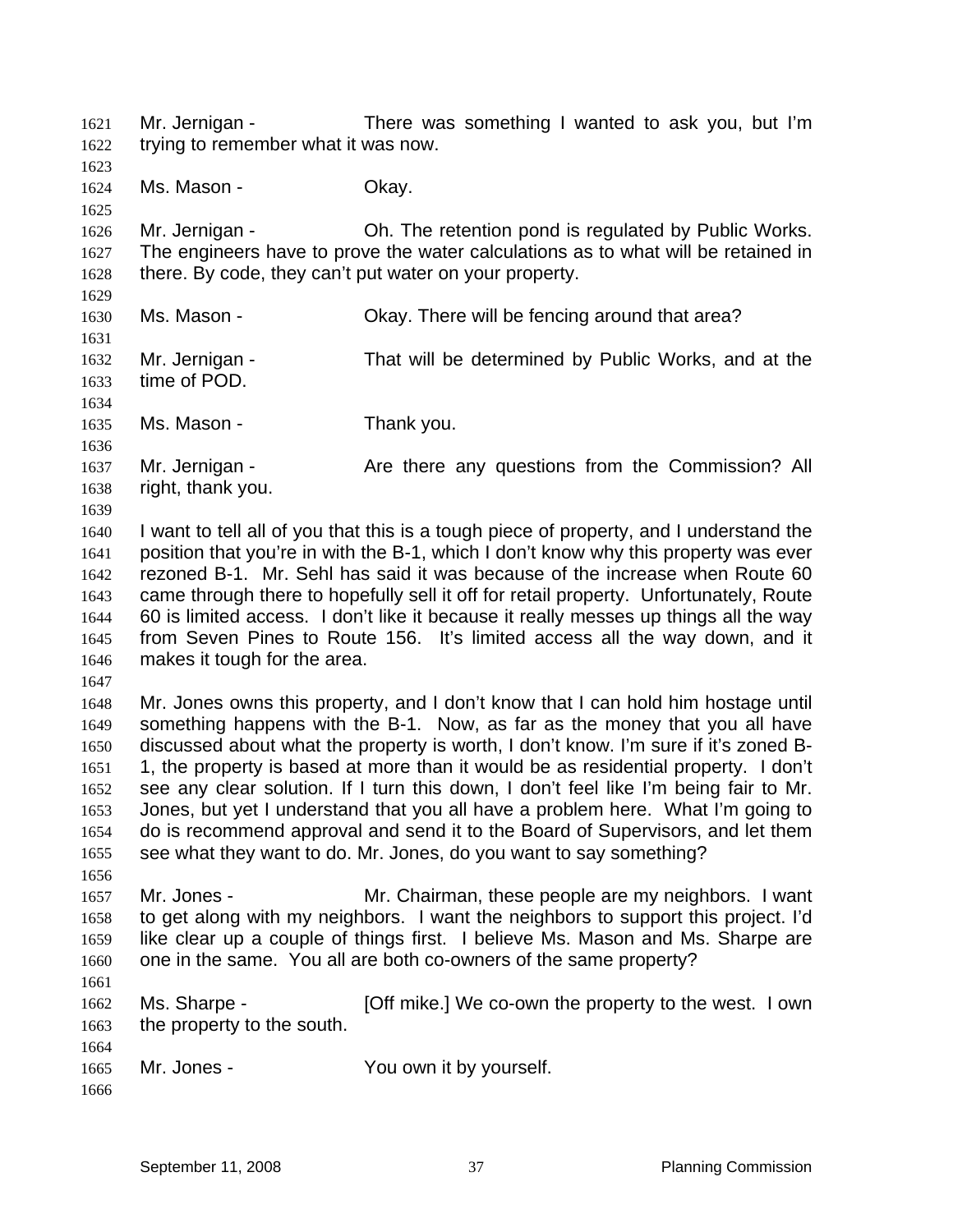Mr. Jernigan - There was something I wanted to ask you, but I'm trying to remember what it was now.

Ms. Mason - Okay.

Mr. Jernigan - Oh. The retention pond is regulated by Public Works. The engineers have to prove the water calculations as to what will be retained in there. By code, they can't put water on your property.

Ms. Mason - Okay. There will be fencing around that area?

Mr. Jernigan - That will be determined by Public Works, and at the time of POD.

Ms. Mason - Thank you.

Mr. Jernigan - Are there any questions from the Commission? All right, thank you.

I want to tell all of you that this is a tough piece of property, and I understand the position that you're in with the B-1, which I don't know why this property was ever rezoned B-1. Mr. Sehl has said it was because of the increase when Route 60 came through there to hopefully sell it off for retail property. Unfortunately, Route 60 is limited access. I don't like it because it really messes up things all the way from Seven Pines to Route 156. It's limited access all the way down, and it makes it tough for the area.

Mr. Jones owns this property, and I don't know that I can hold him hostage until something happens with the B-1. Now, as far as the money that you all have discussed about what the property is worth, I don't know. I'm sure if it's zoned B-1, the property is based at more than it would be as residential property. I don't see any clear solution. If I turn this down, I don't feel like I'm being fair to Mr. Jones, but yet I understand that you all have a problem here. What I'm going to do is recommend approval and send it to the Board of Supervisors, and let them see what they want to do. Mr. Jones, do you want to say something?

Mr. Jones - Mr. Chairman, these people are my neighbors. I want to get along with my neighbors. I want the neighbors to support this project. I'd like clear up a couple of things first. I believe Ms. Mason and Ms. Sharpe are one in the same. You all are both co-owners of the same property?

Ms. Sharpe - [Off mike.] We co-own the property to the west. I own the property to the south.

Mr. Jones - You own it by yourself.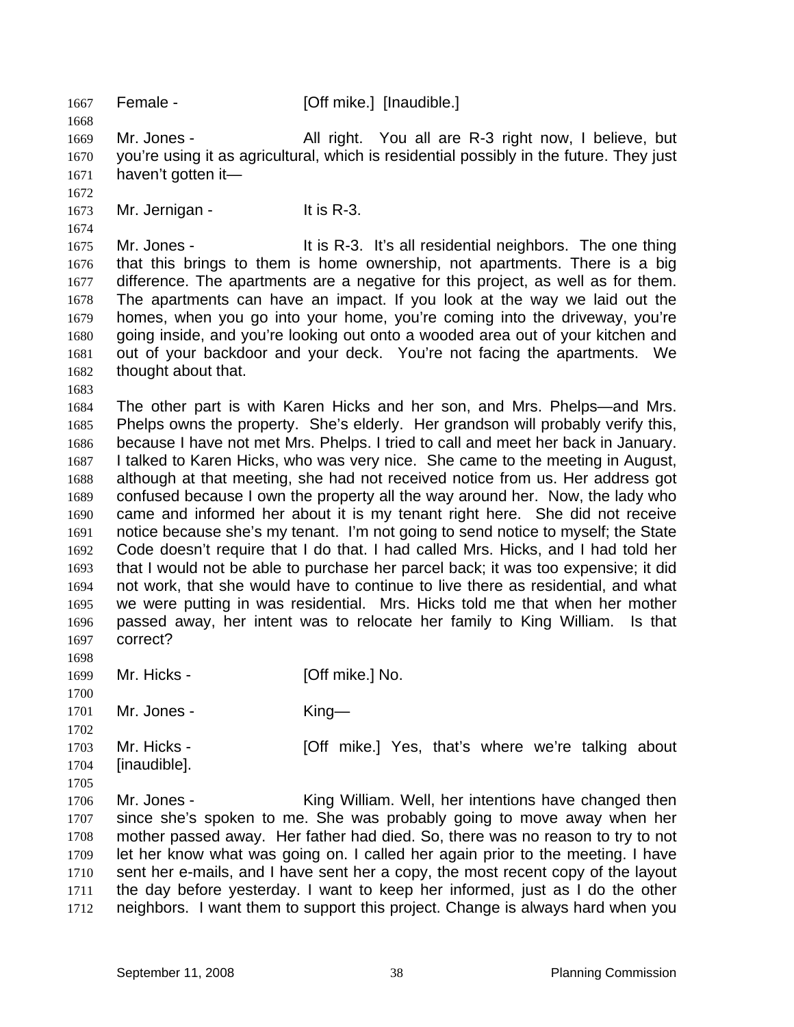Female - [Off mike.] [Inaudible.]

Mr. Jones - All right. You all are R-3 right now, I believe, but you're using it as agricultural, which is residential possibly in the future. They just haven't gotten it—

Mr. Jernigan - It is R-3.

Mr. Jones - It is R-3. It's all residential neighbors. The one thing that this brings to them is home ownership, not apartments. There is a big difference. The apartments are a negative for this project, as well as for them. The apartments can have an impact. If you look at the way we laid out the homes, when you go into your home, you're coming into the driveway, you're going inside, and you're looking out onto a wooded area out of your kitchen and out of your backdoor and your deck. You're not facing the apartments. We thought about that.

The other part is with Karen Hicks and her son, and Mrs. Phelps—and Mrs. Phelps owns the property. She's elderly. Her grandson will probably verify this, because I have not met Mrs. Phelps. I tried to call and meet her back in January. I talked to Karen Hicks, who was very nice. She came to the meeting in August, although at that meeting, she had not received notice from us. Her address got confused because I own the property all the way around her. Now, the lady who came and informed her about it is my tenant right here. She did not receive notice because she's my tenant. I'm not going to send notice to myself; the State Code doesn't require that I do that. I had called Mrs. Hicks, and I had told her that I would not be able to purchase her parcel back; it was too expensive; it did not work, that she would have to continue to live there as residential, and what we were putting in was residential. Mrs. Hicks told me that when her mother passed away, her intent was to relocate her family to King William. Is that correct?

Mr. Hicks - [Off mike.] No.

Mr. Jones - King—

Mr. Hicks - [Off mike.] Yes, that's where we're talking about [inaudible].

Mr. Jones - King William. Well, her intentions have changed then since she's spoken to me. She was probably going to move away when her mother passed away. Her father had died. So, there was no reason to try to not let her know what was going on. I called her again prior to the meeting. I have sent her e-mails, and I have sent her a copy, the most recent copy of the layout the day before yesterday. I want to keep her informed, just as I do the other neighbors. I want them to support this project. Change is always hard when you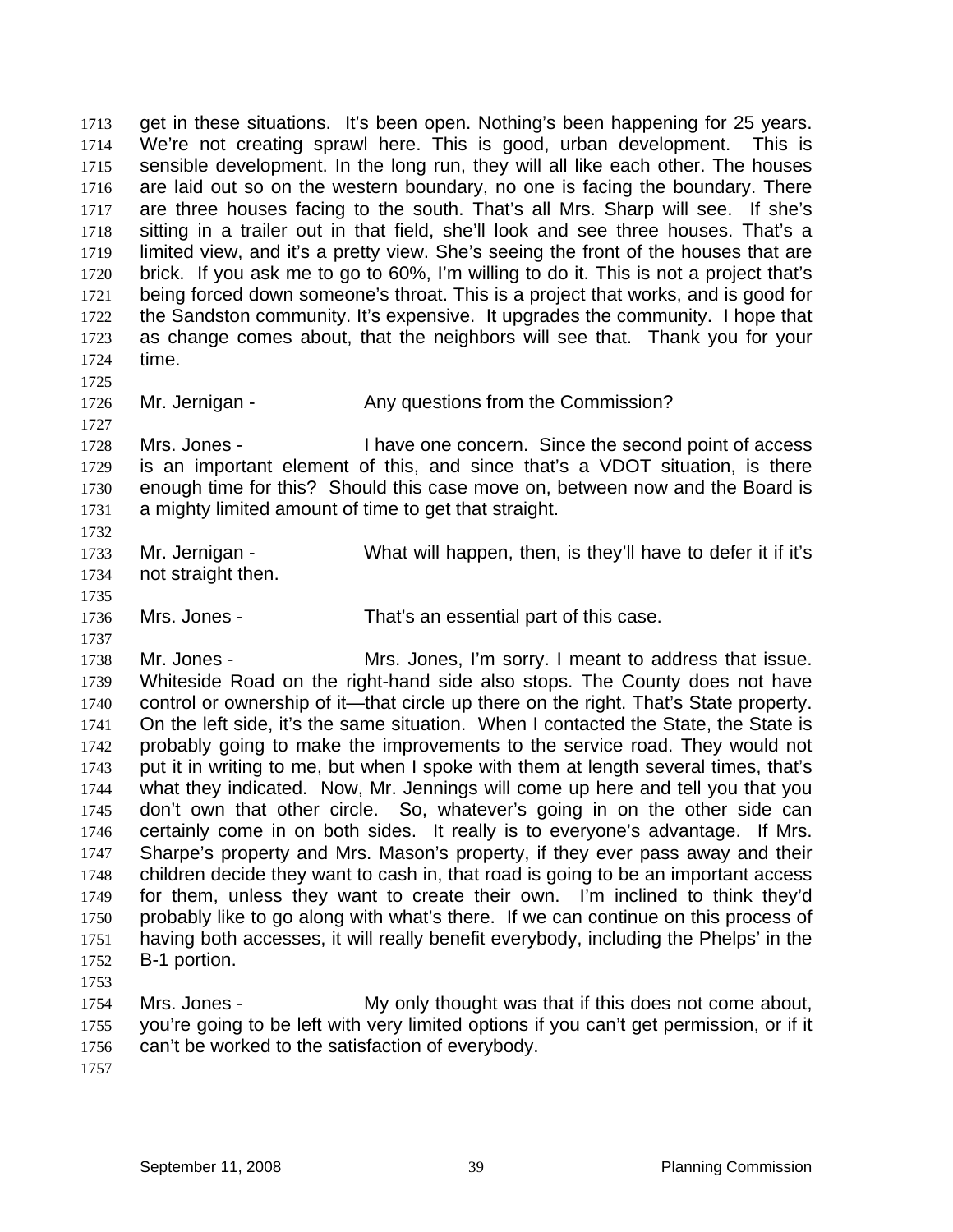get in these situations. It's been open. Nothing's been happening for 25 years. We're not creating sprawl here. This is good, urban development. This is sensible development. In the long run, they will all like each other. The houses are laid out so on the western boundary, no one is facing the boundary. There are three houses facing to the south. That's all Mrs. Sharp will see. If she's sitting in a trailer out in that field, she'll look and see three houses. That's a limited view, and it's a pretty view. She's seeing the front of the houses that are brick. If you ask me to go to 60%, I'm willing to do it. This is not a project that's being forced down someone's throat. This is a project that works, and is good for the Sandston community. It's expensive. It upgrades the community. I hope that as change comes about, that the neighbors will see that. Thank you for your time.

Mr. Jernigan - Any questions from the Commission?

Mrs. Jones - I have one concern. Since the second point of access is an important element of this, and since that's a VDOT situation, is there enough time for this? Should this case move on, between now and the Board is a mighty limited amount of time to get that straight.

Mr. Jernigan - What will happen, then, is they'll have to defer it if it's not straight then.

Mrs. Jones - That's an essential part of this case.

Mr. Jones - Mrs. Jones, I'm sorry. I meant to address that issue. Whiteside Road on the right-hand side also stops. The County does not have control or ownership of it—that circle up there on the right. That's State property. On the left side, it's the same situation. When I contacted the State, the State is probably going to make the improvements to the service road. They would not put it in writing to me, but when I spoke with them at length several times, that's what they indicated. Now, Mr. Jennings will come up here and tell you that you don't own that other circle. So, whatever's going in on the other side can certainly come in on both sides. It really is to everyone's advantage. If Mrs. Sharpe's property and Mrs. Mason's property, if they ever pass away and their children decide they want to cash in, that road is going to be an important access for them, unless they want to create their own. I'm inclined to think they'd probably like to go along with what's there. If we can continue on this process of having both accesses, it will really benefit everybody, including the Phelps' in the B-1 portion.

Mrs. Jones - My only thought was that if this does not come about, you're going to be left with very limited options if you can't get permission, or if it can't be worked to the satisfaction of everybody.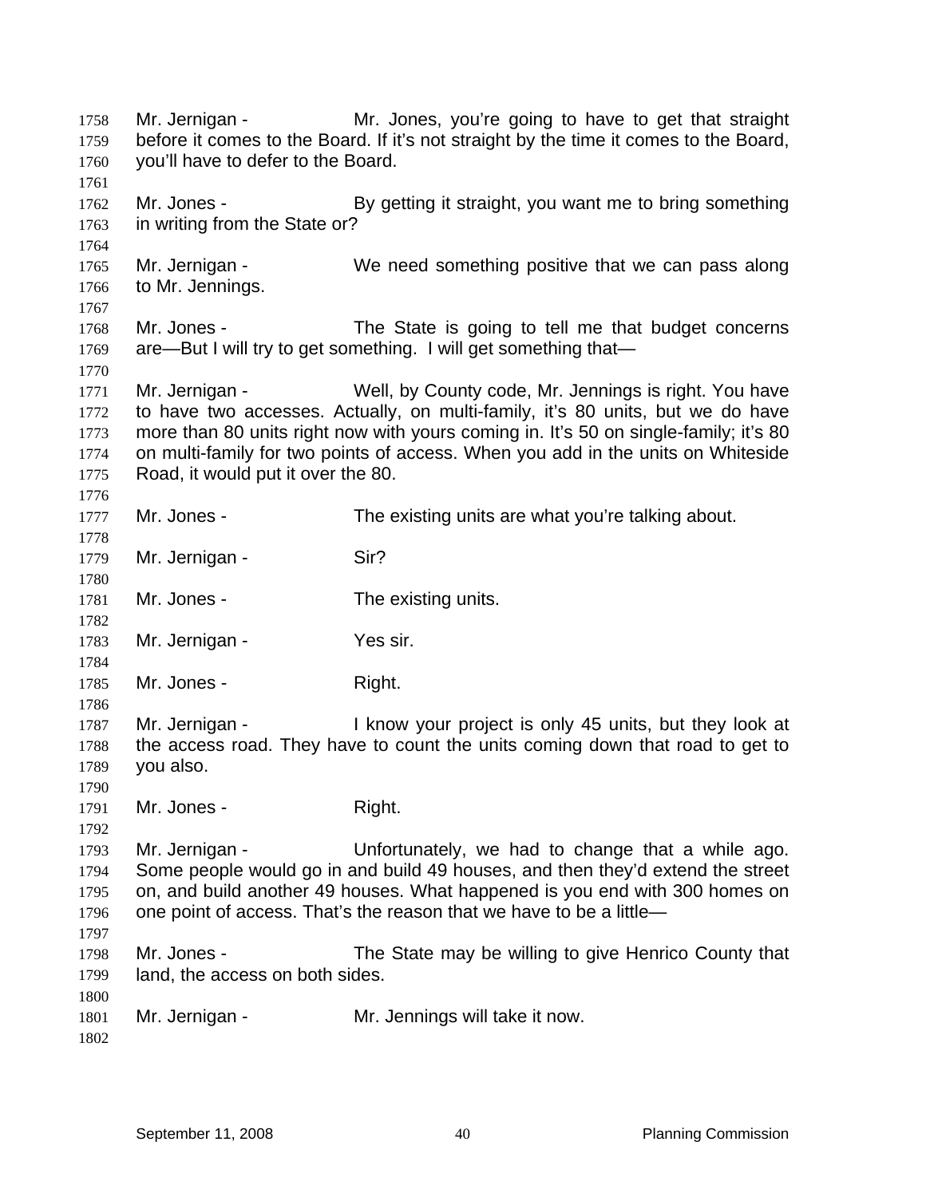Mr. Jernigan - Mr. Jones, you're going to have to get that straight before it comes to the Board. If it's not straight by the time it comes to the Board, you'll have to defer to the Board.

Mr. Jones - By getting it straight, you want me to bring something in writing from the State or?

Mr. Jernigan - We need something positive that we can pass along to Mr. Jennings.

Mr. Jones - The State is going to tell me that budget concerns are—But I will try to get something. I will get something that—

Mr. Jernigan - Well, by County code, Mr. Jennings is right. You have to have two accesses. Actually, on multi-family, it's 80 units, but we do have more than 80 units right now with yours coming in. It's 50 on single-family; it's 80 on multi-family for two points of access. When you add in the units on Whiteside Road, it would put it over the 80.

Mr. Jones - The existing units are what you're talking about.

Mr. Jernigan - Sir?

Mr. Jones - The existing units.

Mr. Jernigan - Yes sir.

Mr. Jones - Right.

Mr. Jernigan - I know your project is only 45 units, but they look at the access road. They have to count the units coming down that road to get to you also.

Mr. Jones - Right.

Mr. Jernigan - Unfortunately, we had to change that a while ago. Some people would go in and build 49 houses, and then they'd extend the street on, and build another 49 houses. What happened is you end with 300 homes on one point of access. That's the reason that we have to be a little—

Mr. Jones - The State may be willing to give Henrico County that land, the access on both sides.

Mr. Jernigan - Mr. Jennings will take it now.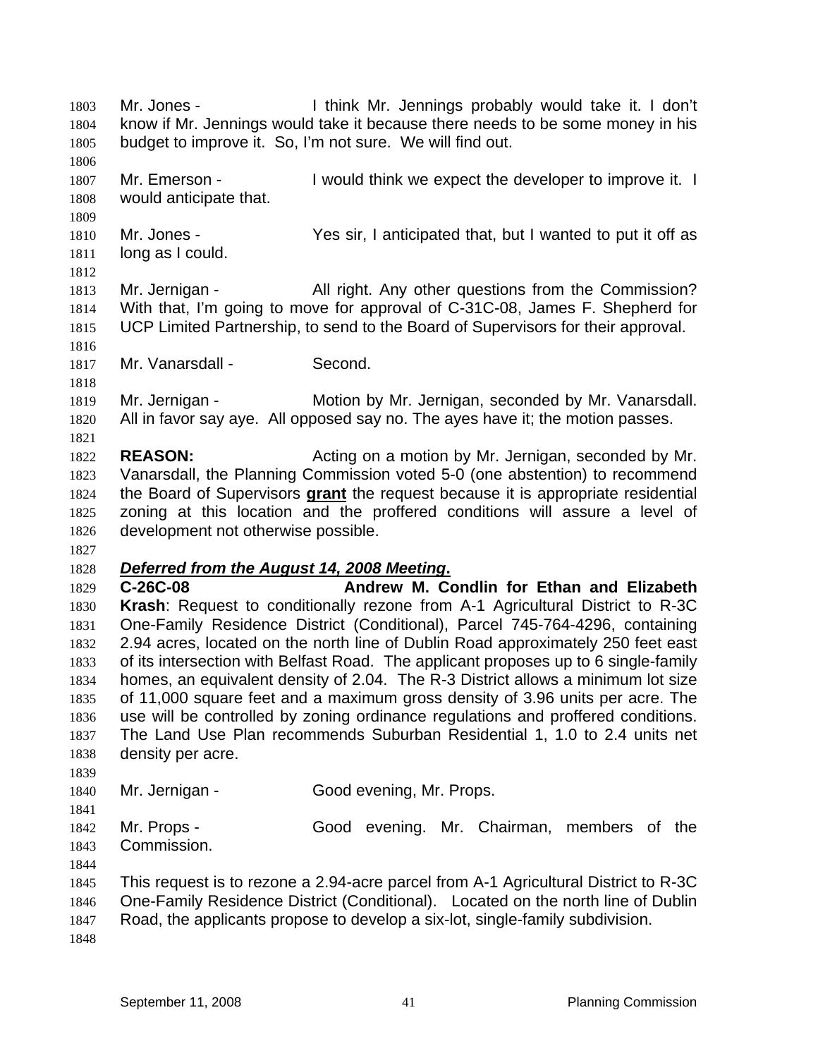Mr. Jones - I think Mr. Jennings probably would take it. I don't know if Mr. Jennings would take it because there needs to be some money in his budget to improve it. So, I'm not sure. We will find out.

Mr. Emerson - I would think we expect the developer to improve it. I would anticipate that.

Mr. Jones - Yes sir, I anticipated that, but I wanted to put it off as long as I could.

Mr. Jernigan - All right. Any other questions from the Commission? With that, I'm going to move for approval of C-31C-08, James F. Shepherd for UCP Limited Partnership, to send to the Board of Supervisors for their approval.

Mr. Vanarsdall - Second.

Mr. Jernigan - Motion by Mr. Jernigan, seconded by Mr. Vanarsdall. All in favor say aye. All opposed say no. The ayes have it; the motion passes.

**REASON:** Acting on a motion by Mr. Jernigan, seconded by Mr. Vanarsdall, the Planning Commission voted 5-0 (one abstention) to recommend the Board of Supervisors **grant** the request because it is appropriate residential zoning at this location and the proffered conditions will assure a level of development not otherwise possible.

***Deferred from the August 14, 2008 Meeting.***

**C-26C-08 Andrew M. Condlin for Ethan and Elizabeth Krash**: Request to conditionally rezone from A-1 Agricultural District to R-3C One-Family Residence District (Conditional), Parcel 745-764-4296, containing 2.94 acres, located on the north line of Dublin Road approximately 250 feet east of its intersection with Belfast Road. The applicant proposes up to 6 single-family homes, an equivalent density of 2.04. The R-3 District allows a minimum lot size of 11,000 square feet and a maximum gross density of 3.96 units per acre. The use will be controlled by zoning ordinance regulations and proffered conditions. The Land Use Plan recommends Suburban Residential 1, 1.0 to 2.4 units net density per acre.

Mr. Jernigan - Good evening, Mr. Props.

Mr. Props - Good evening. Mr. Chairman, members of the Commission.

This request is to rezone a 2.94-acre parcel from A-1 Agricultural District to R-3C One-Family Residence District (Conditional). Located on the north line of Dublin Road, the applicants propose to develop a six-lot, single-family subdivision.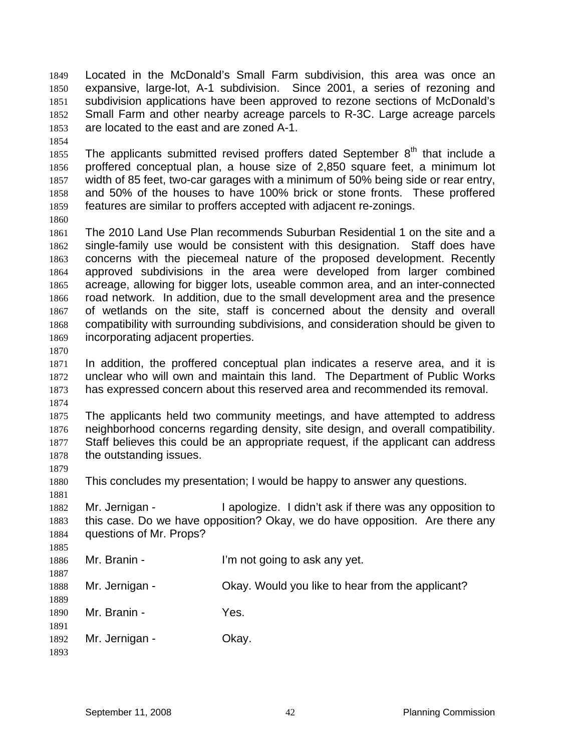Located in the McDonald's Small Farm subdivision, this area was once an expansive, large-lot, A-1 subdivision. Since 2001, a series of rezoning and subdivision applications have been approved to rezone sections of McDonald's Small Farm and other nearby acreage parcels to R-3C. Large acreage parcels are located to the east and are zoned A-1.

The applicants submitted revised proffers dated September 8th that include a proffered conceptual plan, a house size of 2,850 square feet, a minimum lot width of 85 feet, two-car garages with a minimum of 50% being side or rear entry, and 50% of the houses to have 100% brick or stone fronts. These proffered features are similar to proffers accepted with adjacent re-zonings.

The 2010 Land Use Plan recommends Suburban Residential 1 on the site and a single-family use would be consistent with this designation. Staff does have concerns with the piecemeal nature of the proposed development. Recently approved subdivisions in the area were developed from larger combined acreage, allowing for bigger lots, useable common area, and an inter-connected road network. In addition, due to the small development area and the presence of wetlands on the site, staff is concerned about the density and overall compatibility with surrounding subdivisions, and consideration should be given to incorporating adjacent properties.

In addition, the proffered conceptual plan indicates a reserve area, and it is unclear who will own and maintain this land. The Department of Public Works has expressed concern about this reserved area and recommended its removal.

The applicants held two community meetings, and have attempted to address neighborhood concerns regarding density, site design, and overall compatibility. Staff believes this could be an appropriate request, if the applicant can address the outstanding issues.

This concludes my presentation; I would be happy to answer any questions.

Mr. Jernigan - I apologize. I didn't ask if there was any opposition to this case. Do we have opposition? Okay, we do have opposition. Are there any questions of Mr. Props?

Mr. Branin - I'm not going to ask any yet.

Mr. Jernigan - Okay. Would you like to hear from the applicant?

Mr. Branin - Yes.

Mr. Jernigan - Okay.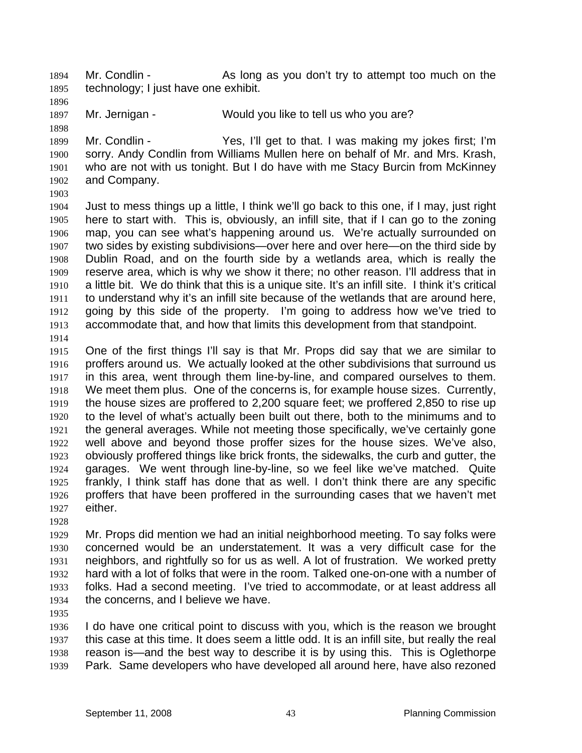Mr. Condlin - As long as you don't try to attempt too much on the technology; I just have one exhibit.

Mr. Jernigan - Would you like to tell us who you are?

Mr. Condlin - Yes, I'll get to that. I was making my jokes first; I'm sorry. Andy Condlin from Williams Mullen here on behalf of Mr. and Mrs. Krash, who are not with us tonight. But I do have with me Stacy Burcin from McKinney and Company.

Just to mess things up a little, I think we'll go back to this one, if I may, just right here to start with. This is, obviously, an infill site, that if I can go to the zoning map, you can see what's happening around us. We're actually surrounded on two sides by existing subdivisions—over here and over here—on the third side by Dublin Road, and on the fourth side by a wetlands area, which is really the reserve area, which is why we show it there; no other reason. I'll address that in a little bit. We do think that this is a unique site. It's an infill site. I think it's critical to understand why it's an infill site because of the wetlands that are around here, going by this side of the property. I'm going to address how we've tried to accommodate that, and how that limits this development from that standpoint.

One of the first things I'll say is that Mr. Props did say that we are similar to proffers around us. We actually looked at the other subdivisions that surround us in this area, went through them line-by-line, and compared ourselves to them. We meet them plus. One of the concerns is, for example house sizes. Currently, the house sizes are proffered to 2,200 square feet; we proffered 2,850 to rise up to the level of what's actually been built out there, both to the minimums and to the general averages. While not meeting those specifically, we've certainly gone well above and beyond those proffer sizes for the house sizes. We've also, obviously proffered things like brick fronts, the sidewalks, the curb and gutter, the garages. We went through line-by-line, so we feel like we've matched. Quite frankly, I think staff has done that as well. I don't think there are any specific proffers that have been proffered in the surrounding cases that we haven't met either.

Mr. Props did mention we had an initial neighborhood meeting. To say folks were concerned would be an understatement. It was a very difficult case for the neighbors, and rightfully so for us as well. A lot of frustration. We worked pretty hard with a lot of folks that were in the room. Talked one-on-one with a number of folks. Had a second meeting. I've tried to accommodate, or at least address all the concerns, and I believe we have.

I do have one critical point to discuss with you, which is the reason we brought this case at this time. It does seem a little odd. It is an infill site, but really the real reason is—and the best way to describe it is by using this. This is Oglethorpe Park. Same developers who have developed all around here, have also rezoned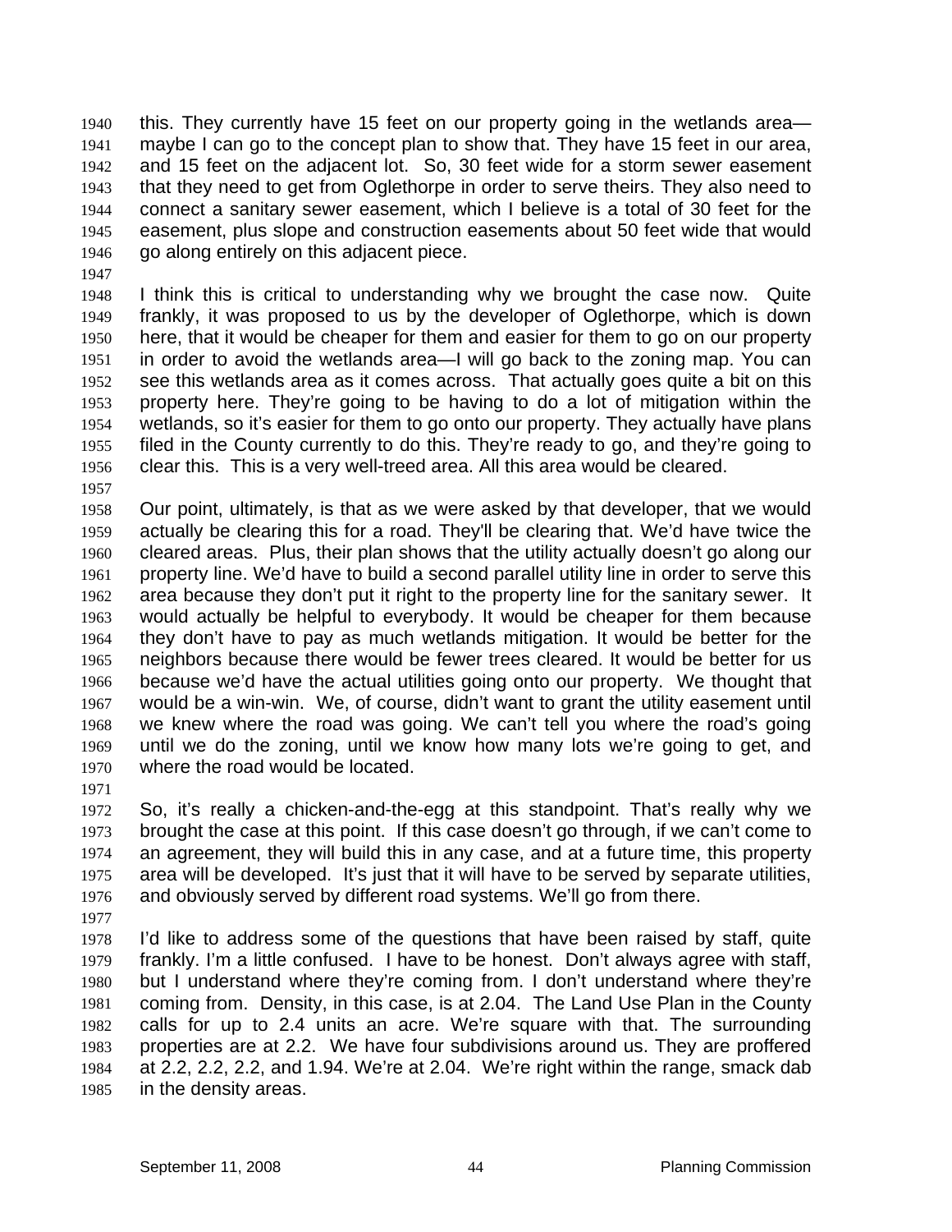this. They currently have 15 feet on our property going in the wetlands area—maybe I can go to the concept plan to show that. They have 15 feet in our area, and 15 feet on the adjacent lot. So, 30 feet wide for a storm sewer easement that they need to get from Oglethorpe in order to serve theirs. They also need to connect a sanitary sewer easement, which I believe is a total of 30 feet for the easement, plus slope and construction easements about 50 feet wide that would go along entirely on this adjacent piece.

I think this is critical to understanding why we brought the case now. Quite frankly, it was proposed to us by the developer of Oglethorpe, which is down here, that it would be cheaper for them and easier for them to go on our property in order to avoid the wetlands area—I will go back to the zoning map. You can see this wetlands area as it comes across. That actually goes quite a bit on this property here. They're going to be having to do a lot of mitigation within the wetlands, so it's easier for them to go onto our property. They actually have plans filed in the County currently to do this. They're ready to go, and they're going to clear this. This is a very well-treed area. All this area would be cleared.

Our point, ultimately, is that as we were asked by that developer, that we would actually be clearing this for a road. They'll be clearing that. We'd have twice the cleared areas. Plus, their plan shows that the utility actually doesn't go along our property line. We'd have to build a second parallel utility line in order to serve this area because they don't put it right to the property line for the sanitary sewer. It would actually be helpful to everybody. It would be cheaper for them because they don't have to pay as much wetlands mitigation. It would be better for the neighbors because there would be fewer trees cleared. It would be better for us because we'd have the actual utilities going onto our property. We thought that would be a win-win. We, of course, didn't want to grant the utility easement until we knew where the road was going. We can't tell you where the road's going until we do the zoning, until we know how many lots we're going to get, and where the road would be located.

So, it's really a chicken-and-the-egg at this standpoint. That's really why we brought the case at this point. If this case doesn't go through, if we can't come to an agreement, they will build this in any case, and at a future time, this property area will be developed. It's just that it will have to be served by separate utilities, and obviously served by different road systems. We'll go from there.

I'd like to address some of the questions that have been raised by staff, quite frankly. I'm a little confused. I have to be honest. Don't always agree with staff, but I understand where they're coming from. I don't understand where they're coming from. Density, in this case, is at 2.04. The Land Use Plan in the County calls for up to 2.4 units an acre. We're square with that. The surrounding properties are at 2.2. We have four subdivisions around us. They are proffered at 2.2, 2.2, 2.2, and 1.94. We're at 2.04. We're right within the range, smack dab in the density areas.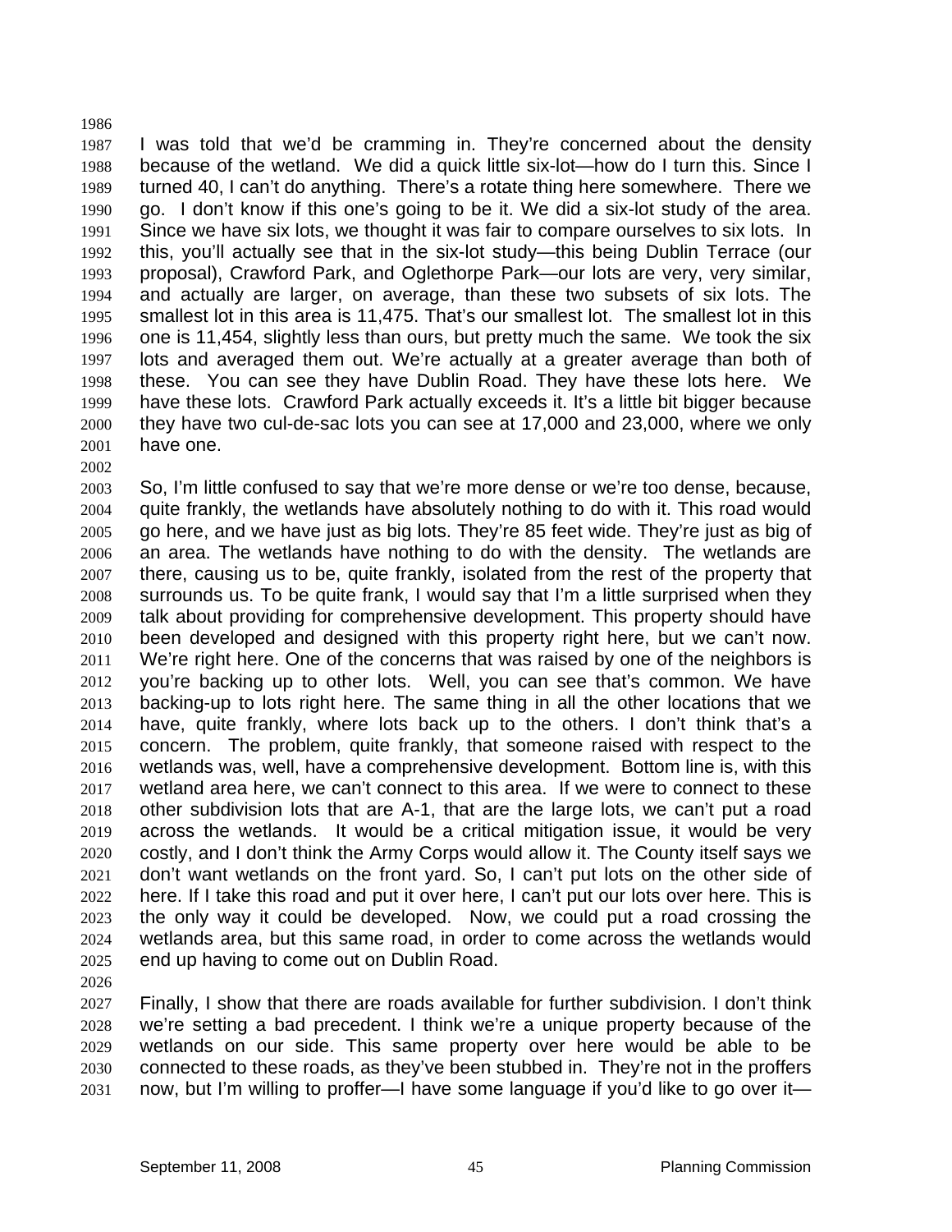I was told that we'd be cramming in. They're concerned about the density because of the wetland. We did a quick little six-lot—how do I turn this. Since I turned 40, I can't do anything. There's a rotate thing here somewhere. There we go. I don't know if this one's going to be it. We did a six-lot study of the area. Since we have six lots, we thought it was fair to compare ourselves to six lots. In this, you'll actually see that in the six-lot study—this being Dublin Terrace (our proposal), Crawford Park, and Oglethorpe Park—our lots are very, very similar, and actually are larger, on average, than these two subsets of six lots. The smallest lot in this area is 11,475. That's our smallest lot. The smallest lot in this one is 11,454, slightly less than ours, but pretty much the same. We took the six lots and averaged them out. We're actually at a greater average than both of these. You can see they have Dublin Road. They have these lots here. We have these lots. Crawford Park actually exceeds it. It's a little bit bigger because they have two cul-de-sac lots you can see at 17,000 and 23,000, where we only have one.

So, I'm little confused to say that we're more dense or we're too dense, because, quite frankly, the wetlands have absolutely nothing to do with it. This road would go here, and we have just as big lots. They're 85 feet wide. They're just as big of an area. The wetlands have nothing to do with the density. The wetlands are there, causing us to be, quite frankly, isolated from the rest of the property that surrounds us. To be quite frank, I would say that I'm a little surprised when they talk about providing for comprehensive development. This property should have been developed and designed with this property right here, but we can't now. We're right here. One of the concerns that was raised by one of the neighbors is you're backing up to other lots. Well, you can see that's common. We have backing-up to lots right here. The same thing in all the other locations that we have, quite frankly, where lots back up to the others. I don't think that's a concern. The problem, quite frankly, that someone raised with respect to the wetlands was, well, have a comprehensive development. Bottom line is, with this wetland area here, we can't connect to this area. If we were to connect to these other subdivision lots that are A-1, that are the large lots, we can't put a road across the wetlands. It would be a critical mitigation issue, it would be very costly, and I don't think the Army Corps would allow it. The County itself says we don't want wetlands on the front yard. So, I can't put lots on the other side of here. If I take this road and put it over here, I can't put our lots over here. This is the only way it could be developed. Now, we could put a road crossing the wetlands area, but this same road, in order to come across the wetlands would end up having to come out on Dublin Road.

Finally, I show that there are roads available for further subdivision. I don't think we're setting a bad precedent. I think we're a unique property because of the wetlands on our side. This same property over here would be able to be connected to these roads, as they've been stubbed in. They're not in the proffers now, but I'm willing to proffer—I have some language if you'd like to go over it—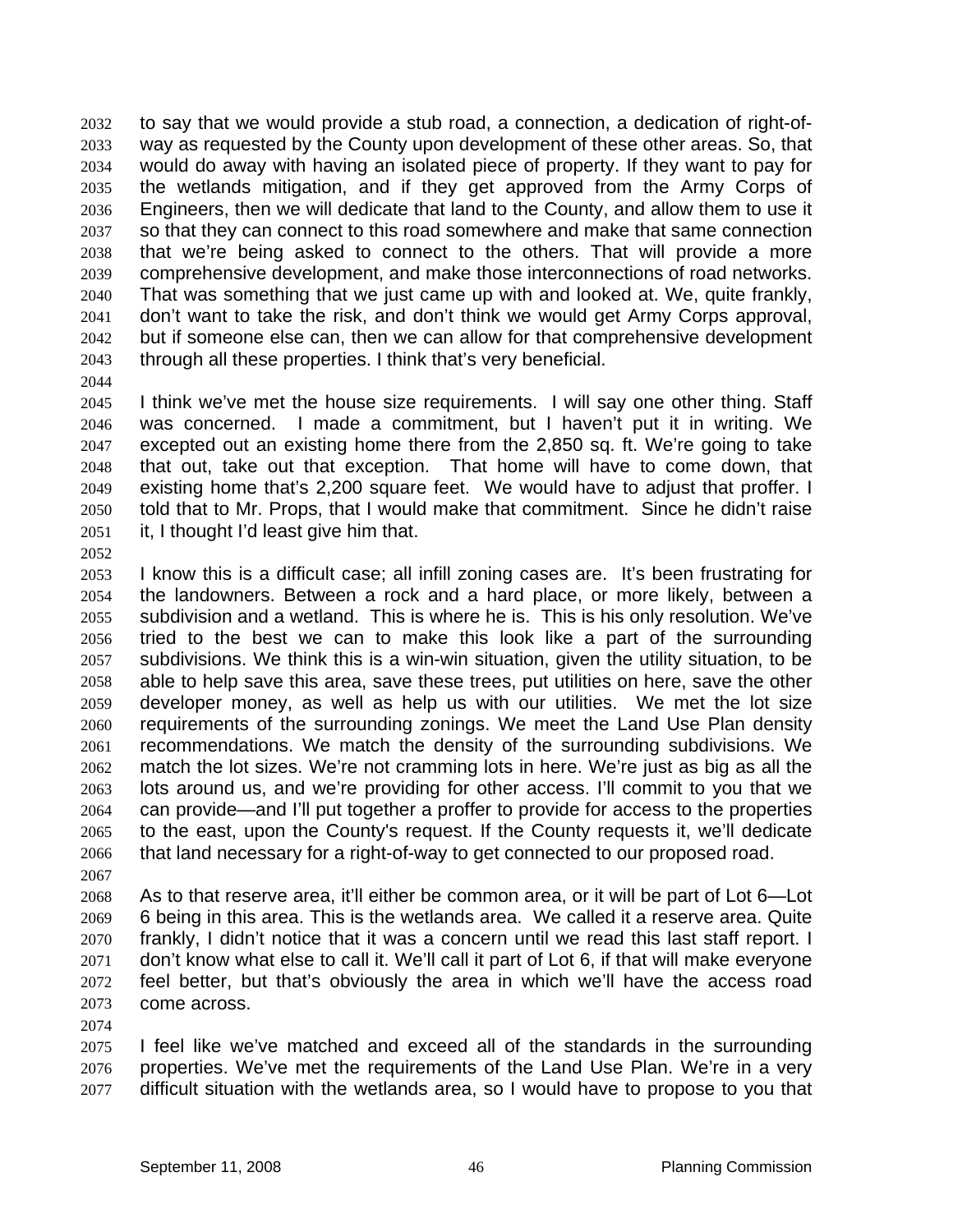to say that we would provide a stub road, a connection, a dedication of right-of-way as requested by the County upon development of these other areas. So, that would do away with having an isolated piece of property. If they want to pay for the wetlands mitigation, and if they get approved from the Army Corps of Engineers, then we will dedicate that land to the County, and allow them to use it so that they can connect to this road somewhere and make that same connection that we're being asked to connect to the others. That will provide a more comprehensive development, and make those interconnections of road networks. That was something that we just came up with and looked at. We, quite frankly, don't want to take the risk, and don't think we would get Army Corps approval, but if someone else can, then we can allow for that comprehensive development through all these properties. I think that's very beneficial.

I think we've met the house size requirements. I will say one other thing. Staff was concerned. I made a commitment, but I haven't put it in writing. We excepted out an existing home there from the 2,850 sq. ft. We're going to take that out, take out that exception. That home will have to come down, that existing home that's 2,200 square feet. We would have to adjust that proffer. I told that to Mr. Props, that I would make that commitment. Since he didn't raise it, I thought I'd least give him that.

I know this is a difficult case; all infill zoning cases are. It's been frustrating for the landowners. Between a rock and a hard place, or more likely, between a subdivision and a wetland. This is where he is. This is his only resolution. We've tried to the best we can to make this look like a part of the surrounding subdivisions. We think this is a win-win situation, given the utility situation, to be able to help save this area, save these trees, put utilities on here, save the other developer money, as well as help us with our utilities. We met the lot size requirements of the surrounding zonings. We meet the Land Use Plan density recommendations. We match the density of the surrounding subdivisions. We match the lot sizes. We're not cramming lots in here. We're just as big as all the lots around us, and we're providing for other access. I'll commit to you that we can provide—and I'll put together a proffer to provide for access to the properties to the east, upon the County's request. If the County requests it, we'll dedicate that land necessary for a right-of-way to get connected to our proposed road.

As to that reserve area, it'll either be common area, or it will be part of Lot 6—Lot 6 being in this area. This is the wetlands area. We called it a reserve area. Quite frankly, I didn't notice that it was a concern until we read this last staff report. I don't know what else to call it. We'll call it part of Lot 6, if that will make everyone feel better, but that's obviously the area in which we'll have the access road come across.

I feel like we've matched and exceed all of the standards in the surrounding properties. We've met the requirements of the Land Use Plan. We're in a very difficult situation with the wetlands area, so I would have to propose to you that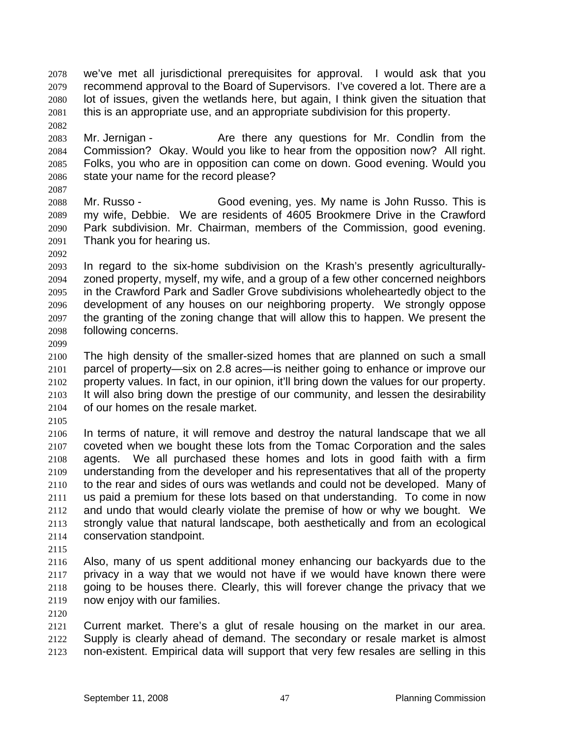we've met all jurisdictional prerequisites for approval. I would ask that you recommend approval to the Board of Supervisors. I've covered a lot. There are a lot of issues, given the wetlands here, but again, I think given the situation that this is an appropriate use, and an appropriate subdivision for this property.

Mr. Jernigan - Are there any questions for Mr. Condlin from the Commission? Okay. Would you like to hear from the opposition now? All right. Folks, you who are in opposition can come on down. Good evening. Would you state your name for the record please?

Mr. Russo - Good evening, yes. My name is John Russo. This is my wife, Debbie. We are residents of 4605 Brookmere Drive in the Crawford Park subdivision. Mr. Chairman, members of the Commission, good evening. Thank you for hearing us.

In regard to the six-home subdivision on the Krash's presently agriculturally-zoned property, myself, my wife, and a group of a few other concerned neighbors in the Crawford Park and Sadler Grove subdivisions wholeheartedly object to the development of any houses on our neighboring property. We strongly oppose the granting of the zoning change that will allow this to happen. We present the following concerns.

The high density of the smaller-sized homes that are planned on such a small parcel of property—six on 2.8 acres—is neither going to enhance or improve our property values. In fact, in our opinion, it'll bring down the values for our property. It will also bring down the prestige of our community, and lessen the desirability of our homes on the resale market.

In terms of nature, it will remove and destroy the natural landscape that we all coveted when we bought these lots from the Tomac Corporation and the sales agents. We all purchased these homes and lots in good faith with a firm understanding from the developer and his representatives that all of the property to the rear and sides of ours was wetlands and could not be developed. Many of us paid a premium for these lots based on that understanding. To come in now and undo that would clearly violate the premise of how or why we bought. We strongly value that natural landscape, both aesthetically and from an ecological conservation standpoint.

Also, many of us spent additional money enhancing our backyards due to the privacy in a way that we would not have if we would have known there were going to be houses there. Clearly, this will forever change the privacy that we now enjoy with our families.

Current market. There's a glut of resale housing on the market in our area. Supply is clearly ahead of demand. The secondary or resale market is almost non-existent. Empirical data will support that very few resales are selling in this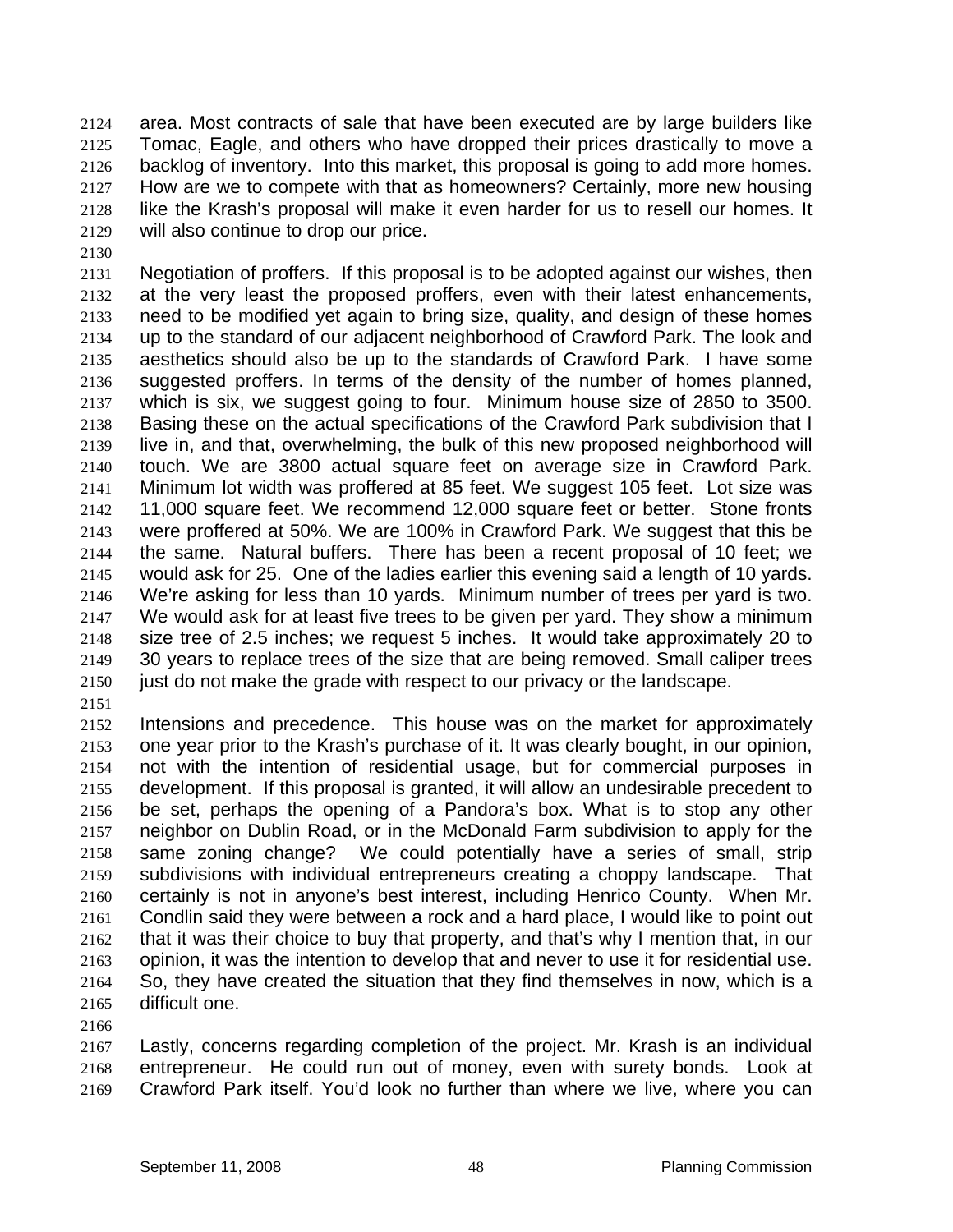area. Most contracts of sale that have been executed are by large builders like Tomac, Eagle, and others who have dropped their prices drastically to move a backlog of inventory. Into this market, this proposal is going to add more homes. How are we to compete with that as homeowners? Certainly, more new housing like the Krash's proposal will make it even harder for us to resell our homes. It will also continue to drop our price.

Negotiation of proffers. If this proposal is to be adopted against our wishes, then at the very least the proposed proffers, even with their latest enhancements, need to be modified yet again to bring size, quality, and design of these homes up to the standard of our adjacent neighborhood of Crawford Park. The look and aesthetics should also be up to the standards of Crawford Park. I have some suggested proffers. In terms of the density of the number of homes planned, which is six, we suggest going to four. Minimum house size of 2850 to 3500. Basing these on the actual specifications of the Crawford Park subdivision that I live in, and that, overwhelming, the bulk of this new proposed neighborhood will touch. We are 3800 actual square feet on average size in Crawford Park. Minimum lot width was proffered at 85 feet. We suggest 105 feet. Lot size was 11,000 square feet. We recommend 12,000 square feet or better. Stone fronts were proffered at 50%. We are 100% in Crawford Park. We suggest that this be the same. Natural buffers. There has been a recent proposal of 10 feet; we would ask for 25. One of the ladies earlier this evening said a length of 10 yards. We're asking for less than 10 yards. Minimum number of trees per yard is two. We would ask for at least five trees to be given per yard. They show a minimum size tree of 2.5 inches; we request 5 inches. It would take approximately 20 to 30 years to replace trees of the size that are being removed. Small caliper trees just do not make the grade with respect to our privacy or the landscape.

Intensions and precedence. This house was on the market for approximately one year prior to the Krash's purchase of it. It was clearly bought, in our opinion, not with the intention of residential usage, but for commercial purposes in development. If this proposal is granted, it will allow an undesirable precedent to be set, perhaps the opening of a Pandora's box. What is to stop any other neighbor on Dublin Road, or in the McDonald Farm subdivision to apply for the same zoning change? We could potentially have a series of small, strip subdivisions with individual entrepreneurs creating a choppy landscape. That certainly is not in anyone's best interest, including Henrico County. When Mr. Condlin said they were between a rock and a hard place, I would like to point out that it was their choice to buy that property, and that's why I mention that, in our opinion, it was the intention to develop that and never to use it for residential use. So, they have created the situation that they find themselves in now, which is a difficult one.

Lastly, concerns regarding completion of the project. Mr. Krash is an individual entrepreneur. He could run out of money, even with surety bonds. Look at Crawford Park itself. You'd look no further than where we live, where you can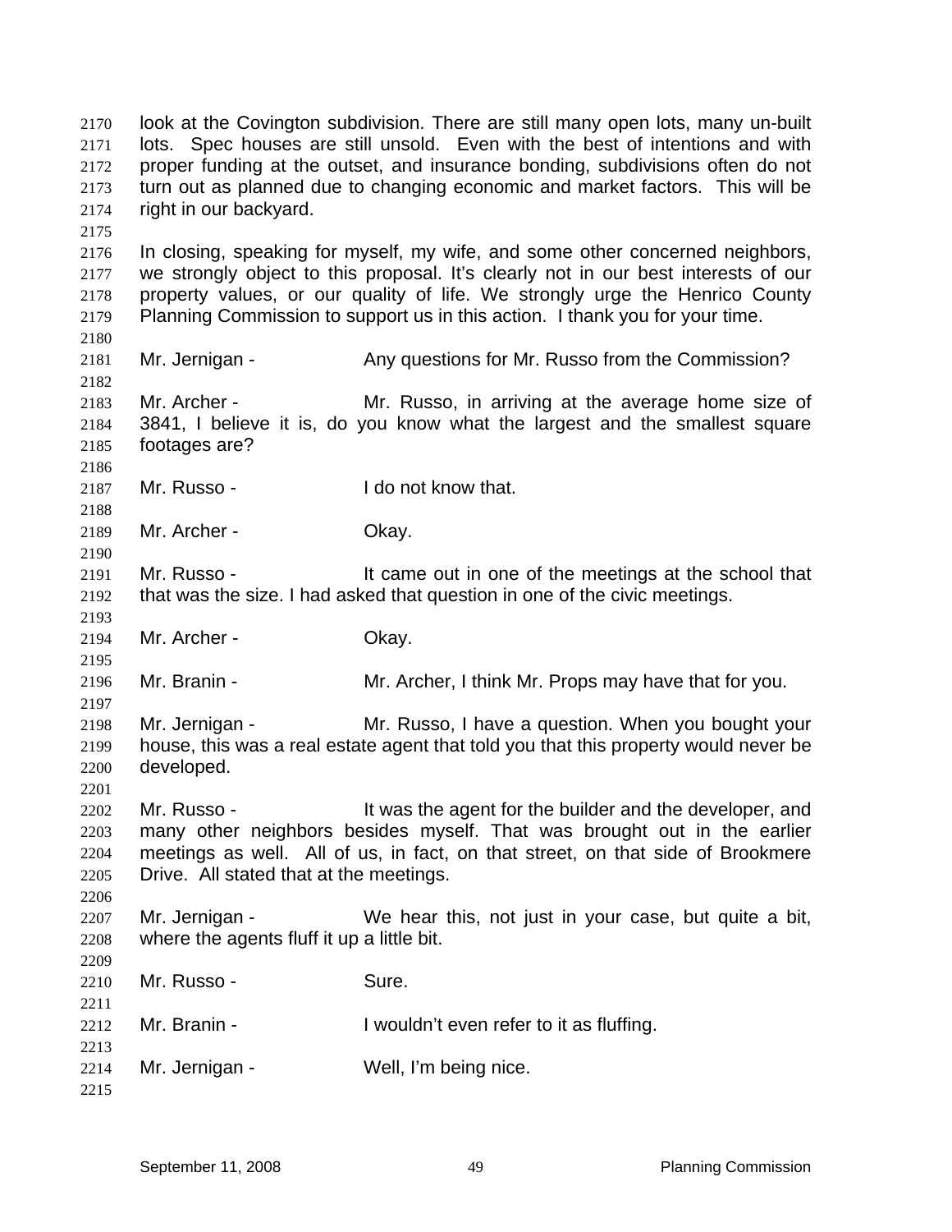look at the Covington subdivision. There are still many open lots, many un-built lots. Spec houses are still unsold. Even with the best of intentions and with proper funding at the outset, and insurance bonding, subdivisions often do not turn out as planned due to changing economic and market factors. This will be right in our backyard.

In closing, speaking for myself, my wife, and some other concerned neighbors, we strongly object to this proposal. It's clearly not in our best interests of our property values, or our quality of life. We strongly urge the Henrico County Planning Commission to support us in this action. I thank you for your time.

Mr. Jernigan - Any questions for Mr. Russo from the Commission?

Mr. Archer - Mr. Russo, in arriving at the average home size of 3841, I believe it is, do you know what the largest and the smallest square footages are?

Mr. Russo - I do not know that.

Mr. Archer - Okay.

Mr. Russo - It came out in one of the meetings at the school that that was the size. I had asked that question in one of the civic meetings.

Mr. Archer - Okay.

Mr. Branin - Mr. Archer, I think Mr. Props may have that for you.

Mr. Jernigan - Mr. Russo, I have a question. When you bought your house, this was a real estate agent that told you that this property would never be developed.

Mr. Russo - It was the agent for the builder and the developer, and many other neighbors besides myself. That was brought out in the earlier meetings as well. All of us, in fact, on that street, on that side of Brookmere Drive. All stated that at the meetings.

Mr. Jernigan - We hear this, not just in your case, but quite a bit, where the agents fluff it up a little bit.

Mr. Russo - Sure.

Mr. Branin - I wouldn't even refer to it as fluffing.

Mr. Jernigan - Well, I'm being nice.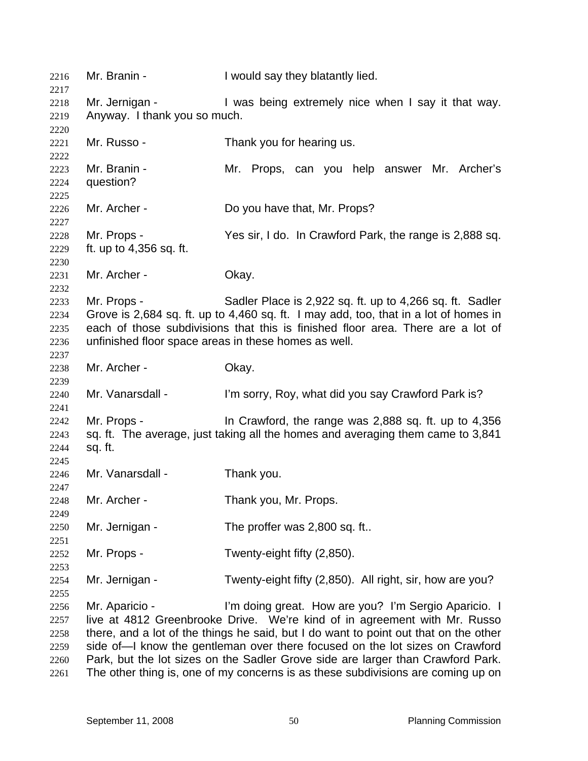Mr. Branin - I would say they blatantly lied.

Mr. Jernigan - I was being extremely nice when I say it that way. Anyway. I thank you so much.

Mr. Russo - Thank you for hearing us.

Mr. Branin - Mr. Props, can you help answer Mr. Archer's question?

Mr. Archer - Do you have that, Mr. Props?

Mr. Props - Yes sir, I do. In Crawford Park, the range is 2,888 sq. ft. up to 4,356 sq. ft.

Mr. Archer - Okay.

Mr. Props - Sadler Place is 2,922 sq. ft. up to 4,266 sq. ft. Sadler Grove is 2,684 sq. ft. up to 4,460 sq. ft. I may add, too, that in a lot of homes in each of those subdivisions that this is finished floor area. There are a lot of unfinished floor space areas in these homes as well.

Mr. Archer - Okay.

Mr. Vanarsdall - I'm sorry, Roy, what did you say Crawford Park is?

Mr. Props - In Crawford, the range was 2,888 sq. ft. up to 4,356 sq. ft. The average, just taking all the homes and averaging them came to 3,841 sq. ft.

Mr. Vanarsdall - Thank you.

Mr. Archer - Thank you, Mr. Props.

Mr. Jernigan - The proffer was 2,800 sq. ft..

Mr. Props - Twenty-eight fifty (2,850).

Mr. Jernigan - Twenty-eight fifty (2,850). All right, sir, how are you?

Mr. Aparicio - I'm doing great. How are you? I'm Sergio Aparicio. I live at 4812 Greenbrooke Drive. We're kind of in agreement with Mr. Russo there, and a lot of the things he said, but I do want to point out that on the other side of—I know the gentleman over there focused on the lot sizes on Crawford Park, but the lot sizes on the Sadler Grove side are larger than Crawford Park. The other thing is, one of my concerns is as these subdivisions are coming up on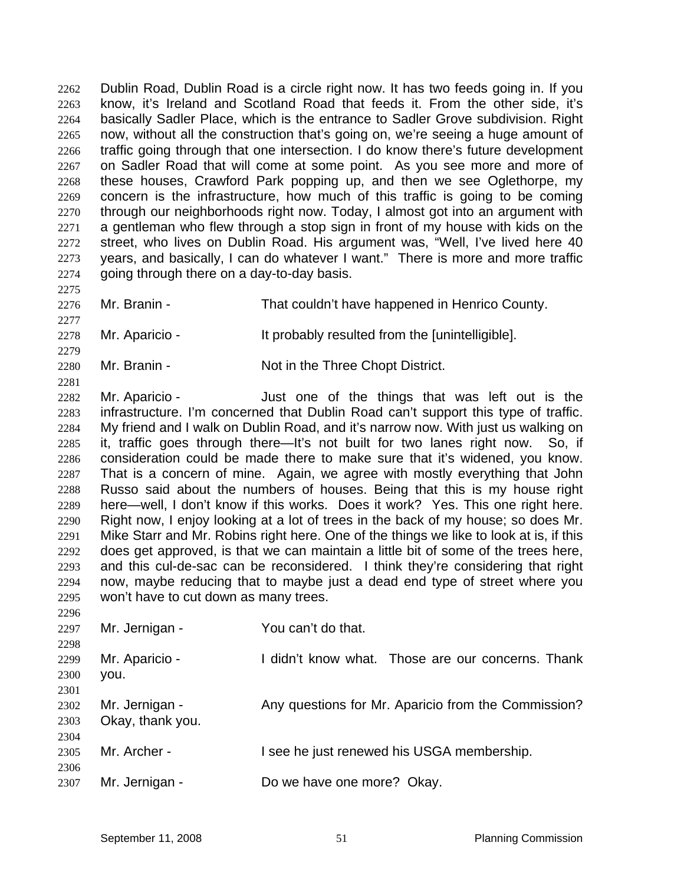Dublin Road, Dublin Road is a circle right now. It has two feeds going in. If you know, it's Ireland and Scotland Road that feeds it. From the other side, it's basically Sadler Place, which is the entrance to Sadler Grove subdivision. Right now, without all the construction that's going on, we're seeing a huge amount of traffic going through that one intersection. I do know there's future development on Sadler Road that will come at some point. As you see more and more of these houses, Crawford Park popping up, and then we see Oglethorpe, my concern is the infrastructure, how much of this traffic is going to be coming through our neighborhoods right now. Today, I almost got into an argument with a gentleman who flew through a stop sign in front of my house with kids on the street, who lives on Dublin Road. His argument was, "Well, I've lived here 40 years, and basically, I can do whatever I want." There is more and more traffic going through there on a day-to-day basis.

Mr. Branin - That couldn't have happened in Henrico County.

Mr. Aparicio - It probably resulted from the [unintelligible].

Mr. Branin - Not in the Three Chopt District.

Mr. Aparicio - Just one of the things that was left out is the infrastructure. I'm concerned that Dublin Road can't support this type of traffic. My friend and I walk on Dublin Road, and it's narrow now. With just us walking on it, traffic goes through there—It's not built for two lanes right now. So, if consideration could be made there to make sure that it's widened, you know. That is a concern of mine. Again, we agree with mostly everything that John Russo said about the numbers of houses. Being that this is my house right here—well, I don't know if this works. Does it work? Yes. This one right here. Right now, I enjoy looking at a lot of trees in the back of my house; so does Mr. Mike Starr and Mr. Robins right here. One of the things we like to look at is, if this does get approved, is that we can maintain a little bit of some of the trees here, and this cul-de-sac can be reconsidered. I think they're considering that right now, maybe reducing that to maybe just a dead end type of street where you won't have to cut down as many trees.

Mr. Jernigan - You can't do that.

Mr. Aparicio - I didn't know what. Those are our concerns. Thank you.

Mr. Jernigan - Any questions for Mr. Aparicio from the Commission? Okay, thank you.

Mr. Archer - I see he just renewed his USGA membership.

Mr. Jernigan - Do we have one more? Okay.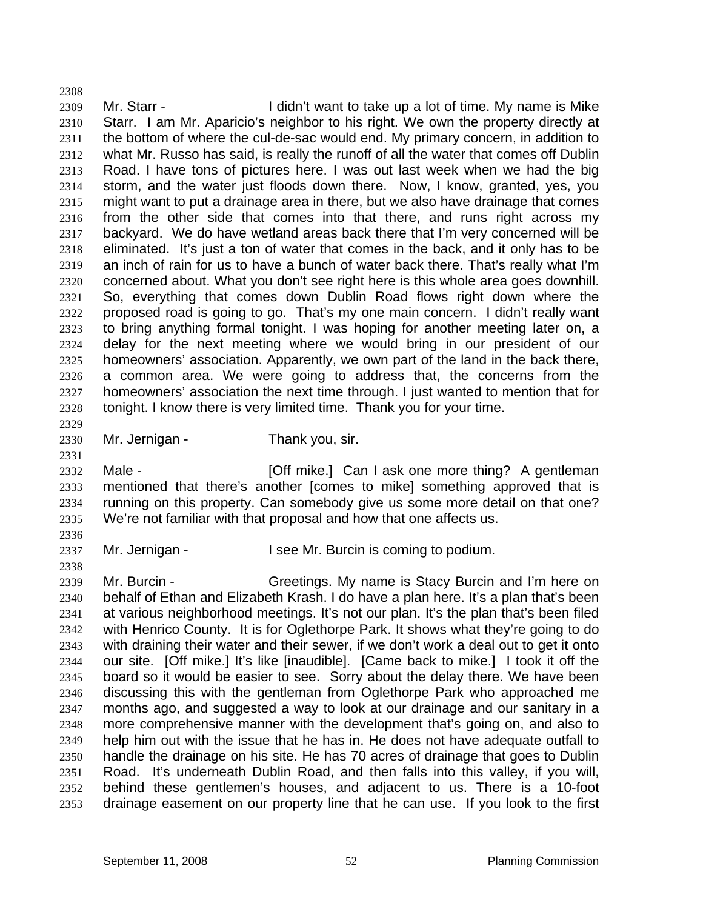Mr. Starr - I didn't want to take up a lot of time. My name is Mike Starr. I am Mr. Aparicio's neighbor to his right. We own the property directly at the bottom of where the cul-de-sac would end. My primary concern, in addition to what Mr. Russo has said, is really the runoff of all the water that comes off Dublin Road. I have tons of pictures here. I was out last week when we had the big storm, and the water just floods down there. Now, I know, granted, yes, you might want to put a drainage area in there, but we also have drainage that comes from the other side that comes into that there, and runs right across my backyard. We do have wetland areas back there that I'm very concerned will be eliminated. It's just a ton of water that comes in the back, and it only has to be an inch of rain for us to have a bunch of water back there. That's really what I'm concerned about. What you don't see right here is this whole area goes downhill. So, everything that comes down Dublin Road flows right down where the proposed road is going to go. That's my one main concern. I didn't really want to bring anything formal tonight. I was hoping for another meeting later on, a delay for the next meeting where we would bring in our president of our homeowners' association. Apparently, we own part of the land in the back there, a common area. We were going to address that, the concerns from the homeowners' association the next time through. I just wanted to mention that for tonight. I know there is very limited time. Thank you for your time.

Mr. Jernigan - Thank you, sir.

Male - [Off mike.] Can I ask one more thing? A gentleman mentioned that there's another [comes to mike] something approved that is running on this property. Can somebody give us some more detail on that one? We're not familiar with that proposal and how that one affects us.

Mr. Jernigan - I see Mr. Burcin is coming to podium.

Mr. Burcin - Greetings. My name is Stacy Burcin and I'm here on behalf of Ethan and Elizabeth Krash. I do have a plan here. It's a plan that's been at various neighborhood meetings. It's not our plan. It's the plan that's been filed with Henrico County. It is for Oglethorpe Park. It shows what they're going to do with draining their water and their sewer, if we don't work a deal out to get it onto our site. [Off mike.] It's like [inaudible]. [Came back to mike.] I took it off the board so it would be easier to see. Sorry about the delay there. We have been discussing this with the gentleman from Oglethorpe Park who approached me months ago, and suggested a way to look at our drainage and our sanitary in a more comprehensive manner with the development that's going on, and also to help him out with the issue that he has in. He does not have adequate outfall to handle the drainage on his site. He has 70 acres of drainage that goes to Dublin Road. It's underneath Dublin Road, and then falls into this valley, if you will, behind these gentlemen's houses, and adjacent to us. There is a 10-foot drainage easement on our property line that he can use. If you look to the first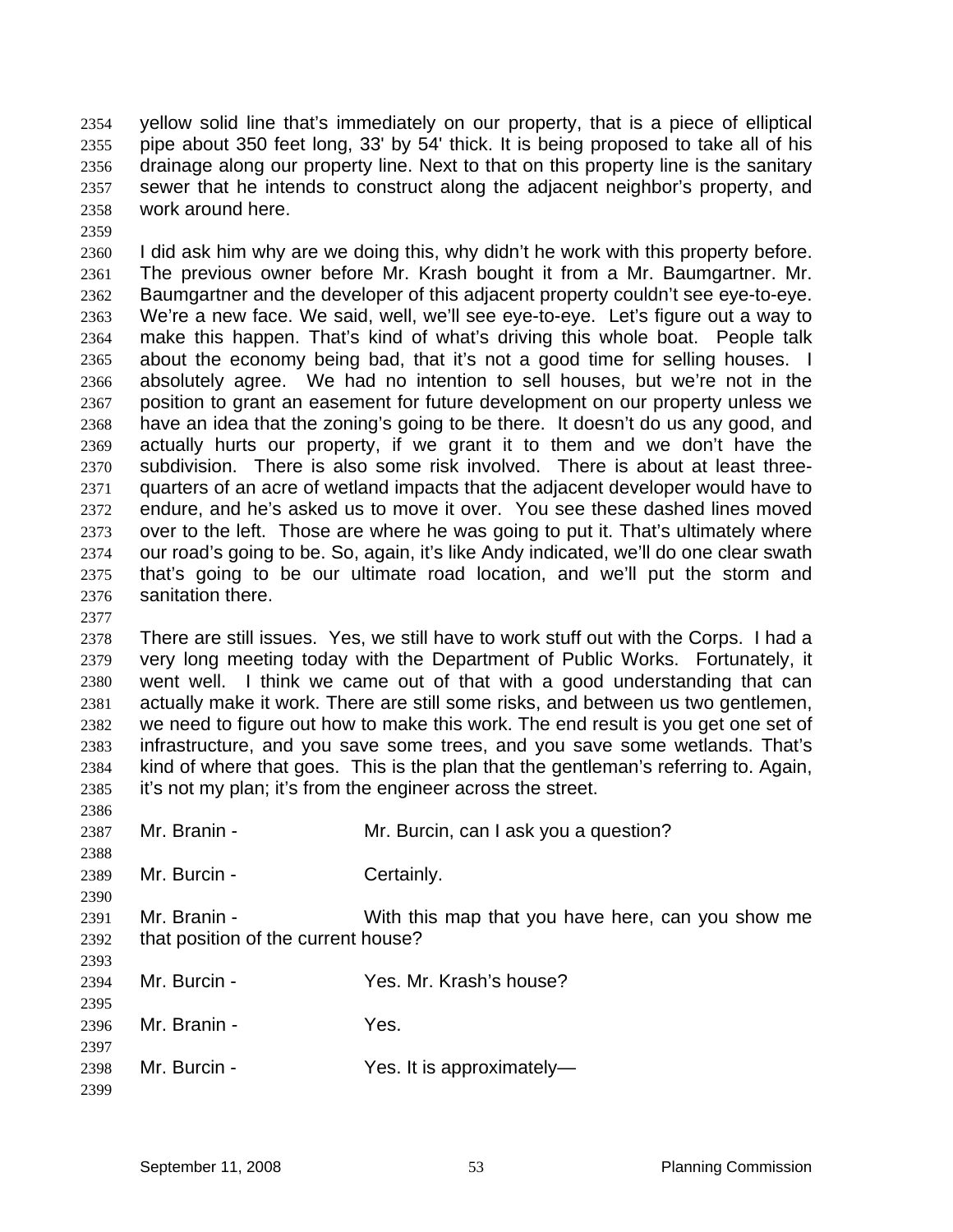yellow solid line that's immediately on our property, that is a piece of elliptical pipe about 350 feet long, 33' by 54' thick. It is being proposed to take all of his drainage along our property line. Next to that on this property line is the sanitary sewer that he intends to construct along the adjacent neighbor's property, and work around here.

I did ask him why are we doing this, why didn't he work with this property before. The previous owner before Mr. Krash bought it from a Mr. Baumgartner. Mr. Baumgartner and the developer of this adjacent property couldn't see eye-to-eye. We're a new face. We said, well, we'll see eye-to-eye. Let's figure out a way to make this happen. That's kind of what's driving this whole boat. People talk about the economy being bad, that it's not a good time for selling houses. I absolutely agree. We had no intention to sell houses, but we're not in the position to grant an easement for future development on our property unless we have an idea that the zoning's going to be there. It doesn't do us any good, and actually hurts our property, if we grant it to them and we don't have the subdivision. There is also some risk involved. There is about at least three-quarters of an acre of wetland impacts that the adjacent developer would have to endure, and he's asked us to move it over. You see these dashed lines moved over to the left. Those are where he was going to put it. That's ultimately where our road's going to be. So, again, it's like Andy indicated, we'll do one clear swath that's going to be our ultimate road location, and we'll put the storm and sanitation there.

There are still issues. Yes, we still have to work stuff out with the Corps. I had a very long meeting today with the Department of Public Works. Fortunately, it went well. I think we came out of that with a good understanding that can actually make it work. There are still some risks, and between us two gentlemen, we need to figure out how to make this work. The end result is you get one set of infrastructure, and you save some trees, and you save some wetlands. That's kind of where that goes. This is the plan that the gentleman's referring to. Again, it's not my plan; it's from the engineer across the street.

Mr. Branin - Mr. Burcin, can I ask you a question?

Mr. Burcin - Certainly.

Mr. Branin - With this map that you have here, can you show me that position of the current house?

Mr. Burcin - Yes. Mr. Krash's house?

Mr. Branin - Yes.

Mr. Burcin - Yes. It is approximately—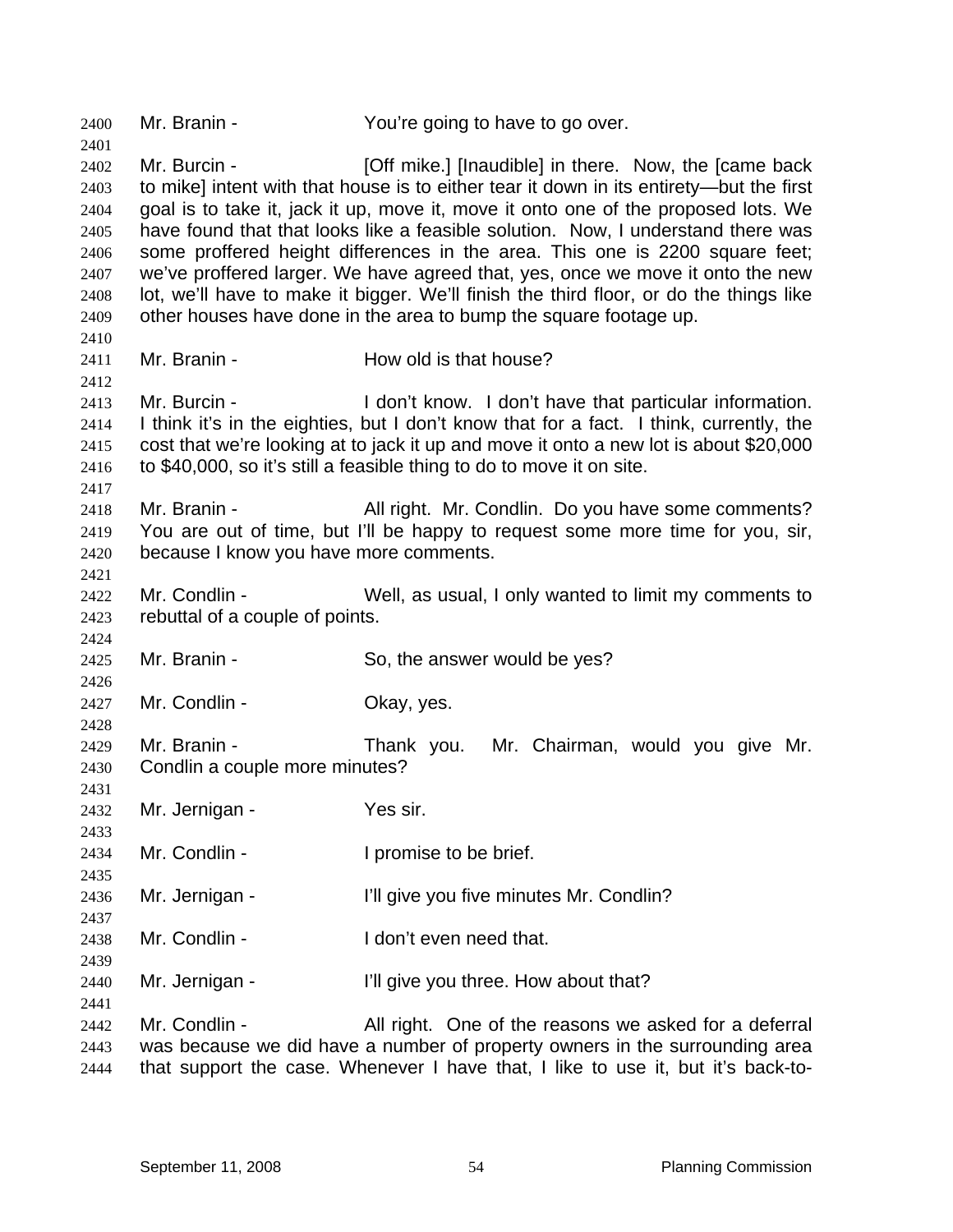Mr. Branin - You're going to have to go over.

Mr. Burcin - [Off mike.] [Inaudible] in there. Now, the [came back to mike] intent with that house is to either tear it down in its entirety—but the first goal is to take it, jack it up, move it, move it onto one of the proposed lots. We have found that that looks like a feasible solution. Now, I understand there was some proffered height differences in the area. This one is 2200 square feet; we've proffered larger. We have agreed that, yes, once we move it onto the new lot, we'll have to make it bigger. We'll finish the third floor, or do the things like other houses have done in the area to bump the square footage up.

Mr. Branin - How old is that house?

Mr. Burcin - I don't know. I don't have that particular information. I think it's in the eighties, but I don't know that for a fact. I think, currently, the cost that we're looking at to jack it up and move it onto a new lot is about $20,000 to $40,000, so it's still a feasible thing to do to move it on site.

Mr. Branin - All right. Mr. Condlin. Do you have some comments? You are out of time, but I'll be happy to request some more time for you, sir, because I know you have more comments.

Mr. Condlin - Well, as usual, I only wanted to limit my comments to rebuttal of a couple of points.

Mr. Branin - So, the answer would be yes?

Mr. Condlin - Okay, yes.

Mr. Branin - Thank you. Mr. Chairman, would you give Mr. Condlin a couple more minutes?

Mr. Jernigan - Yes sir.

Mr. Condlin - I promise to be brief.

Mr. Jernigan - I'll give you five minutes Mr. Condlin?

Mr. Condlin - I don't even need that.

Mr. Jernigan - I'll give you three. How about that?

Mr. Condlin - All right. One of the reasons we asked for a deferral was because we did have a number of property owners in the surrounding area that support the case. Whenever I have that, I like to use it, but it's back-to-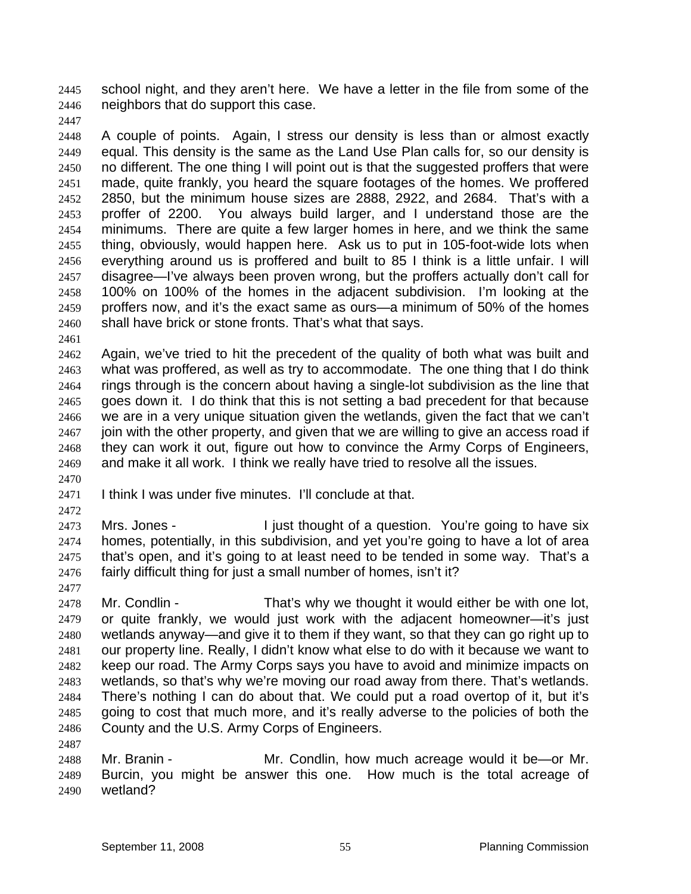school night, and they aren't here. We have a letter in the file from some of the neighbors that do support this case.

A couple of points. Again, I stress our density is less than or almost exactly equal. This density is the same as the Land Use Plan calls for, so our density is no different. The one thing I will point out is that the suggested proffers that were made, quite frankly, you heard the square footages of the homes. We proffered 2850, but the minimum house sizes are 2888, 2922, and 2684. That's with a proffer of 2200. You always build larger, and I understand those are the minimums. There are quite a few larger homes in here, and we think the same thing, obviously, would happen here. Ask us to put in 105-foot-wide lots when everything around us is proffered and built to 85 I think is a little unfair. I will disagree—I've always been proven wrong, but the proffers actually don't call for 100% on 100% of the homes in the adjacent subdivision. I'm looking at the proffers now, and it's the exact same as ours—a minimum of 50% of the homes shall have brick or stone fronts. That's what that says.

Again, we've tried to hit the precedent of the quality of both what was built and what was proffered, as well as try to accommodate. The one thing that I do think rings through is the concern about having a single-lot subdivision as the line that goes down it. I do think that this is not setting a bad precedent for that because we are in a very unique situation given the wetlands, given the fact that we can't join with the other property, and given that we are willing to give an access road if they can work it out, figure out how to convince the Army Corps of Engineers, and make it all work. I think we really have tried to resolve all the issues.

I think I was under five minutes. I'll conclude at that.

Mrs. Jones - I just thought of a question. You're going to have six homes, potentially, in this subdivision, and yet you're going to have a lot of area that's open, and it's going to at least need to be tended in some way. That's a fairly difficult thing for just a small number of homes, isn't it?

Mr. Condlin - That's why we thought it would either be with one lot, or quite frankly, we would just work with the adjacent homeowner—it's just wetlands anyway—and give it to them if they want, so that they can go right up to our property line. Really, I didn't know what else to do with it because we want to keep our road. The Army Corps says you have to avoid and minimize impacts on wetlands, so that's why we're moving our road away from there. That's wetlands. There's nothing I can do about that. We could put a road overtop of it, but it's going to cost that much more, and it's really adverse to the policies of both the County and the U.S. Army Corps of Engineers.

Mr. Branin - Mr. Condlin, how much acreage would it be—or Mr. Burcin, you might be answer this one. How much is the total acreage of wetland?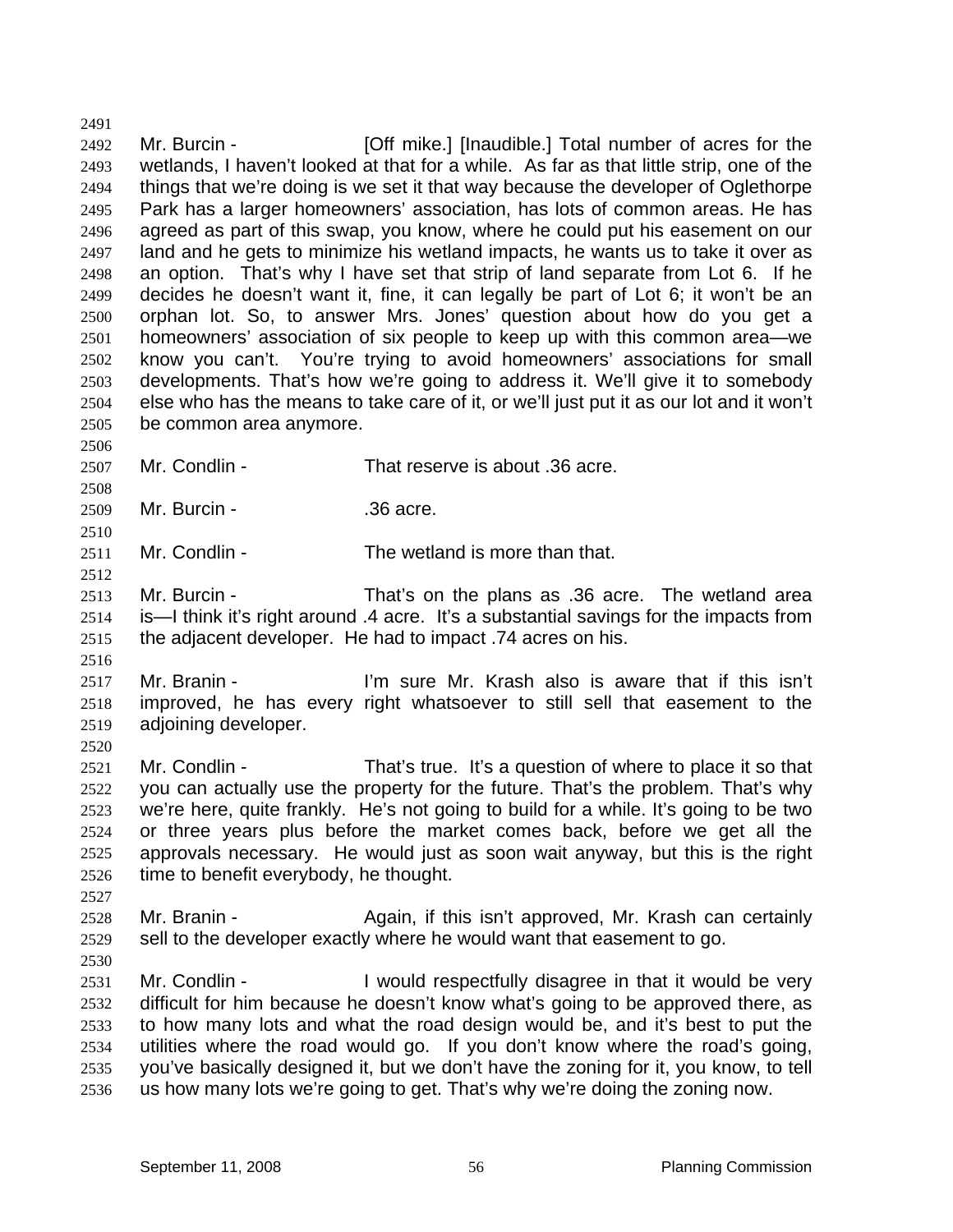Mr. Burcin - [Off mike.] [Inaudible.] Total number of acres for the wetlands, I haven't looked at that for a while. As far as that little strip, one of the things that we're doing is we set it that way because the developer of Oglethorpe Park has a larger homeowners' association, has lots of common areas. He has agreed as part of this swap, you know, where he could put his easement on our land and he gets to minimize his wetland impacts, he wants us to take it over as an option. That's why I have set that strip of land separate from Lot 6. If he decides he doesn't want it, fine, it can legally be part of Lot 6; it won't be an orphan lot. So, to answer Mrs. Jones' question about how do you get a homeowners' association of six people to keep up with this common area—we know you can't. You're trying to avoid homeowners' associations for small developments. That's how we're going to address it. We'll give it to somebody else who has the means to take care of it, or we'll just put it as our lot and it won't be common area anymore.

Mr. Condlin - That reserve is about .36 acre.

Mr. Burcin - .36 acre.

Mr. Condlin - The wetland is more than that.

Mr. Burcin - That's on the plans as .36 acre. The wetland area is—I think it's right around .4 acre. It's a substantial savings for the impacts from the adjacent developer. He had to impact .74 acres on his.

Mr. Branin - I'm sure Mr. Krash also is aware that if this isn't improved, he has every right whatsoever to still sell that easement to the adjoining developer.

Mr. Condlin - That's true. It's a question of where to place it so that you can actually use the property for the future. That's the problem. That's why we're here, quite frankly. He's not going to build for a while. It's going to be two or three years plus before the market comes back, before we get all the approvals necessary. He would just as soon wait anyway, but this is the right time to benefit everybody, he thought.

Mr. Branin - Again, if this isn't approved, Mr. Krash can certainly sell to the developer exactly where he would want that easement to go.

Mr. Condlin - I would respectfully disagree in that it would be very difficult for him because he doesn't know what's going to be approved there, as to how many lots and what the road design would be, and it's best to put the utilities where the road would go. If you don't know where the road's going, you've basically designed it, but we don't have the zoning for it, you know, to tell us how many lots we're going to get. That's why we're doing the zoning now.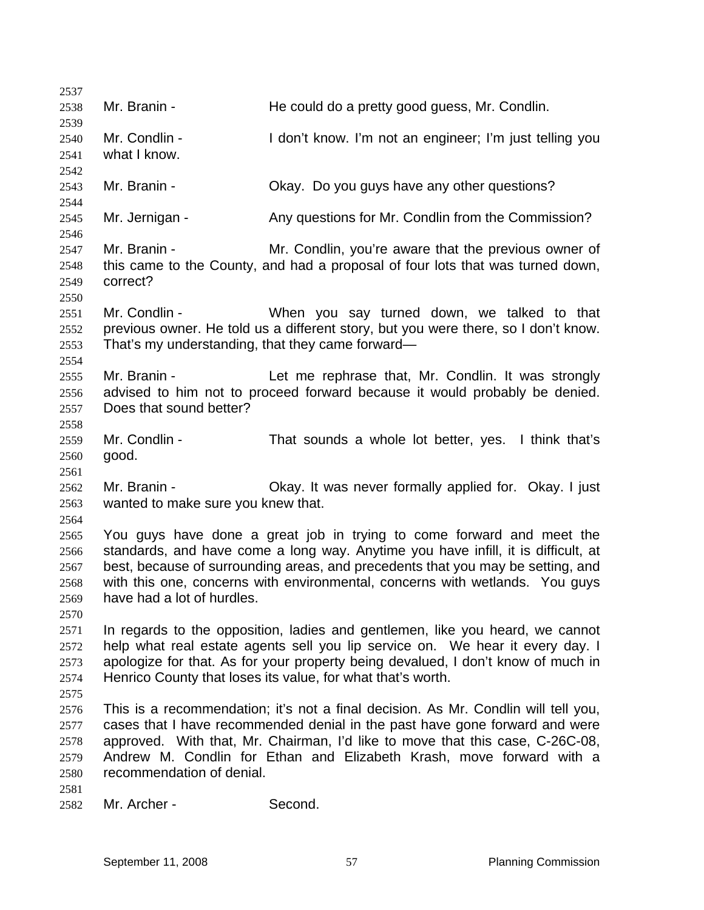Mr. Branin - He could do a pretty good guess, Mr. Condlin.

Mr. Condlin - I don't know. I'm not an engineer; I'm just telling you what I know.

Mr. Branin - Okay. Do you guys have any other questions?

Mr. Jernigan - Any questions for Mr. Condlin from the Commission?

Mr. Branin - Mr. Condlin, you're aware that the previous owner of this came to the County, and had a proposal of four lots that was turned down, correct?

Mr. Condlin - When you say turned down, we talked to that previous owner. He told us a different story, but you were there, so I don't know. That's my understanding, that they came forward—

Mr. Branin - Let me rephrase that, Mr. Condlin. It was strongly advised to him not to proceed forward because it would probably be denied. Does that sound better?

Mr. Condlin - That sounds a whole lot better, yes. I think that's good.

Mr. Branin - Okay. It was never formally applied for. Okay. I just wanted to make sure you knew that.

You guys have done a great job in trying to come forward and meet the standards, and have come a long way. Anytime you have infill, it is difficult, at best, because of surrounding areas, and precedents that you may be setting, and with this one, concerns with environmental, concerns with wetlands. You guys have had a lot of hurdles.

In regards to the opposition, ladies and gentlemen, like you heard, we cannot help what real estate agents sell you lip service on. We hear it every day. I apologize for that. As for your property being devalued, I don't know of much in Henrico County that loses its value, for what that's worth.

This is a recommendation; it's not a final decision. As Mr. Condlin will tell you, cases that I have recommended denial in the past have gone forward and were approved. With that, Mr. Chairman, I'd like to move that this case, C-26C-08, Andrew M. Condlin for Ethan and Elizabeth Krash, move forward with a recommendation of denial.

Mr. Archer - Second.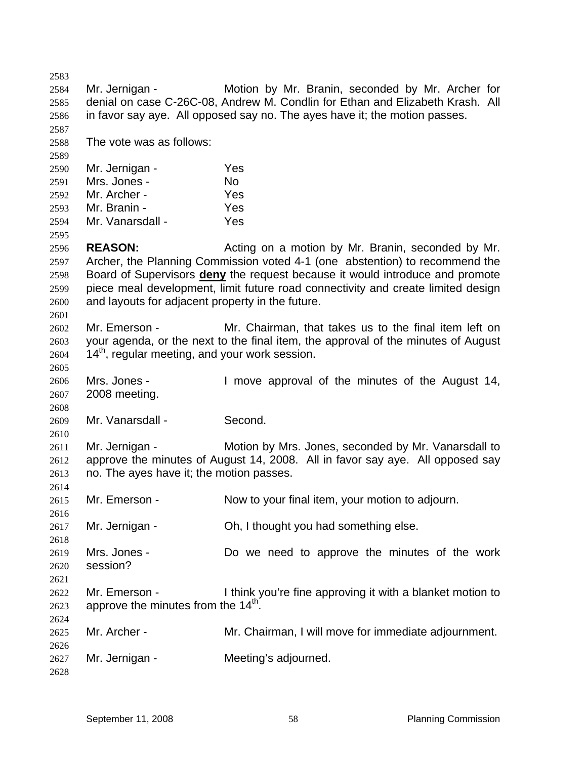Mr. Jernigan - Motion by Mr. Branin, seconded by Mr. Archer for denial on case C-26C-08, Andrew M. Condlin for Ethan and Elizabeth Krash. All in favor say aye. All opposed say no. The ayes have it; the motion passes.

The vote was as follows:

Mr. Jernigan - Yes
Mrs. Jones - No
Mr. Archer - Yes
Mr. Branin - Yes
Mr. Vanarsdall - Yes

**REASON:** Acting on a motion by Mr. Branin, seconded by Mr. Archer, the Planning Commission voted 4-1 (one abstention) to recommend the Board of Supervisors **deny** the request because it would introduce and promote piece meal development, limit future road connectivity and create limited design and layouts for adjacent property in the future.

Mr. Emerson - Mr. Chairman, that takes us to the final item left on your agenda, or the next to the final item, the approval of the minutes of August 14th, regular meeting, and your work session.

Mrs. Jones - I move approval of the minutes of the August 14, 2008 meeting.

Mr. Vanarsdall - Second.

Mr. Jernigan - Motion by Mrs. Jones, seconded by Mr. Vanarsdall to approve the minutes of August 14, 2008. All in favor say aye. All opposed say no. The ayes have it; the motion passes.

Mr. Emerson - Now to your final item, your motion to adjourn.

Mr. Jernigan - Oh, I thought you had something else.

Mrs. Jones - Do we need to approve the minutes of the work session?

Mr. Emerson - I think you're fine approving it with a blanket motion to approve the minutes from the 14th.

Mr. Archer - Mr. Chairman, I will move for immediate adjournment.

Mr. Jernigan - Meeting's adjourned.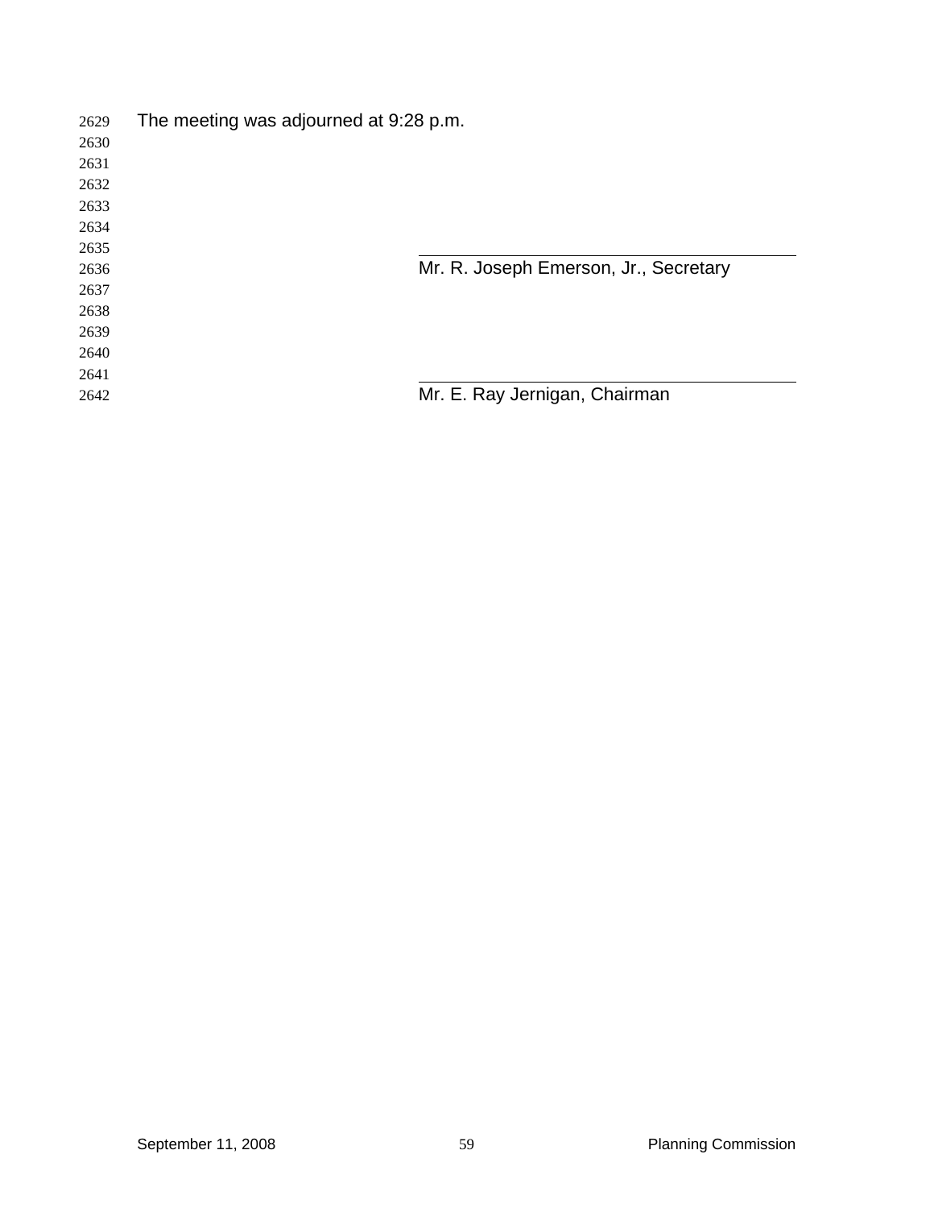The meeting was adjourned at 9:28 p.m.

\_\_\_\_\_\_\_\_\_\_\_\_\_\_\_\_\_\_\_\_\_\_\_\_\_\_\_\_\_\_\_\_\_\_\_\_\_\_

Mr. R. Joseph Emerson, Jr., Secretary

\_\_\_\_\_\_\_\_\_\_\_\_\_\_\_\_\_\_\_\_\_\_\_\_\_\_\_\_\_\_\_\_\_\_\_\_\_\_

Mr. E. Ray Jernigan, Chairman